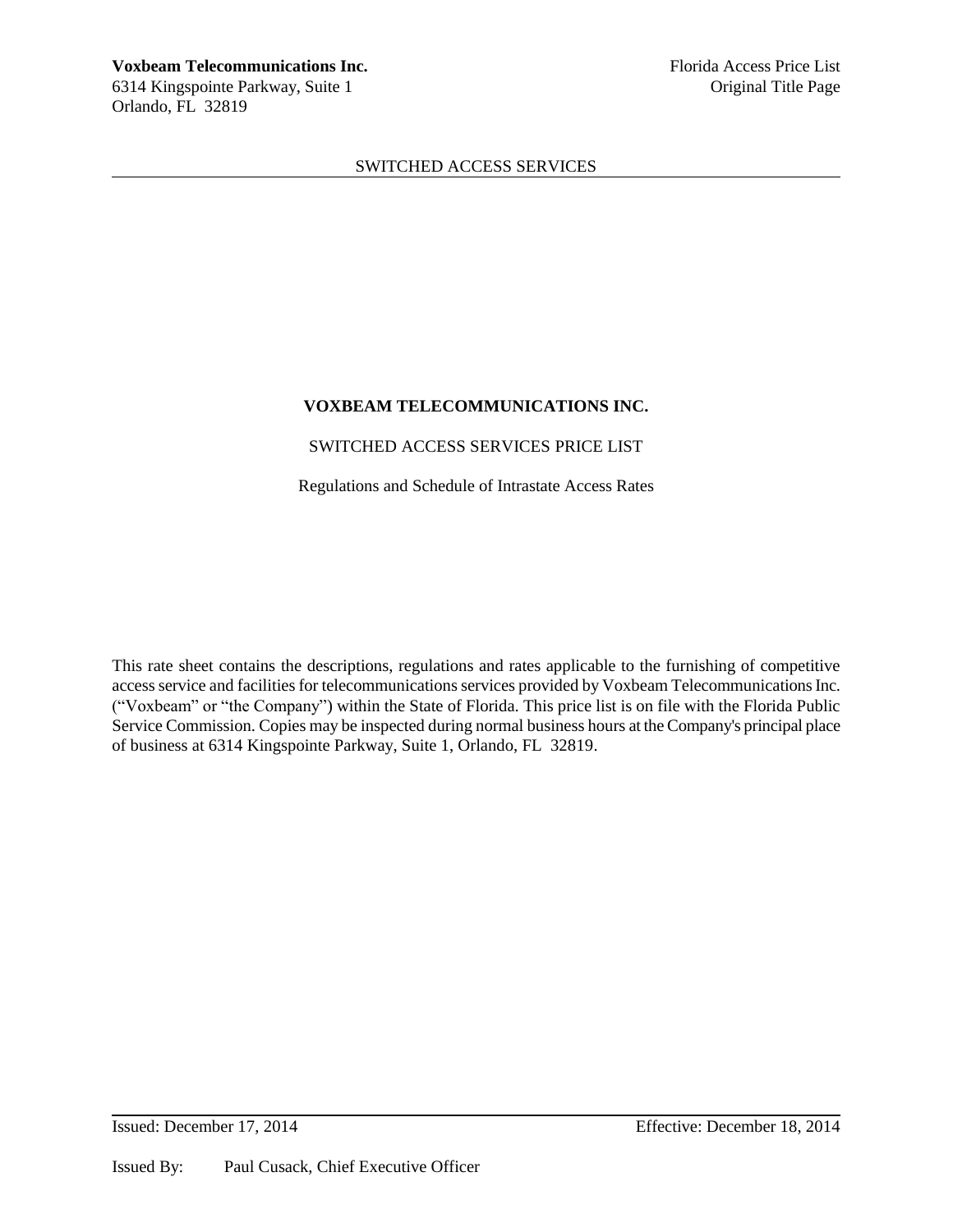# VOXBEAM TELECOMMUNICATIONS INC.

SWITCHED ACCESS SERVICES PRICE LIST

Regulations and Schedule of Intrastate Access Rates

This rate sheet contains the descriptions, regulations and rates applicable to the furnishing of competitive access service and facilities for telecommunications services provided by Voxbeam Telecommunications Inc. ("Voxbeam" or "the Company") within the State of Florida. This price list is on file with the Florida Public Service Commission. Copies may be inspected during normal business hours at the Company's principal place of business at 6314 Kingspointe Parkway, Suite 1, Orlando, FL 32819.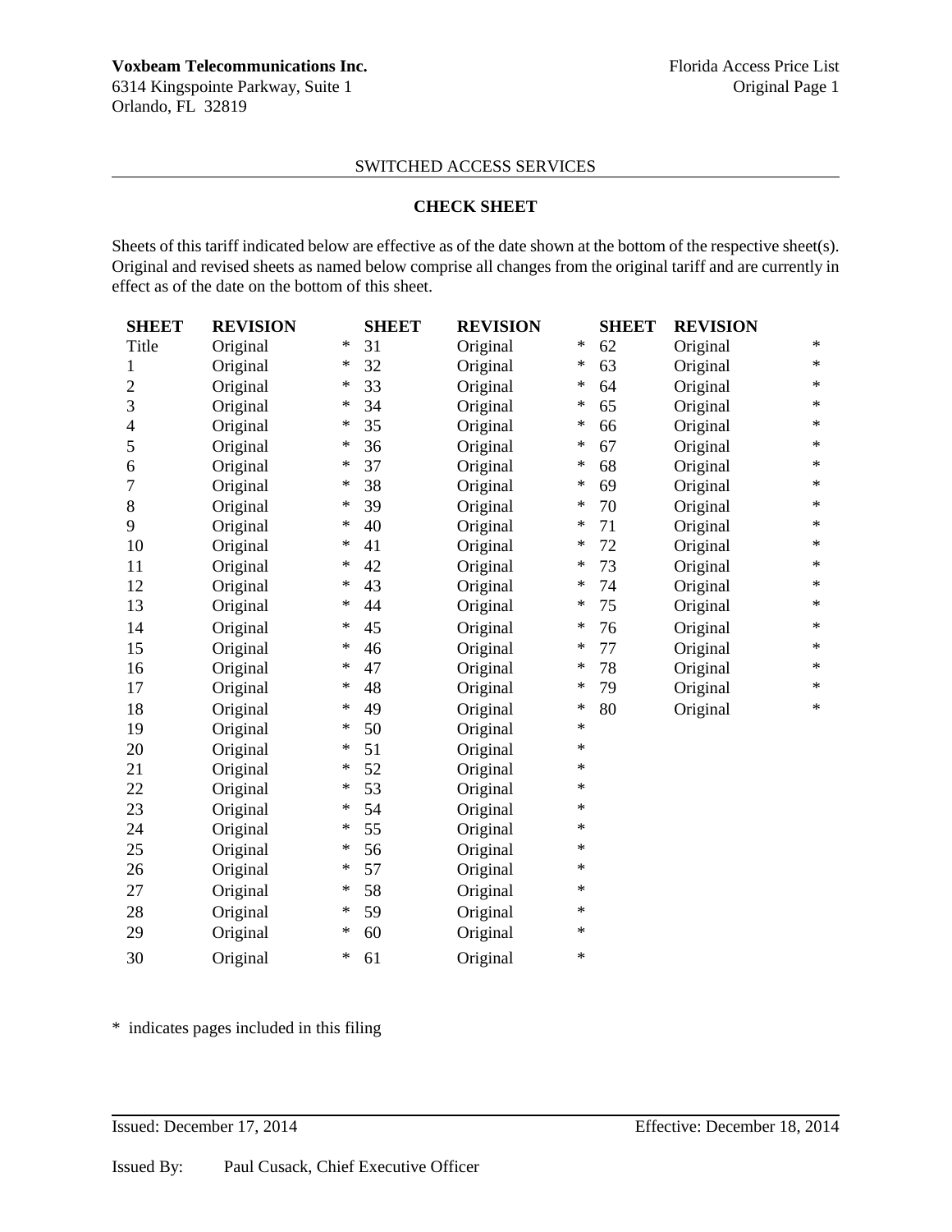Voxbeam Telecommunications Inc.
6314 Kingspointe Parkway, Suite 1
Orlando, FL 32819

Florida Access Price List
Original Page 1

SWITCHED ACCESS SERVICES

## CHECK SHEET

Sheets of this tariff indicated below are effective as of the date shown at the bottom of the respective sheet(s). Original and revised sheets as named below comprise all changes from the original tariff and are currently in effect as of the date on the bottom of this sheet.

| SHEET | REVISION | | SHEET | REVISION | | SHEET | REVISION | |
|---|---|---|---|---|---|---|---|---|
| Title | Original | * | 31 | Original | * | 62 | Original | * |
| 1 | Original | * | 32 | Original | * | 63 | Original | * |
| 2 | Original | * | 33 | Original | * | 64 | Original | * |
| 3 | Original | * | 34 | Original | * | 65 | Original | * |
| 4 | Original | * | 35 | Original | * | 66 | Original | * |
| 5 | Original | * | 36 | Original | * | 67 | Original | * |
| 6 | Original | * | 37 | Original | * | 68 | Original | * |
| 7 | Original | * | 38 | Original | * | 69 | Original | * |
| 8 | Original | * | 39 | Original | * | 70 | Original | * |
| 9 | Original | * | 40 | Original | * | 71 | Original | * |
| 10 | Original | * | 41 | Original | * | 72 | Original | * |
| 11 | Original | * | 42 | Original | * | 73 | Original | * |
| 12 | Original | * | 43 | Original | * | 74 | Original | * |
| 13 | Original | * | 44 | Original | * | 75 | Original | * |
| 14 | Original | * | 45 | Original | * | 76 | Original | * |
| 15 | Original | * | 46 | Original | * | 77 | Original | * |
| 16 | Original | * | 47 | Original | * | 78 | Original | * |
| 17 | Original | * | 48 | Original | * | 79 | Original | * |
| 18 | Original | * | 49 | Original | * | 80 | Original | * |
| 19 | Original | * | 50 | Original | * | | | |
| 20 | Original | * | 51 | Original | * | | | |
| 21 | Original | * | 52 | Original | * | | | |
| 22 | Original | * | 53 | Original | * | | | |
| 23 | Original | * | 54 | Original | * | | | |
| 24 | Original | * | 55 | Original | * | | | |
| 25 | Original | * | 56 | Original | * | | | |
| 26 | Original | * | 57 | Original | * | | | |
| 27 | Original | * | 58 | Original | * | | | |
| 28 | Original | * | 59 | Original | * | | | |
| 29 | Original | * | 60 | Original | * | | | |
| 30 | Original | * | 61 | Original | * | | | |

* indicates pages included in this filing

Issued: December 17, 2014

Effective: December 18, 2014

Issued By: Paul Cusack, Chief Executive Officer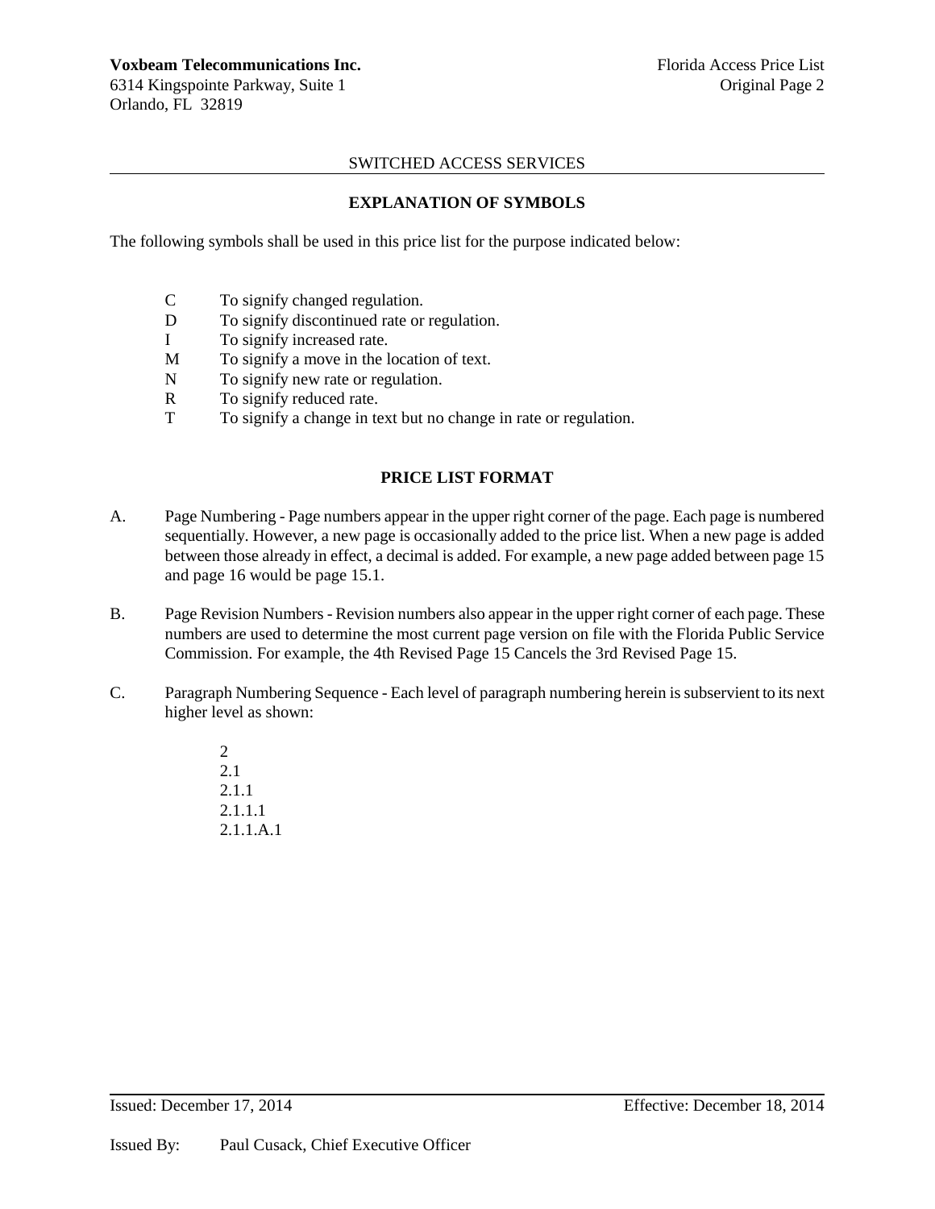## SWITCHED ACCESS SERVICES

### EXPLANATION OF SYMBOLS

The following symbols shall be used in this price list for the purpose indicated below:

- C To signify changed regulation.
- D To signify discontinued rate or regulation.
- I To signify increased rate.
- M To signify a move in the location of text.
- N To signify new rate or regulation.
- R To signify reduced rate.
- T To signify a change in text but no change in rate or regulation.

### PRICE LIST FORMAT

A. Page Numbering - Page numbers appear in the upper right corner of the page. Each page is numbered sequentially. However, a new page is occasionally added to the price list. When a new page is added between those already in effect, a decimal is added. For example, a new page added between page 15 and page 16 would be page 15.1.

B. Page Revision Numbers - Revision numbers also appear in the upper right corner of each page. These numbers are used to determine the most current page version on file with the Florida Public Service Commission. For example, the 4th Revised Page 15 Cancels the 3rd Revised Page 15.

C. Paragraph Numbering Sequence - Each level of paragraph numbering herein is subservient to its next higher level as shown:

    2
    2.1
    2.1.1
    2.1.1.1
    2.1.1.A.1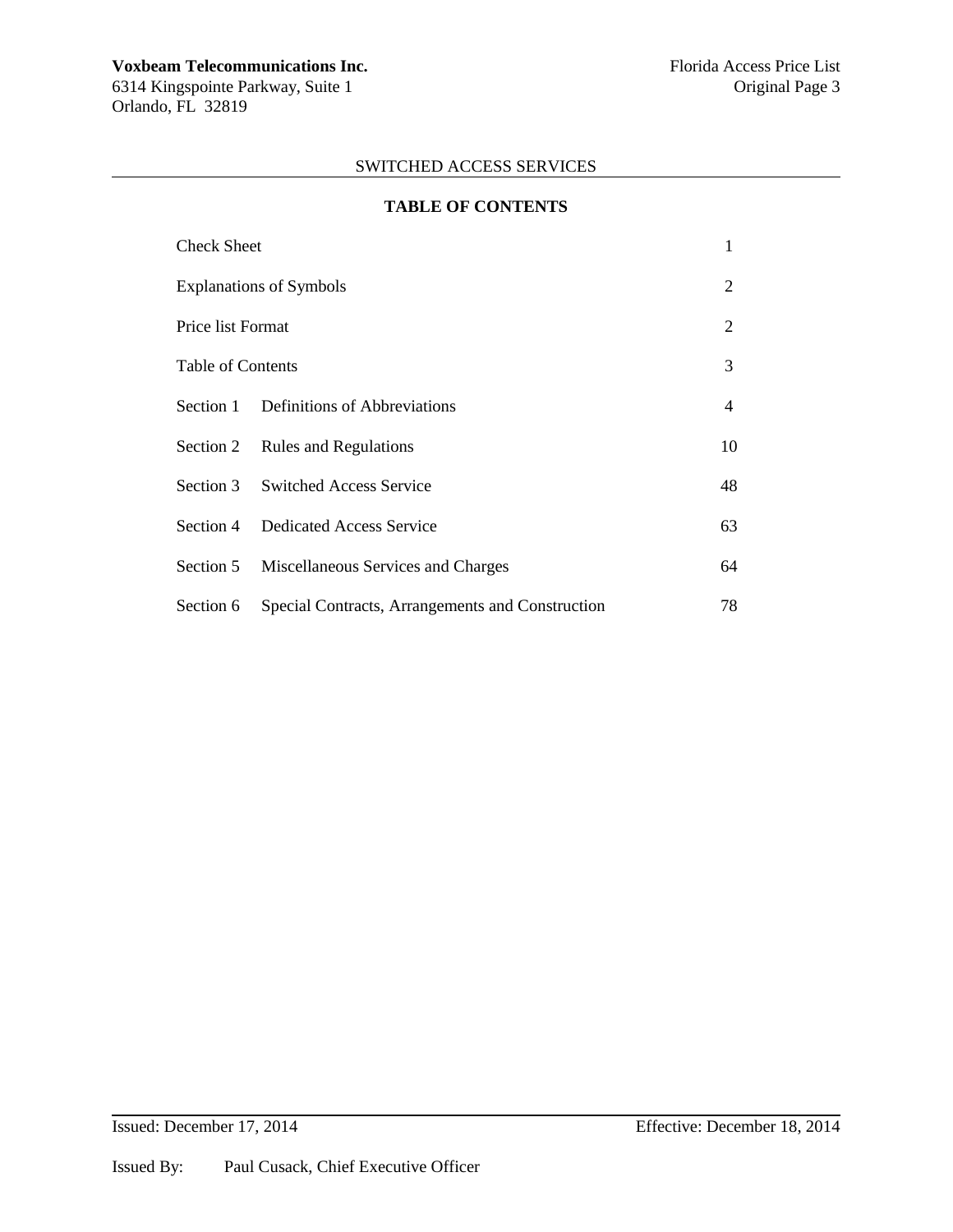SWITCHED ACCESS SERVICES

## TABLE OF CONTENTS

| | | |
|---|---|---|
| Check Sheet | | 1 |
| Explanations of Symbols | | 2 |
| Price list Format | | 2 |
| Table of Contents | | 3 |
| Section 1 | Definitions of Abbreviations | 4 |
| Section 2 | Rules and Regulations | 10 |
| Section 3 | Switched Access Service | 48 |
| Section 4 | Dedicated Access Service | 63 |
| Section 5 | Miscellaneous Services and Charges | 64 |
| Section 6 | Special Contracts, Arrangements and Construction | 78 |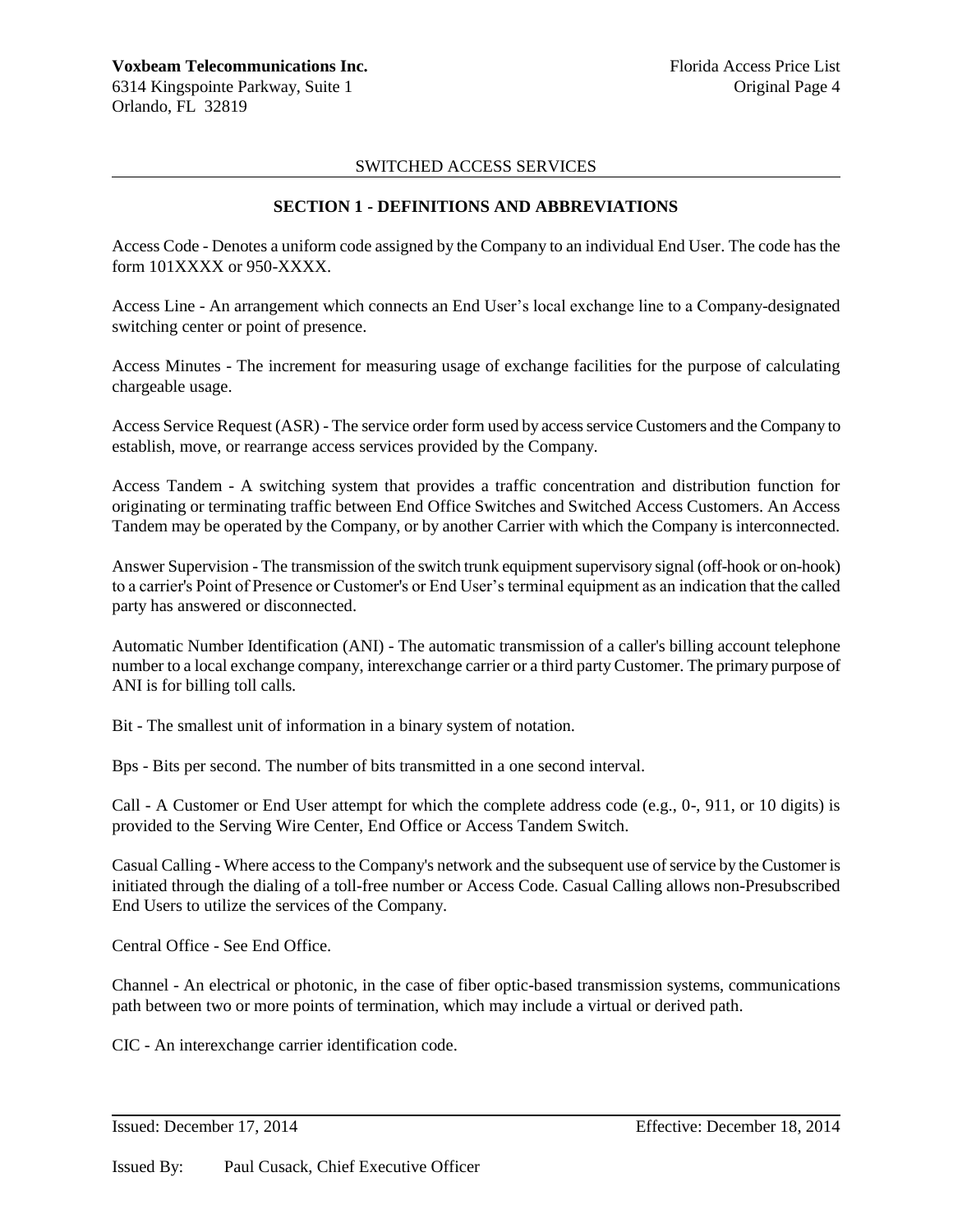SWITCHED ACCESS SERVICES

## SECTION 1 - DEFINITIONS AND ABBREVIATIONS

Access Code - Denotes a uniform code assigned by the Company to an individual End User. The code has the form 101XXXX or 950-XXXX.

Access Line - An arrangement which connects an End User's local exchange line to a Company-designated switching center or point of presence.

Access Minutes - The increment for measuring usage of exchange facilities for the purpose of calculating chargeable usage.

Access Service Request (ASR) - The service order form used by access service Customers and the Company to establish, move, or rearrange access services provided by the Company.

Access Tandem - A switching system that provides a traffic concentration and distribution function for originating or terminating traffic between End Office Switches and Switched Access Customers. An Access Tandem may be operated by the Company, or by another Carrier with which the Company is interconnected.

Answer Supervision - The transmission of the switch trunk equipment supervisory signal (off-hook or on-hook) to a carrier's Point of Presence or Customer's or End User's terminal equipment as an indication that the called party has answered or disconnected.

Automatic Number Identification (ANI) - The automatic transmission of a caller's billing account telephone number to a local exchange company, interexchange carrier or a third party Customer. The primary purpose of ANI is for billing toll calls.

Bit - The smallest unit of information in a binary system of notation.

Bps - Bits per second. The number of bits transmitted in a one second interval.

Call - A Customer or End User attempt for which the complete address code (e.g., 0-, 911, or 10 digits) is provided to the Serving Wire Center, End Office or Access Tandem Switch.

Casual Calling - Where access to the Company's network and the subsequent use of service by the Customer is initiated through the dialing of a toll-free number or Access Code. Casual Calling allows non-Presubscribed End Users to utilize the services of the Company.

Central Office - See End Office.

Channel - An electrical or photonic, in the case of fiber optic-based transmission systems, communications path between two or more points of termination, which may include a virtual or derived path.

CIC - An interexchange carrier identification code.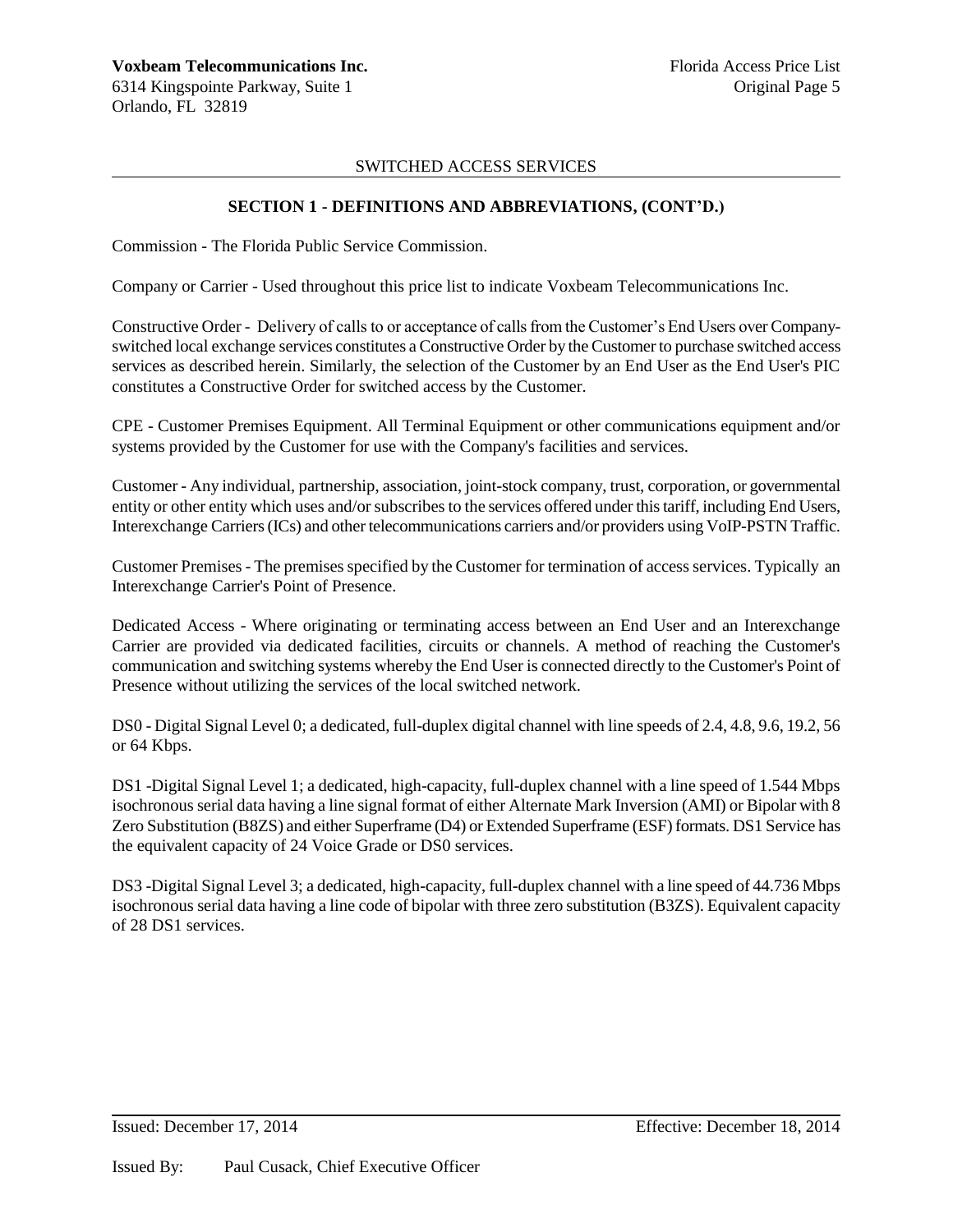SWITCHED ACCESS SERVICES

## SECTION 1 - DEFINITIONS AND ABBREVIATIONS, (CONT'D.)

Commission - The Florida Public Service Commission.

Company or Carrier - Used throughout this price list to indicate Voxbeam Telecommunications Inc.

Constructive Order - Delivery of calls to or acceptance of calls from the Customer's End Users over Company-switched local exchange services constitutes a Constructive Order by the Customer to purchase switched access services as described herein. Similarly, the selection of the Customer by an End User as the End User's PIC constitutes a Constructive Order for switched access by the Customer.

CPE - Customer Premises Equipment. All Terminal Equipment or other communications equipment and/or systems provided by the Customer for use with the Company's facilities and services.

Customer - Any individual, partnership, association, joint-stock company, trust, corporation, or governmental entity or other entity which uses and/or subscribes to the services offered under this tariff, including End Users, Interexchange Carriers (ICs) and other telecommunications carriers and/or providers using VoIP-PSTN Traffic.

Customer Premises - The premises specified by the Customer for termination of access services. Typically an Interexchange Carrier's Point of Presence.

Dedicated Access - Where originating or terminating access between an End User and an Interexchange Carrier are provided via dedicated facilities, circuits or channels. A method of reaching the Customer's communication and switching systems whereby the End User is connected directly to the Customer's Point of Presence without utilizing the services of the local switched network.

DS0 - Digital Signal Level 0; a dedicated, full-duplex digital channel with line speeds of 2.4, 4.8, 9.6, 19.2, 56 or 64 Kbps.

DS1 -Digital Signal Level 1; a dedicated, high-capacity, full-duplex channel with a line speed of 1.544 Mbps isochronous serial data having a line signal format of either Alternate Mark Inversion (AMI) or Bipolar with 8 Zero Substitution (B8ZS) and either Superframe (D4) or Extended Superframe (ESF) formats. DS1 Service has the equivalent capacity of 24 Voice Grade or DS0 services.

DS3 -Digital Signal Level 3; a dedicated, high-capacity, full-duplex channel with a line speed of 44.736 Mbps isochronous serial data having a line code of bipolar with three zero substitution (B3ZS). Equivalent capacity of 28 DS1 services.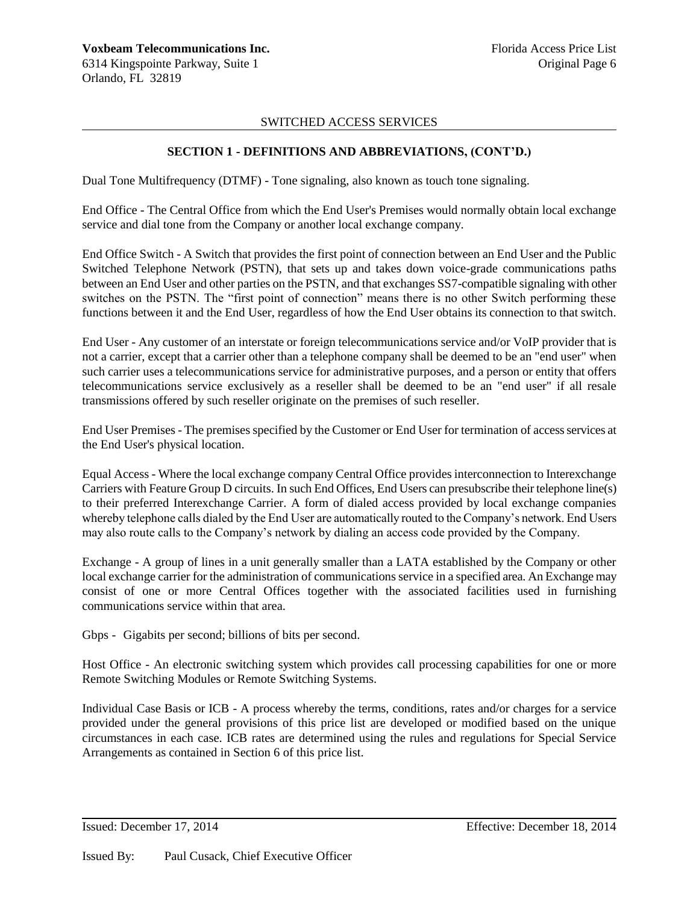## SWITCHED ACCESS SERVICES

### SECTION 1 - DEFINITIONS AND ABBREVIATIONS, (CONT'D.)

Dual Tone Multifrequency (DTMF) - Tone signaling, also known as touch tone signaling.

End Office - The Central Office from which the End User's Premises would normally obtain local exchange service and dial tone from the Company or another local exchange company.

End Office Switch - A Switch that provides the first point of connection between an End User and the Public Switched Telephone Network (PSTN), that sets up and takes down voice-grade communications paths between an End User and other parties on the PSTN, and that exchanges SS7-compatible signaling with other switches on the PSTN. The "first point of connection" means there is no other Switch performing these functions between it and the End User, regardless of how the End User obtains its connection to that switch.

End User - Any customer of an interstate or foreign telecommunications service and/or VoIP provider that is not a carrier, except that a carrier other than a telephone company shall be deemed to be an "end user" when such carrier uses a telecommunications service for administrative purposes, and a person or entity that offers telecommunications service exclusively as a reseller shall be deemed to be an "end user" if all resale transmissions offered by such reseller originate on the premises of such reseller.

End User Premises - The premises specified by the Customer or End User for termination of access services at the End User's physical location.

Equal Access - Where the local exchange company Central Office provides interconnection to Interexchange Carriers with Feature Group D circuits. In such End Offices, End Users can presubscribe their telephone line(s) to their preferred Interexchange Carrier. A form of dialed access provided by local exchange companies whereby telephone calls dialed by the End User are automatically routed to the Company's network. End Users may also route calls to the Company's network by dialing an access code provided by the Company.

Exchange - A group of lines in a unit generally smaller than a LATA established by the Company or other local exchange carrier for the administration of communications service in a specified area. An Exchange may consist of one or more Central Offices together with the associated facilities used in furnishing communications service within that area.

Gbps - Gigabits per second; billions of bits per second.

Host Office - An electronic switching system which provides call processing capabilities for one or more Remote Switching Modules or Remote Switching Systems.

Individual Case Basis or ICB - A process whereby the terms, conditions, rates and/or charges for a service provided under the general provisions of this price list are developed or modified based on the unique circumstances in each case. ICB rates are determined using the rules and regulations for Special Service Arrangements as contained in Section 6 of this price list.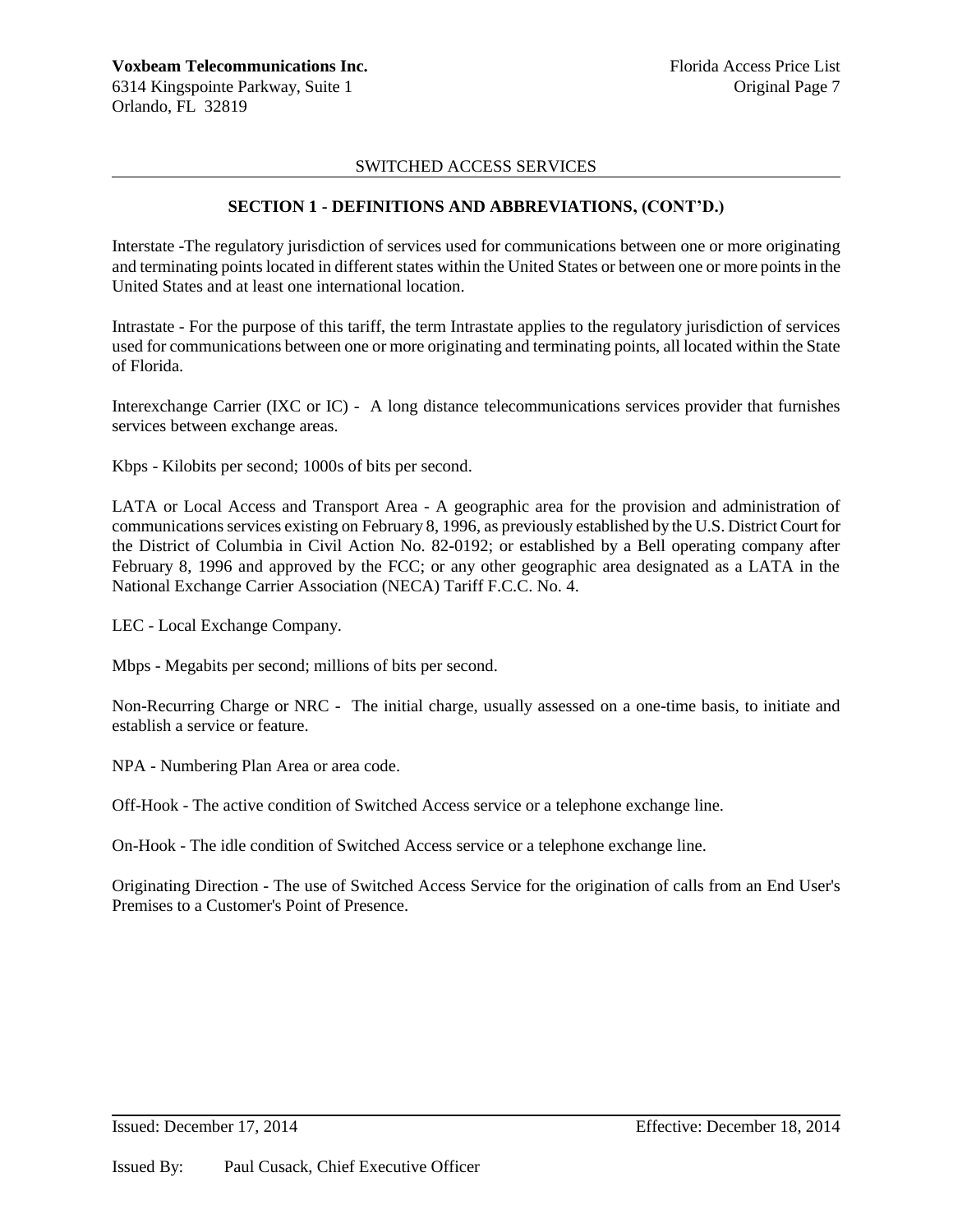SWITCHED ACCESS SERVICES

## SECTION 1 - DEFINITIONS AND ABBREVIATIONS, (CONT'D.)

Interstate -The regulatory jurisdiction of services used for communications between one or more originating and terminating points located in different states within the United States or between one or more points in the United States and at least one international location.

Intrastate - For the purpose of this tariff, the term Intrastate applies to the regulatory jurisdiction of services used for communications between one or more originating and terminating points, all located within the State of Florida.

Interexchange Carrier (IXC or IC) - A long distance telecommunications services provider that furnishes services between exchange areas.

Kbps - Kilobits per second; 1000s of bits per second.

LATA or Local Access and Transport Area - A geographic area for the provision and administration of communications services existing on February 8, 1996, as previously established by the U.S. District Court for the District of Columbia in Civil Action No. 82-0192; or established by a Bell operating company after February 8, 1996 and approved by the FCC; or any other geographic area designated as a LATA in the National Exchange Carrier Association (NECA) Tariff F.C.C. No. 4.

LEC - Local Exchange Company.

Mbps - Megabits per second; millions of bits per second.

Non-Recurring Charge or NRC - The initial charge, usually assessed on a one-time basis, to initiate and establish a service or feature.

NPA - Numbering Plan Area or area code.

Off-Hook - The active condition of Switched Access service or a telephone exchange line.

On-Hook - The idle condition of Switched Access service or a telephone exchange line.

Originating Direction - The use of Switched Access Service for the origination of calls from an End User's Premises to a Customer's Point of Presence.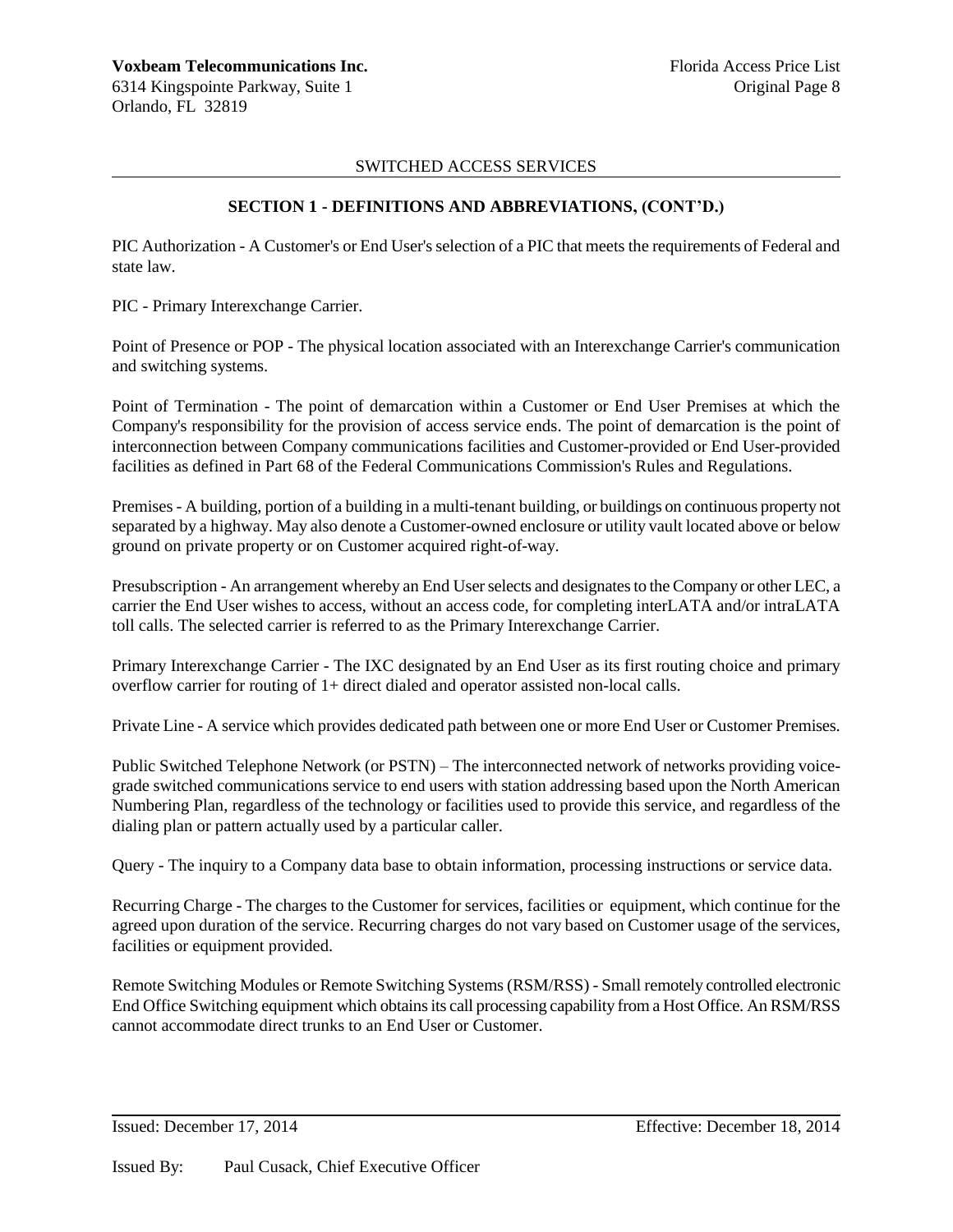SWITCHED ACCESS SERVICES

## SECTION 1 - DEFINITIONS AND ABBREVIATIONS, (CONT'D.)

PIC Authorization - A Customer's or End User's selection of a PIC that meets the requirements of Federal and state law.

PIC - Primary Interexchange Carrier.

Point of Presence or POP - The physical location associated with an Interexchange Carrier's communication and switching systems.

Point of Termination - The point of demarcation within a Customer or End User Premises at which the Company's responsibility for the provision of access service ends. The point of demarcation is the point of interconnection between Company communications facilities and Customer-provided or End User-provided facilities as defined in Part 68 of the Federal Communications Commission's Rules and Regulations.

Premises - A building, portion of a building in a multi-tenant building, or buildings on continuous property not separated by a highway. May also denote a Customer-owned enclosure or utility vault located above or below ground on private property or on Customer acquired right-of-way.

Presubscription - An arrangement whereby an End User selects and designates to the Company or other LEC, a carrier the End User wishes to access, without an access code, for completing interLATA and/or intraLATA toll calls. The selected carrier is referred to as the Primary Interexchange Carrier.

Primary Interexchange Carrier - The IXC designated by an End User as its first routing choice and primary overflow carrier for routing of 1+ direct dialed and operator assisted non-local calls.

Private Line - A service which provides dedicated path between one or more End User or Customer Premises.

Public Switched Telephone Network (or PSTN) – The interconnected network of networks providing voice-grade switched communications service to end users with station addressing based upon the North American Numbering Plan, regardless of the technology or facilities used to provide this service, and regardless of the dialing plan or pattern actually used by a particular caller.

Query - The inquiry to a Company data base to obtain information, processing instructions or service data.

Recurring Charge - The charges to the Customer for services, facilities or equipment, which continue for the agreed upon duration of the service. Recurring charges do not vary based on Customer usage of the services, facilities or equipment provided.

Remote Switching Modules or Remote Switching Systems (RSM/RSS) - Small remotely controlled electronic End Office Switching equipment which obtains its call processing capability from a Host Office. An RSM/RSS cannot accommodate direct trunks to an End User or Customer.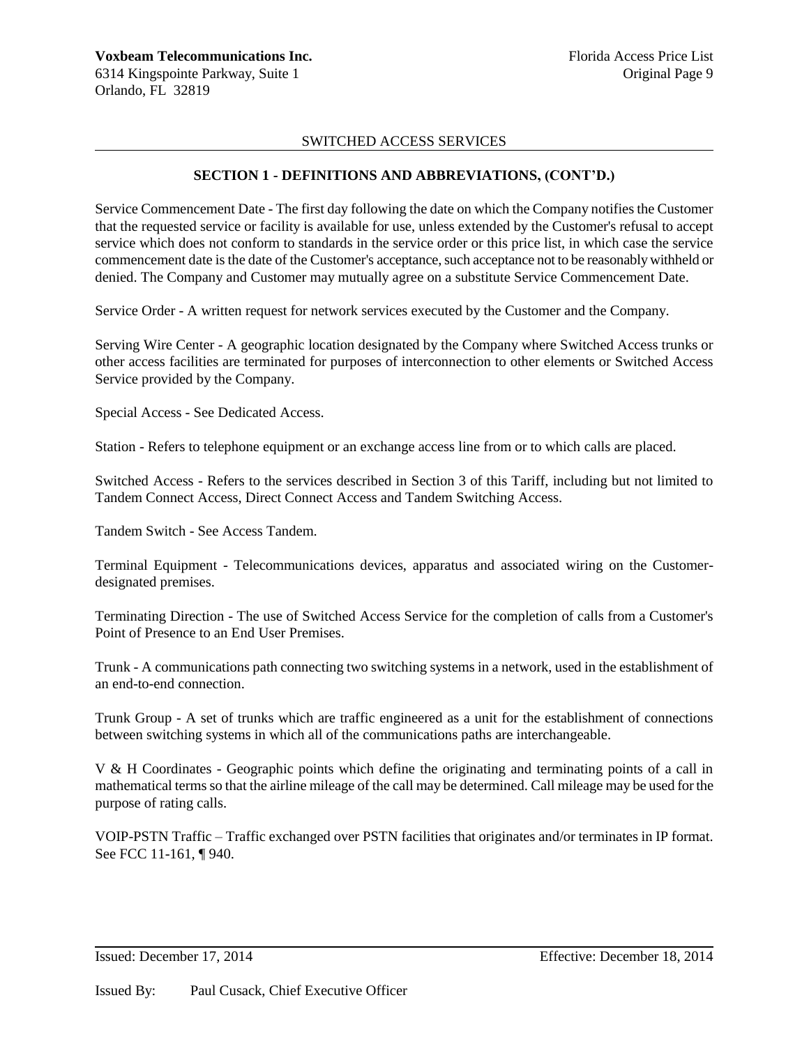SWITCHED ACCESS SERVICES

## SECTION 1 - DEFINITIONS AND ABBREVIATIONS, (CONT'D.)

Service Commencement Date - The first day following the date on which the Company notifies the Customer that the requested service or facility is available for use, unless extended by the Customer's refusal to accept service which does not conform to standards in the service order or this price list, in which case the service commencement date is the date of the Customer's acceptance, such acceptance not to be reasonably withheld or denied. The Company and Customer may mutually agree on a substitute Service Commencement Date.

Service Order - A written request for network services executed by the Customer and the Company.

Serving Wire Center - A geographic location designated by the Company where Switched Access trunks or other access facilities are terminated for purposes of interconnection to other elements or Switched Access Service provided by the Company.

Special Access - See Dedicated Access.

Station - Refers to telephone equipment or an exchange access line from or to which calls are placed.

Switched Access - Refers to the services described in Section 3 of this Tariff, including but not limited to Tandem Connect Access, Direct Connect Access and Tandem Switching Access.

Tandem Switch - See Access Tandem.

Terminal Equipment - Telecommunications devices, apparatus and associated wiring on the Customer-designated premises.

Terminating Direction - The use of Switched Access Service for the completion of calls from a Customer's Point of Presence to an End User Premises.

Trunk - A communications path connecting two switching systems in a network, used in the establishment of an end-to-end connection.

Trunk Group - A set of trunks which are traffic engineered as a unit for the establishment of connections between switching systems in which all of the communications paths are interchangeable.

V & H Coordinates - Geographic points which define the originating and terminating points of a call in mathematical terms so that the airline mileage of the call may be determined. Call mileage may be used for the purpose of rating calls.

VOIP-PSTN Traffic – Traffic exchanged over PSTN facilities that originates and/or terminates in IP format. See FCC 11-161, ¶ 940.

Issued: December 17, 2014 Effective: December 18, 2014

Issued By: Paul Cusack, Chief Executive Officer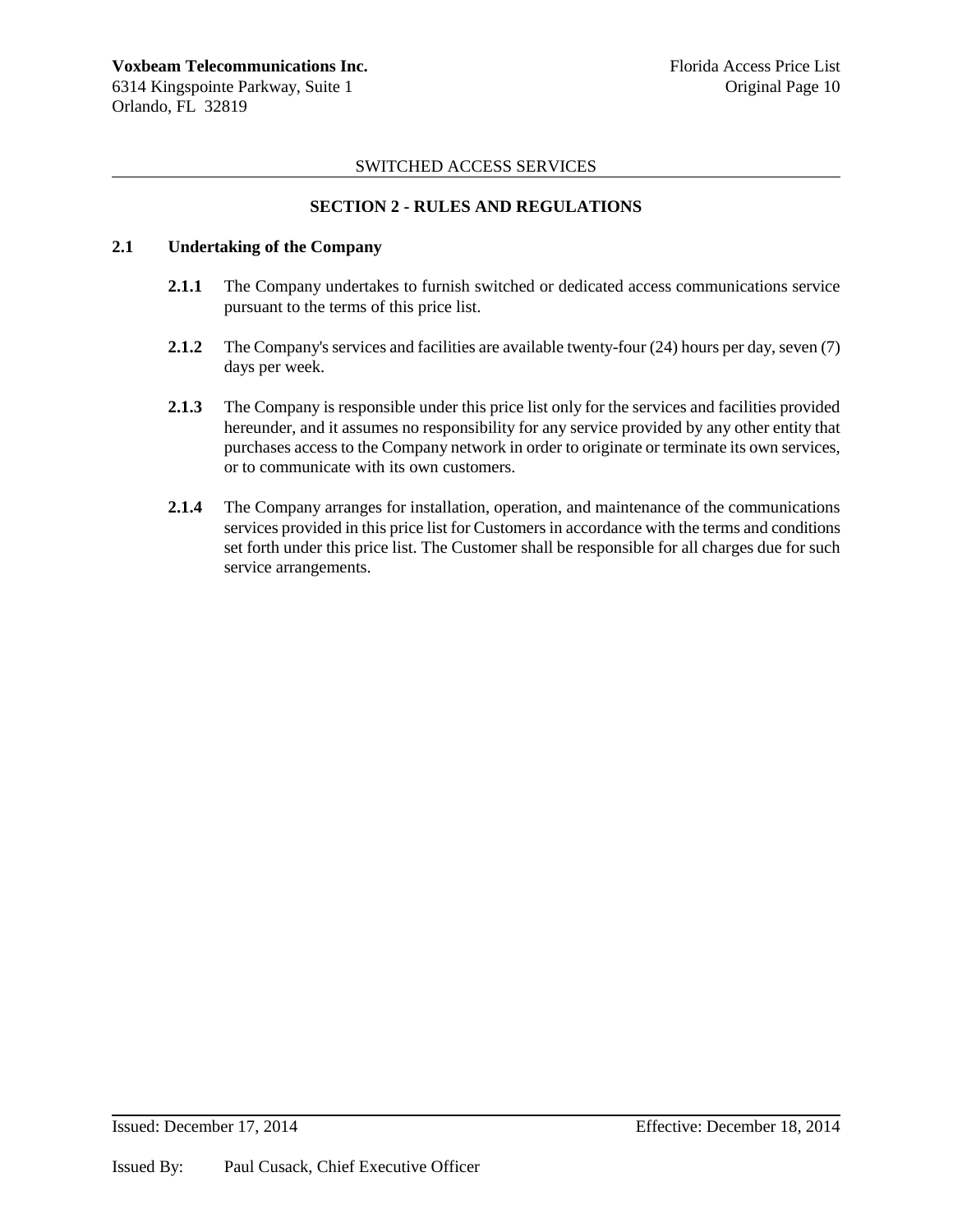SWITCHED ACCESS SERVICES

## SECTION 2 - RULES AND REGULATIONS

### 2.1 Undertaking of the Company

**2.1.1** The Company undertakes to furnish switched or dedicated access communications service pursuant to the terms of this price list.

**2.1.2** The Company's services and facilities are available twenty-four (24) hours per day, seven (7) days per week.

**2.1.3** The Company is responsible under this price list only for the services and facilities provided hereunder, and it assumes no responsibility for any service provided by any other entity that purchases access to the Company network in order to originate or terminate its own services, or to communicate with its own customers.

**2.1.4** The Company arranges for installation, operation, and maintenance of the communications services provided in this price list for Customers in accordance with the terms and conditions set forth under this price list. The Customer shall be responsible for all charges due for such service arrangements.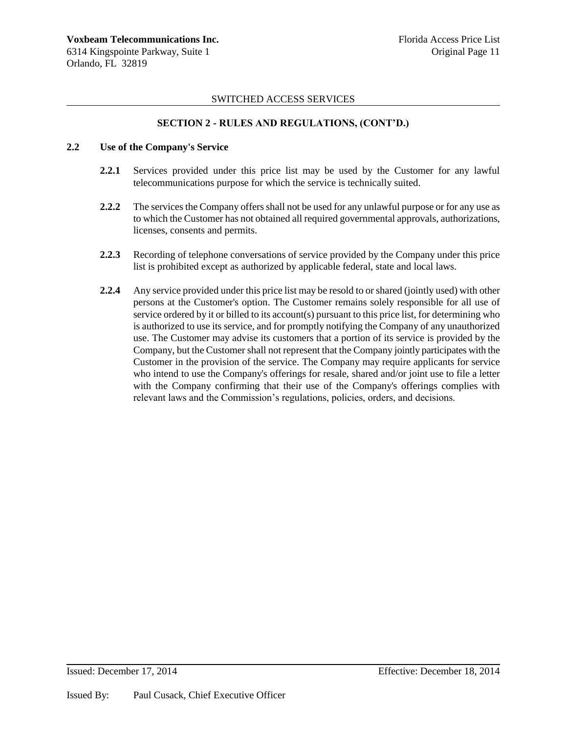SWITCHED ACCESS SERVICES

## SECTION 2 - RULES AND REGULATIONS, (CONT'D.)

### 2.2 Use of the Company's Service

**2.2.1** Services provided under this price list may be used by the Customer for any lawful telecommunications purpose for which the service is technically suited.

**2.2.2** The services the Company offers shall not be used for any unlawful purpose or for any use as to which the Customer has not obtained all required governmental approvals, authorizations, licenses, consents and permits.

**2.2.3** Recording of telephone conversations of service provided by the Company under this price list is prohibited except as authorized by applicable federal, state and local laws.

**2.2.4** Any service provided under this price list may be resold to or shared (jointly used) with other persons at the Customer's option. The Customer remains solely responsible for all use of service ordered by it or billed to its account(s) pursuant to this price list, for determining who is authorized to use its service, and for promptly notifying the Company of any unauthorized use. The Customer may advise its customers that a portion of its service is provided by the Company, but the Customer shall not represent that the Company jointly participates with the Customer in the provision of the service. The Company may require applicants for service who intend to use the Company's offerings for resale, shared and/or joint use to file a letter with the Company confirming that their use of the Company's offerings complies with relevant laws and the Commission's regulations, policies, orders, and decisions.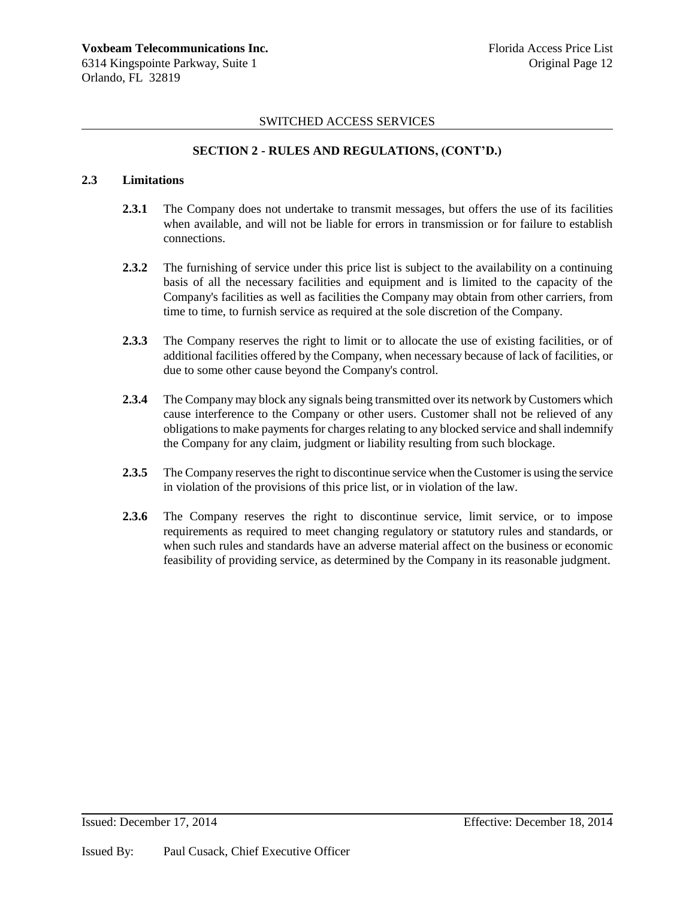SWITCHED ACCESS SERVICES

## SECTION 2 - RULES AND REGULATIONS, (CONT'D.)

### 2.3 Limitations

**2.3.1** The Company does not undertake to transmit messages, but offers the use of its facilities when available, and will not be liable for errors in transmission or for failure to establish connections.

**2.3.2** The furnishing of service under this price list is subject to the availability on a continuing basis of all the necessary facilities and equipment and is limited to the capacity of the Company's facilities as well as facilities the Company may obtain from other carriers, from time to time, to furnish service as required at the sole discretion of the Company.

**2.3.3** The Company reserves the right to limit or to allocate the use of existing facilities, or of additional facilities offered by the Company, when necessary because of lack of facilities, or due to some other cause beyond the Company's control.

**2.3.4** The Company may block any signals being transmitted over its network by Customers which cause interference to the Company or other users. Customer shall not be relieved of any obligations to make payments for charges relating to any blocked service and shall indemnify the Company for any claim, judgment or liability resulting from such blockage.

**2.3.5** The Company reserves the right to discontinue service when the Customer is using the service in violation of the provisions of this price list, or in violation of the law.

**2.3.6** The Company reserves the right to discontinue service, limit service, or to impose requirements as required to meet changing regulatory or statutory rules and standards, or when such rules and standards have an adverse material affect on the business or economic feasibility of providing service, as determined by the Company in its reasonable judgment.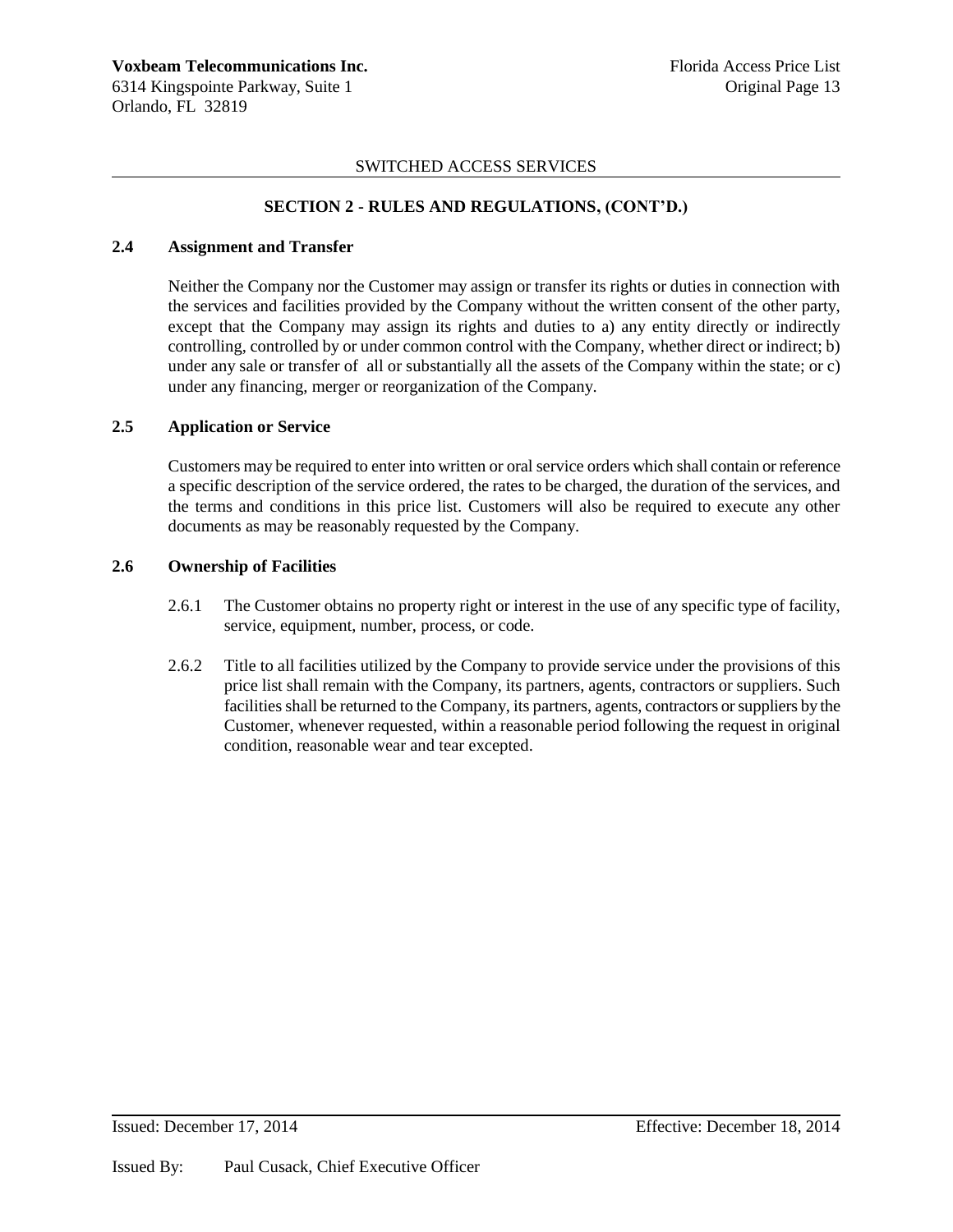SWITCHED ACCESS SERVICES

### SECTION 2 - RULES AND REGULATIONS, (CONT'D.)

**2.4 Assignment and Transfer**

Neither the Company nor the Customer may assign or transfer its rights or duties in connection with the services and facilities provided by the Company without the written consent of the other party, except that the Company may assign its rights and duties to a) any entity directly or indirectly controlling, controlled by or under common control with the Company, whether direct or indirect; b) under any sale or transfer of all or substantially all the assets of the Company within the state; or c) under any financing, merger or reorganization of the Company.

**2.5 Application or Service**

Customers may be required to enter into written or oral service orders which shall contain or reference a specific description of the service ordered, the rates to be charged, the duration of the services, and the terms and conditions in this price list. Customers will also be required to execute any other documents as may be reasonably requested by the Company.

**2.6 Ownership of Facilities**

2.6.1 The Customer obtains no property right or interest in the use of any specific type of facility, service, equipment, number, process, or code.

2.6.2 Title to all facilities utilized by the Company to provide service under the provisions of this price list shall remain with the Company, its partners, agents, contractors or suppliers. Such facilities shall be returned to the Company, its partners, agents, contractors or suppliers by the Customer, whenever requested, within a reasonable period following the request in original condition, reasonable wear and tear excepted.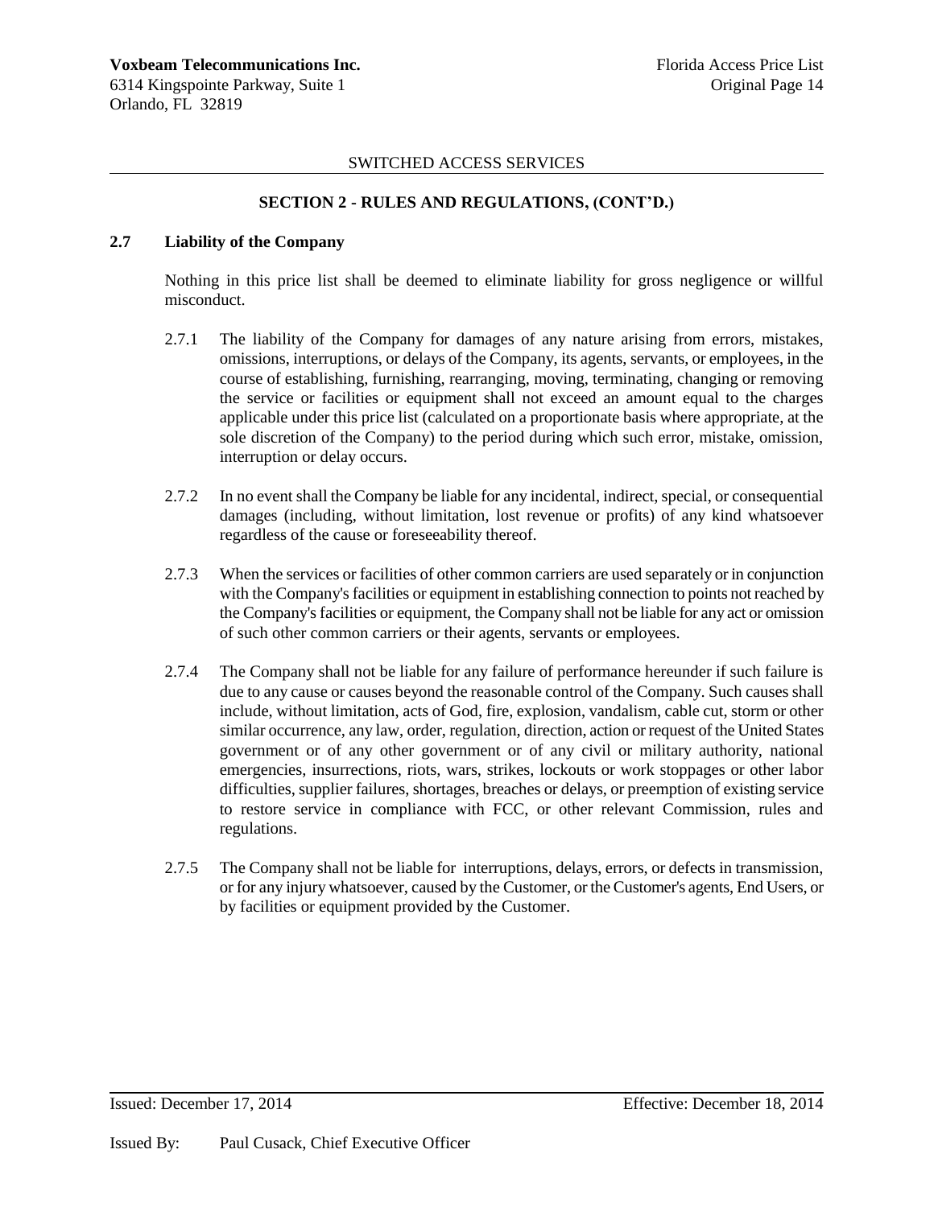SWITCHED ACCESS SERVICES

## SECTION 2 - RULES AND REGULATIONS, (CONT'D.)

### 2.7 Liability of the Company

Nothing in this price list shall be deemed to eliminate liability for gross negligence or willful misconduct.

2.7.1 The liability of the Company for damages of any nature arising from errors, mistakes, omissions, interruptions, or delays of the Company, its agents, servants, or employees, in the course of establishing, furnishing, rearranging, moving, terminating, changing or removing the service or facilities or equipment shall not exceed an amount equal to the charges applicable under this price list (calculated on a proportionate basis where appropriate, at the sole discretion of the Company) to the period during which such error, mistake, omission, interruption or delay occurs.

2.7.2 In no event shall the Company be liable for any incidental, indirect, special, or consequential damages (including, without limitation, lost revenue or profits) of any kind whatsoever regardless of the cause or foreseeability thereof.

2.7.3 When the services or facilities of other common carriers are used separately or in conjunction with the Company's facilities or equipment in establishing connection to points not reached by the Company's facilities or equipment, the Company shall not be liable for any act or omission of such other common carriers or their agents, servants or employees.

2.7.4 The Company shall not be liable for any failure of performance hereunder if such failure is due to any cause or causes beyond the reasonable control of the Company. Such causes shall include, without limitation, acts of God, fire, explosion, vandalism, cable cut, storm or other similar occurrence, any law, order, regulation, direction, action or request of the United States government or of any other government or of any civil or military authority, national emergencies, insurrections, riots, wars, strikes, lockouts or work stoppages or other labor difficulties, supplier failures, shortages, breaches or delays, or preemption of existing service to restore service in compliance with FCC, or other relevant Commission, rules and regulations.

2.7.5 The Company shall not be liable for interruptions, delays, errors, or defects in transmission, or for any injury whatsoever, caused by the Customer, or the Customer's agents, End Users, or by facilities or equipment provided by the Customer.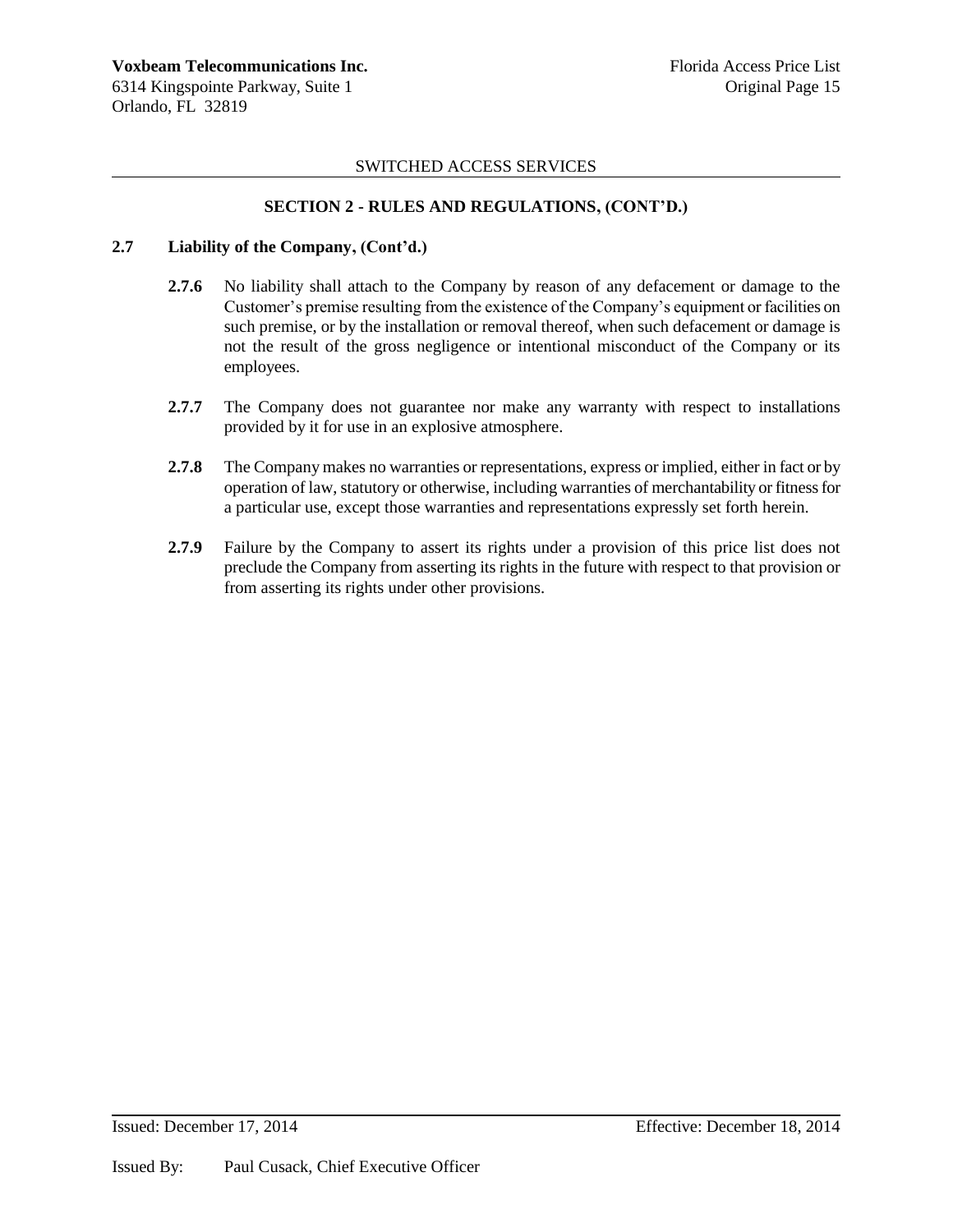SWITCHED ACCESS SERVICES

## SECTION 2 - RULES AND REGULATIONS, (CONT'D.)

### 2.7 Liability of the Company, (Cont'd.)

**2.7.6** No liability shall attach to the Company by reason of any defacement or damage to the Customer's premise resulting from the existence of the Company's equipment or facilities on such premise, or by the installation or removal thereof, when such defacement or damage is not the result of the gross negligence or intentional misconduct of the Company or its employees.

**2.7.7** The Company does not guarantee nor make any warranty with respect to installations provided by it for use in an explosive atmosphere.

**2.7.8** The Company makes no warranties or representations, express or implied, either in fact or by operation of law, statutory or otherwise, including warranties of merchantability or fitness for a particular use, except those warranties and representations expressly set forth herein.

**2.7.9** Failure by the Company to assert its rights under a provision of this price list does not preclude the Company from asserting its rights in the future with respect to that provision or from asserting its rights under other provisions.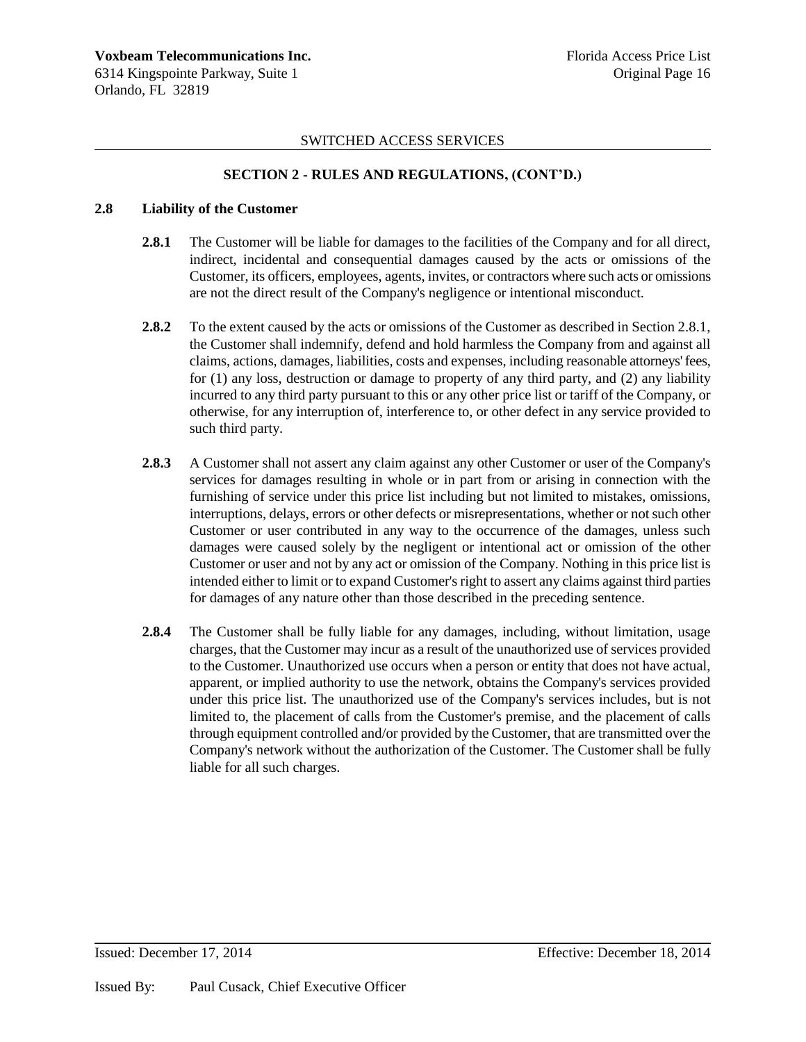SWITCHED ACCESS SERVICES

## SECTION 2 - RULES AND REGULATIONS, (CONT'D.)

### 2.8 Liability of the Customer

**2.8.1** The Customer will be liable for damages to the facilities of the Company and for all direct, indirect, incidental and consequential damages caused by the acts or omissions of the Customer, its officers, employees, agents, invites, or contractors where such acts or omissions are not the direct result of the Company's negligence or intentional misconduct.

**2.8.2** To the extent caused by the acts or omissions of the Customer as described in Section 2.8.1, the Customer shall indemnify, defend and hold harmless the Company from and against all claims, actions, damages, liabilities, costs and expenses, including reasonable attorneys' fees, for (1) any loss, destruction or damage to property of any third party, and (2) any liability incurred to any third party pursuant to this or any other price list or tariff of the Company, or otherwise, for any interruption of, interference to, or other defect in any service provided to such third party.

**2.8.3** A Customer shall not assert any claim against any other Customer or user of the Company's services for damages resulting in whole or in part from or arising in connection with the furnishing of service under this price list including but not limited to mistakes, omissions, interruptions, delays, errors or other defects or misrepresentations, whether or not such other Customer or user contributed in any way to the occurrence of the damages, unless such damages were caused solely by the negligent or intentional act or omission of the other Customer or user and not by any act or omission of the Company. Nothing in this price list is intended either to limit or to expand Customer's right to assert any claims against third parties for damages of any nature other than those described in the preceding sentence.

**2.8.4** The Customer shall be fully liable for any damages, including, without limitation, usage charges, that the Customer may incur as a result of the unauthorized use of services provided to the Customer. Unauthorized use occurs when a person or entity that does not have actual, apparent, or implied authority to use the network, obtains the Company's services provided under this price list. The unauthorized use of the Company's services includes, but is not limited to, the placement of calls from the Customer's premise, and the placement of calls through equipment controlled and/or provided by the Customer, that are transmitted over the Company's network without the authorization of the Customer. The Customer shall be fully liable for all such charges.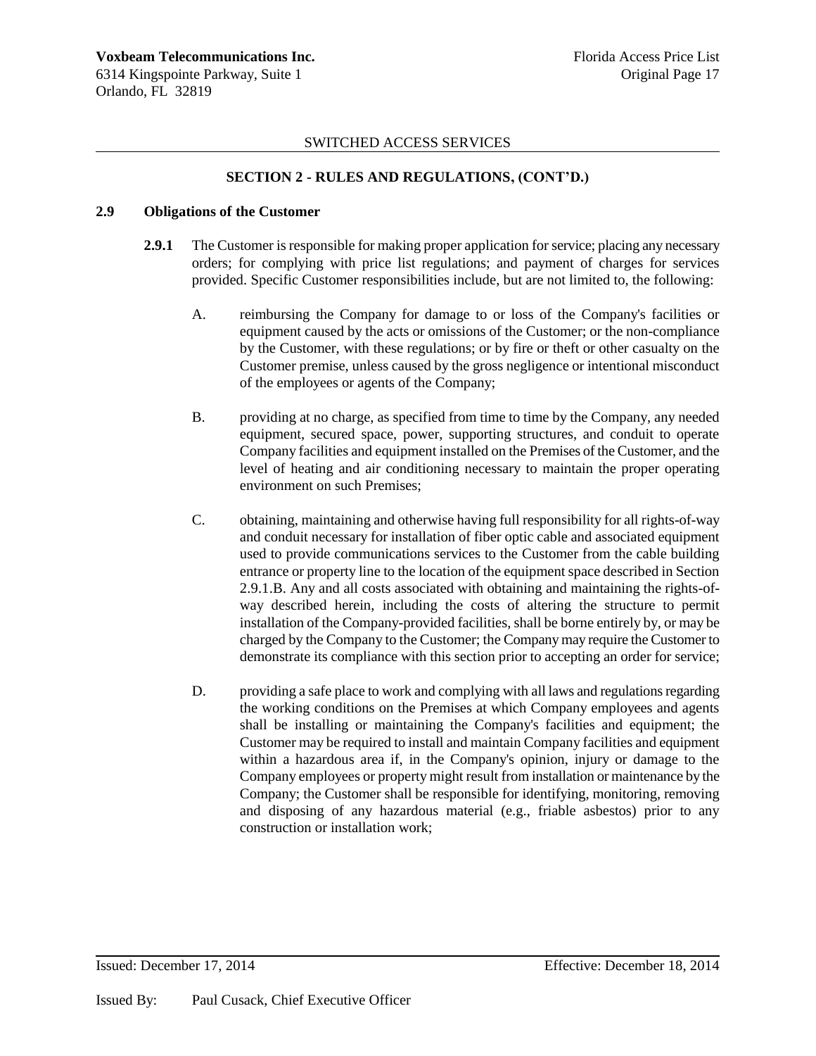SWITCHED ACCESS SERVICES

## SECTION 2 - RULES AND REGULATIONS, (CONT'D.)

### 2.9 Obligations of the Customer

**2.9.1** The Customer is responsible for making proper application for service; placing any necessary orders; for complying with price list regulations; and payment of charges for services provided. Specific Customer responsibilities include, but are not limited to, the following:

A. reimbursing the Company for damage to or loss of the Company's facilities or equipment caused by the acts or omissions of the Customer; or the non-compliance by the Customer, with these regulations; or by fire or theft or other casualty on the Customer premise, unless caused by the gross negligence or intentional misconduct of the employees or agents of the Company;

B. providing at no charge, as specified from time to time by the Company, any needed equipment, secured space, power, supporting structures, and conduit to operate Company facilities and equipment installed on the Premises of the Customer, and the level of heating and air conditioning necessary to maintain the proper operating environment on such Premises;

C. obtaining, maintaining and otherwise having full responsibility for all rights-of-way and conduit necessary for installation of fiber optic cable and associated equipment used to provide communications services to the Customer from the cable building entrance or property line to the location of the equipment space described in Section 2.9.1.B. Any and all costs associated with obtaining and maintaining the rights-of-way described herein, including the costs of altering the structure to permit installation of the Company-provided facilities, shall be borne entirely by, or may be charged by the Company to the Customer; the Company may require the Customer to demonstrate its compliance with this section prior to accepting an order for service;

D. providing a safe place to work and complying with all laws and regulations regarding the working conditions on the Premises at which Company employees and agents shall be installing or maintaining the Company's facilities and equipment; the Customer may be required to install and maintain Company facilities and equipment within a hazardous area if, in the Company's opinion, injury or damage to the Company employees or property might result from installation or maintenance by the Company; the Customer shall be responsible for identifying, monitoring, removing and disposing of any hazardous material (e.g., friable asbestos) prior to any construction or installation work;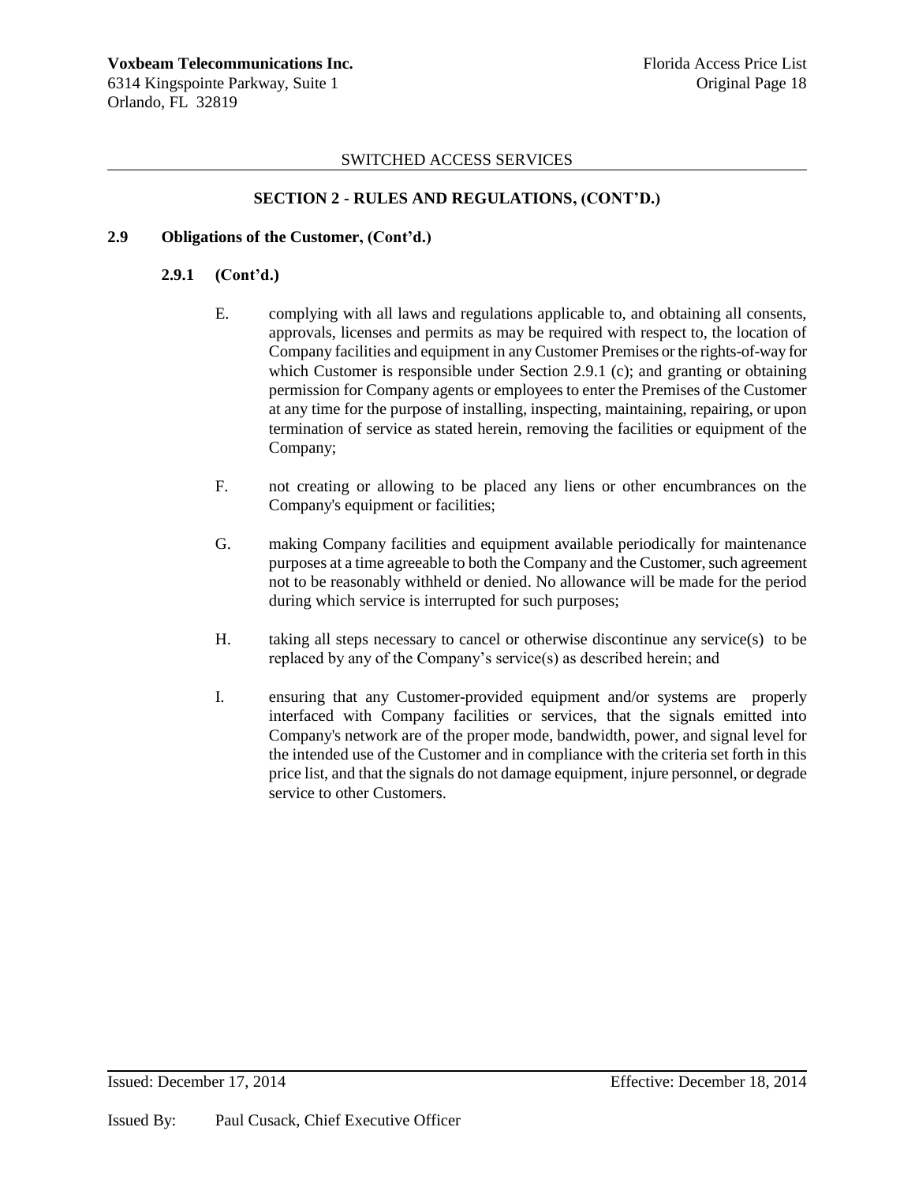SWITCHED ACCESS SERVICES

**SECTION 2 - RULES AND REGULATIONS, (CONT'D.)**

**2.9 Obligations of the Customer, (Cont'd.)**

**2.9.1 (Cont'd.)**

E. complying with all laws and regulations applicable to, and obtaining all consents, approvals, licenses and permits as may be required with respect to, the location of Company facilities and equipment in any Customer Premises or the rights-of-way for which Customer is responsible under Section 2.9.1 (c); and granting or obtaining permission for Company agents or employees to enter the Premises of the Customer at any time for the purpose of installing, inspecting, maintaining, repairing, or upon termination of service as stated herein, removing the facilities or equipment of the Company;

F. not creating or allowing to be placed any liens or other encumbrances on the Company's equipment or facilities;

G. making Company facilities and equipment available periodically for maintenance purposes at a time agreeable to both the Company and the Customer, such agreement not to be reasonably withheld or denied. No allowance will be made for the period during which service is interrupted for such purposes;

H. taking all steps necessary to cancel or otherwise discontinue any service(s) to be replaced by any of the Company's service(s) as described herein; and

I. ensuring that any Customer-provided equipment and/or systems are properly interfaced with Company facilities or services, that the signals emitted into Company's network are of the proper mode, bandwidth, power, and signal level for the intended use of the Customer and in compliance with the criteria set forth in this price list, and that the signals do not damage equipment, injure personnel, or degrade service to other Customers.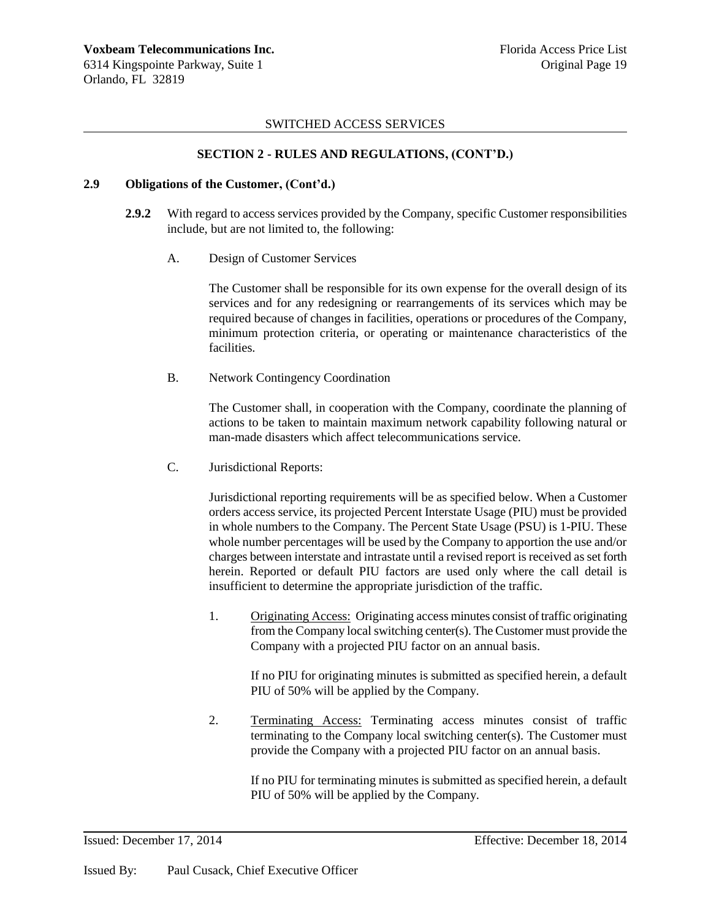SWITCHED ACCESS SERVICES

## SECTION 2 - RULES AND REGULATIONS, (CONT'D.)

### 2.9 Obligations of the Customer, (Cont'd.)

**2.9.2** With regard to access services provided by the Company, specific Customer responsibilities include, but are not limited to, the following:

A. Design of Customer Services

The Customer shall be responsible for its own expense for the overall design of its services and for any redesigning or rearrangements of its services which may be required because of changes in facilities, operations or procedures of the Company, minimum protection criteria, or operating or maintenance characteristics of the facilities.

B. Network Contingency Coordination

The Customer shall, in cooperation with the Company, coordinate the planning of actions to be taken to maintain maximum network capability following natural or man-made disasters which affect telecommunications service.

C. Jurisdictional Reports:

Jurisdictional reporting requirements will be as specified below. When a Customer orders access service, its projected Percent Interstate Usage (PIU) must be provided in whole numbers to the Company. The Percent State Usage (PSU) is 1-PIU. These whole number percentages will be used by the Company to apportion the use and/or charges between interstate and intrastate until a revised report is received as set forth herein. Reported or default PIU factors are used only where the call detail is insufficient to determine the appropriate jurisdiction of the traffic.

1. Originating Access: Originating access minutes consist of traffic originating from the Company local switching center(s). The Customer must provide the Company with a projected PIU factor on an annual basis.

   If no PIU for originating minutes is submitted as specified herein, a default PIU of 50% will be applied by the Company.

2. Terminating Access: Terminating access minutes consist of traffic terminating to the Company local switching center(s). The Customer must provide the Company with a projected PIU factor on an annual basis.

   If no PIU for terminating minutes is submitted as specified herein, a default PIU of 50% will be applied by the Company.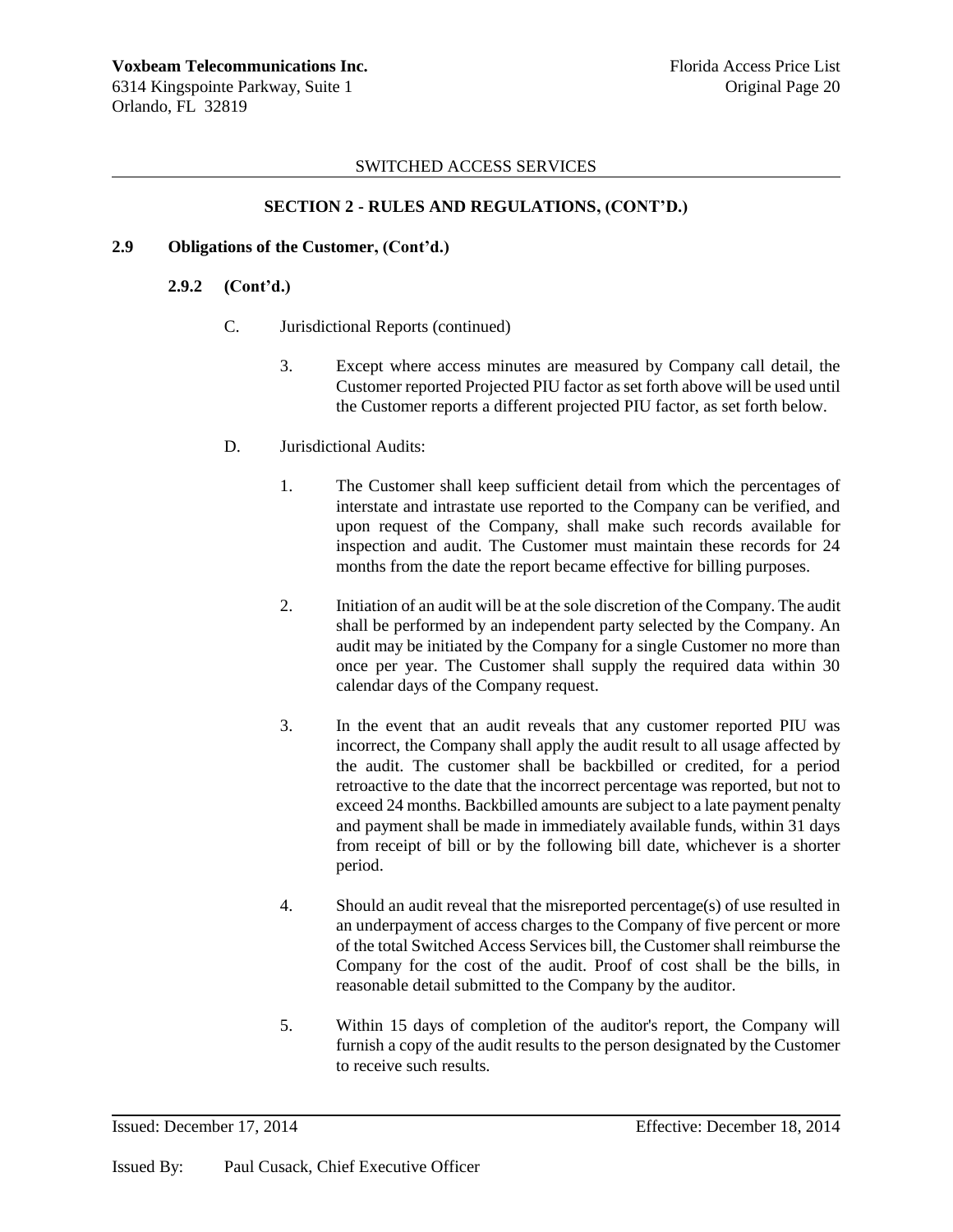SWITCHED ACCESS SERVICES

### SECTION 2 - RULES AND REGULATIONS, (CONT'D.)

**2.9 Obligations of the Customer, (Cont'd.)**

**2.9.2 (Cont'd.)**

C. Jurisdictional Reports (continued)

3. Except where access minutes are measured by Company call detail, the Customer reported Projected PIU factor as set forth above will be used until the Customer reports a different projected PIU factor, as set forth below.

D. Jurisdictional Audits:

1. The Customer shall keep sufficient detail from which the percentages of interstate and intrastate use reported to the Company can be verified, and upon request of the Company, shall make such records available for inspection and audit. The Customer must maintain these records for 24 months from the date the report became effective for billing purposes.

2. Initiation of an audit will be at the sole discretion of the Company. The audit shall be performed by an independent party selected by the Company. An audit may be initiated by the Company for a single Customer no more than once per year. The Customer shall supply the required data within 30 calendar days of the Company request.

3. In the event that an audit reveals that any customer reported PIU was incorrect, the Company shall apply the audit result to all usage affected by the audit. The customer shall be backbilled or credited, for a period retroactive to the date that the incorrect percentage was reported, but not to exceed 24 months. Backbilled amounts are subject to a late payment penalty and payment shall be made in immediately available funds, within 31 days from receipt of bill or by the following bill date, whichever is a shorter period.

4. Should an audit reveal that the misreported percentage(s) of use resulted in an underpayment of access charges to the Company of five percent or more of the total Switched Access Services bill, the Customer shall reimburse the Company for the cost of the audit. Proof of cost shall be the bills, in reasonable detail submitted to the Company by the auditor.

5. Within 15 days of completion of the auditor's report, the Company will furnish a copy of the audit results to the person designated by the Customer to receive such results.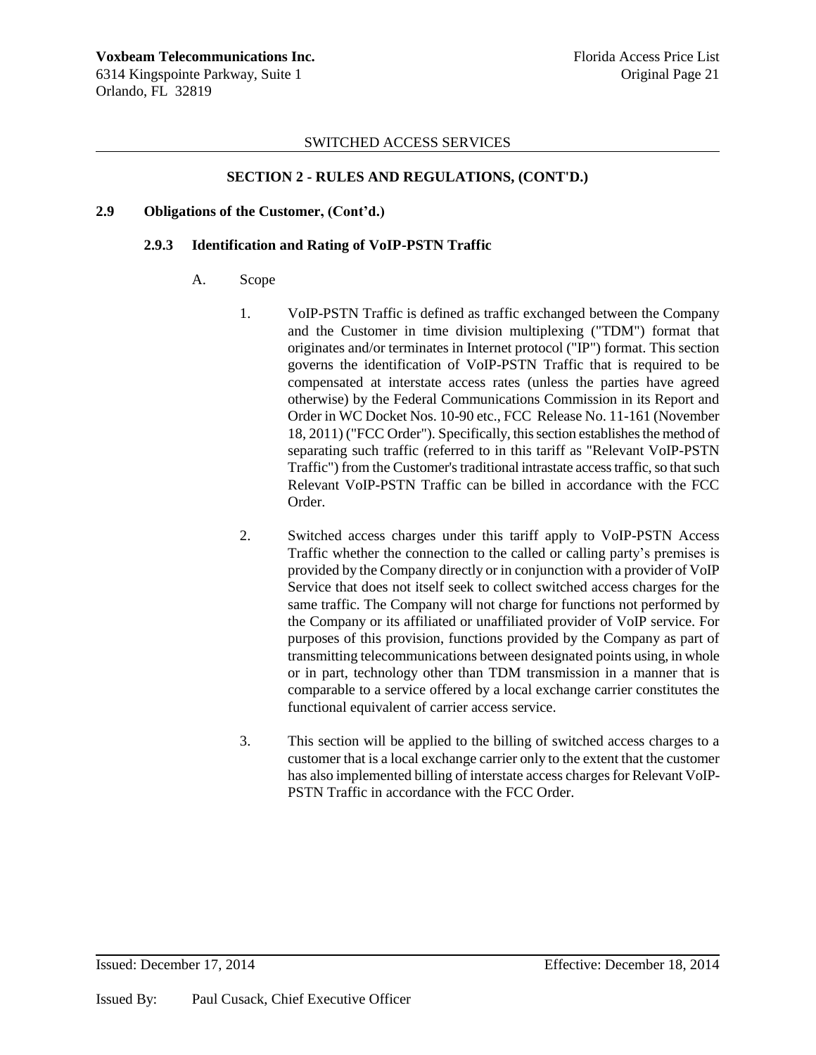SWITCHED ACCESS SERVICES

**SECTION 2 - RULES AND REGULATIONS, (CONT'D.)**

**2.9 Obligations of the Customer, (Cont'd.)**

**2.9.3 Identification and Rating of VoIP-PSTN Traffic**

A. Scope

1. VoIP-PSTN Traffic is defined as traffic exchanged between the Company and the Customer in time division multiplexing ("TDM") format that originates and/or terminates in Internet protocol ("IP") format. This section governs the identification of VoIP-PSTN Traffic that is required to be compensated at interstate access rates (unless the parties have agreed otherwise) by the Federal Communications Commission in its Report and Order in WC Docket Nos. 10-90 etc., FCC Release No. 11-161 (November 18, 2011) ("FCC Order"). Specifically, this section establishes the method of separating such traffic (referred to in this tariff as "Relevant VoIP-PSTN Traffic") from the Customer's traditional intrastate access traffic, so that such Relevant VoIP-PSTN Traffic can be billed in accordance with the FCC Order.

2. Switched access charges under this tariff apply to VoIP-PSTN Access Traffic whether the connection to the called or calling party's premises is provided by the Company directly or in conjunction with a provider of VoIP Service that does not itself seek to collect switched access charges for the same traffic. The Company will not charge for functions not performed by the Company or its affiliated or unaffiliated provider of VoIP service. For purposes of this provision, functions provided by the Company as part of transmitting telecommunications between designated points using, in whole or in part, technology other than TDM transmission in a manner that is comparable to a service offered by a local exchange carrier constitutes the functional equivalent of carrier access service.

3. This section will be applied to the billing of switched access charges to a customer that is a local exchange carrier only to the extent that the customer has also implemented billing of interstate access charges for Relevant VoIP-PSTN Traffic in accordance with the FCC Order.

Issued: December 17, 2014 Effective: December 18, 2014

Issued By: Paul Cusack, Chief Executive Officer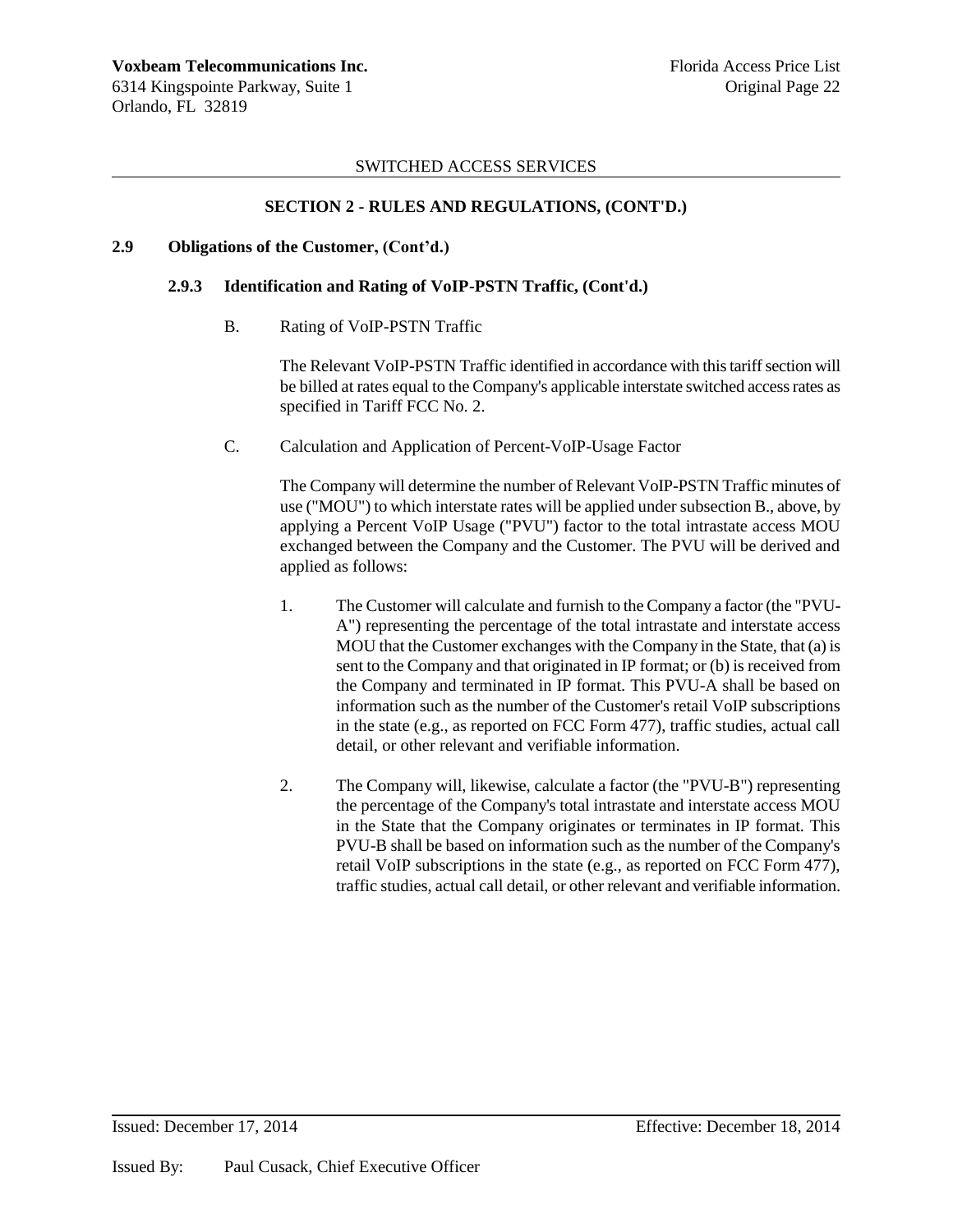SWITCHED ACCESS SERVICES

## SECTION 2 - RULES AND REGULATIONS, (CONT'D.)

### 2.9 Obligations of the Customer, (Cont'd.)

#### 2.9.3 Identification and Rating of VoIP-PSTN Traffic, (Cont'd.)

B. Rating of VoIP-PSTN Traffic

The Relevant VoIP-PSTN Traffic identified in accordance with this tariff section will be billed at rates equal to the Company's applicable interstate switched access rates as specified in Tariff FCC No. 2.

C. Calculation and Application of Percent-VoIP-Usage Factor

The Company will determine the number of Relevant VoIP-PSTN Traffic minutes of use ("MOU") to which interstate rates will be applied under subsection B., above, by applying a Percent VoIP Usage ("PVU") factor to the total intrastate access MOU exchanged between the Company and the Customer. The PVU will be derived and applied as follows:

1. The Customer will calculate and furnish to the Company a factor (the "PVU-A") representing the percentage of the total intrastate and interstate access MOU that the Customer exchanges with the Company in the State, that (a) is sent to the Company and that originated in IP format; or (b) is received from the Company and terminated in IP format. This PVU-A shall be based on information such as the number of the Customer's retail VoIP subscriptions in the state (e.g., as reported on FCC Form 477), traffic studies, actual call detail, or other relevant and verifiable information.

2. The Company will, likewise, calculate a factor (the "PVU-B") representing the percentage of the Company's total intrastate and interstate access MOU in the State that the Company originates or terminates in IP format. This PVU-B shall be based on information such as the number of the Company's retail VoIP subscriptions in the state (e.g., as reported on FCC Form 477), traffic studies, actual call detail, or other relevant and verifiable information.

Issued: December 17, 2014 Effective: December 18, 2014

Issued By: Paul Cusack, Chief Executive Officer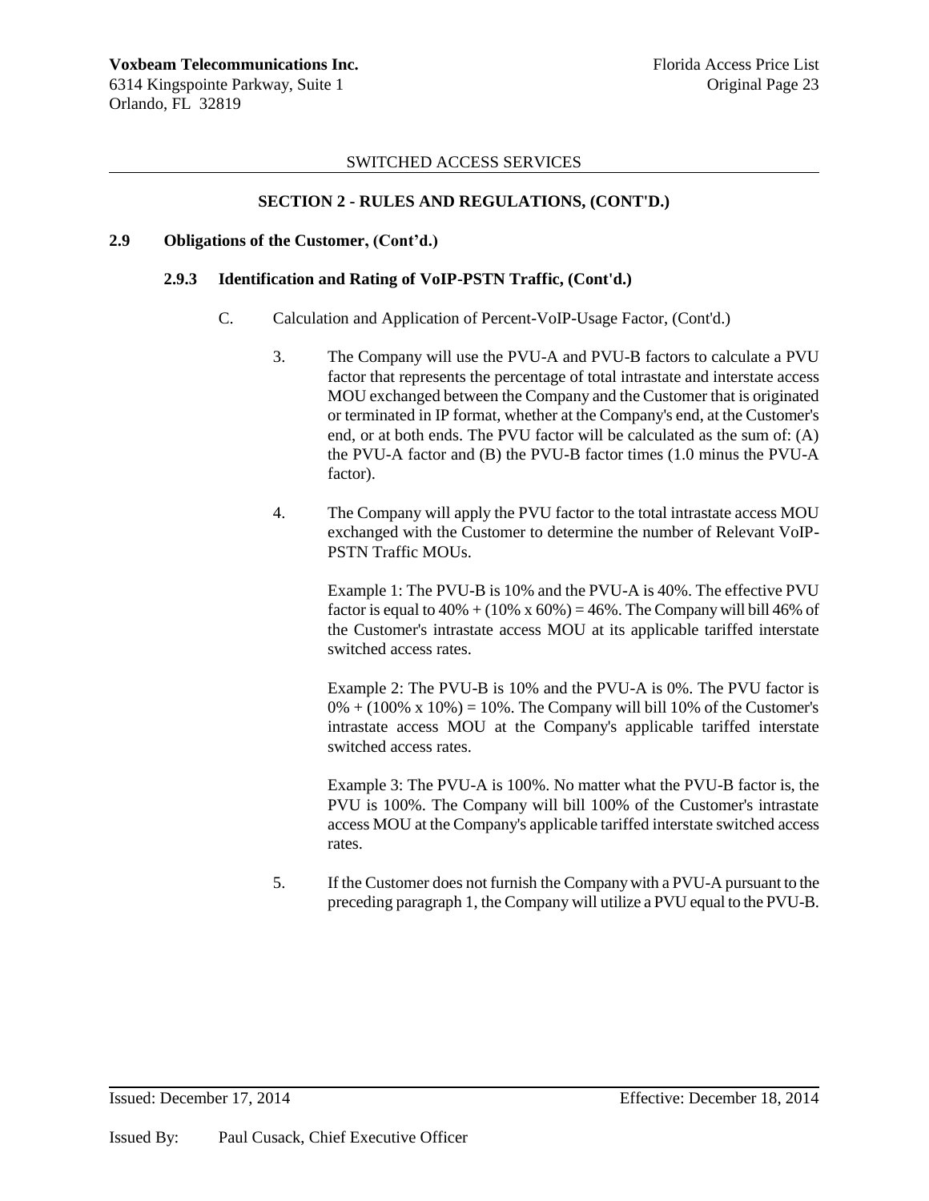SWITCHED ACCESS SERVICES

## SECTION 2 - RULES AND REGULATIONS, (CONT'D.)

### 2.9 Obligations of the Customer, (Cont'd.)

#### 2.9.3 Identification and Rating of VoIP-PSTN Traffic, (Cont'd.)

C. Calculation and Application of Percent-VoIP-Usage Factor, (Cont'd.)

3. The Company will use the PVU-A and PVU-B factors to calculate a PVU factor that represents the percentage of total intrastate and interstate access MOU exchanged between the Company and the Customer that is originated or terminated in IP format, whether at the Company's end, at the Customer's end, or at both ends. The PVU factor will be calculated as the sum of: (A) the PVU-A factor and (B) the PVU-B factor times (1.0 minus the PVU-A factor).

4. The Company will apply the PVU factor to the total intrastate access MOU exchanged with the Customer to determine the number of Relevant VoIP-PSTN Traffic MOUs.

   Example 1: The PVU-B is 10% and the PVU-A is 40%. The effective PVU factor is equal to 40% + (10% x 60%) = 46%. The Company will bill 46% of the Customer's intrastate access MOU at its applicable tariffed interstate switched access rates.

   Example 2: The PVU-B is 10% and the PVU-A is 0%. The PVU factor is 0% + (100% x 10%) = 10%. The Company will bill 10% of the Customer's intrastate access MOU at the Company's applicable tariffed interstate switched access rates.

   Example 3: The PVU-A is 100%. No matter what the PVU-B factor is, the PVU is 100%. The Company will bill 100% of the Customer's intrastate access MOU at the Company's applicable tariffed interstate switched access rates.

5. If the Customer does not furnish the Company with a PVU-A pursuant to the preceding paragraph 1, the Company will utilize a PVU equal to the PVU-B.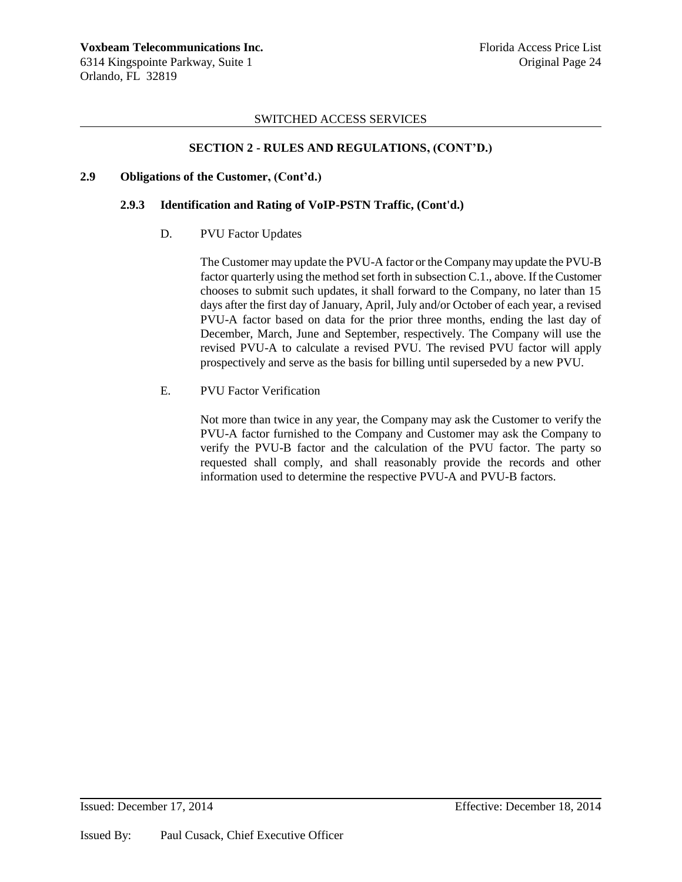SWITCHED ACCESS SERVICES

**SECTION 2 - RULES AND REGULATIONS, (CONT'D.)**

**2.9 Obligations of the Customer, (Cont'd.)**

**2.9.3 Identification and Rating of VoIP-PSTN Traffic, (Cont'd.)**

D. PVU Factor Updates

The Customer may update the PVU-A factor or the Company may update the PVU-B factor quarterly using the method set forth in subsection C.1., above. If the Customer chooses to submit such updates, it shall forward to the Company, no later than 15 days after the first day of January, April, July and/or October of each year, a revised PVU-A factor based on data for the prior three months, ending the last day of December, March, June and September, respectively. The Company will use the revised PVU-A to calculate a revised PVU. The revised PVU factor will apply prospectively and serve as the basis for billing until superseded by a new PVU.

E. PVU Factor Verification

Not more than twice in any year, the Company may ask the Customer to verify the PVU-A factor furnished to the Company and Customer may ask the Company to verify the PVU-B factor and the calculation of the PVU factor. The party so requested shall comply, and shall reasonably provide the records and other information used to determine the respective PVU-A and PVU-B factors.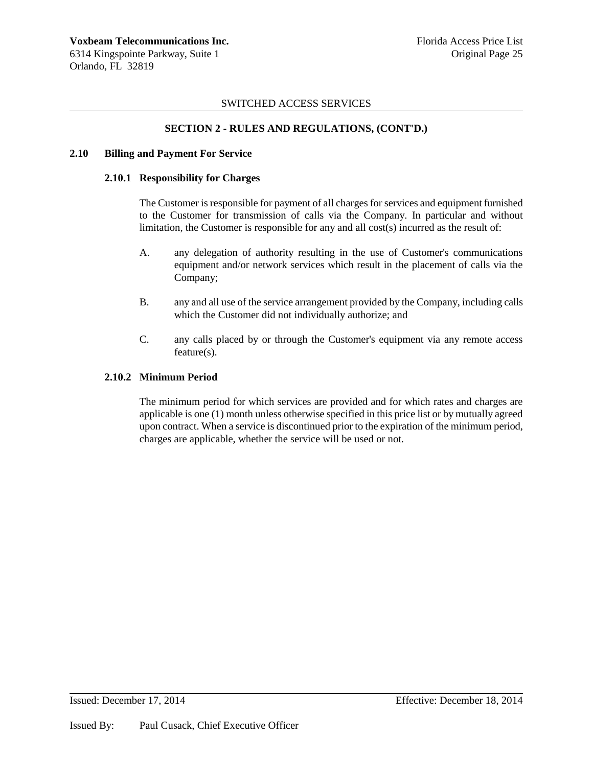SWITCHED ACCESS SERVICES

## SECTION 2 - RULES AND REGULATIONS, (CONT'D.)

### 2.10 Billing and Payment For Service

#### 2.10.1 Responsibility for Charges

The Customer is responsible for payment of all charges for services and equipment furnished to the Customer for transmission of calls via the Company. In particular and without limitation, the Customer is responsible for any and all cost(s) incurred as the result of:

A. any delegation of authority resulting in the use of Customer's communications equipment and/or network services which result in the placement of calls via the Company;

B. any and all use of the service arrangement provided by the Company, including calls which the Customer did not individually authorize; and

C. any calls placed by or through the Customer's equipment via any remote access feature(s).

#### 2.10.2 Minimum Period

The minimum period for which services are provided and for which rates and charges are applicable is one (1) month unless otherwise specified in this price list or by mutually agreed upon contract. When a service is discontinued prior to the expiration of the minimum period, charges are applicable, whether the service will be used or not.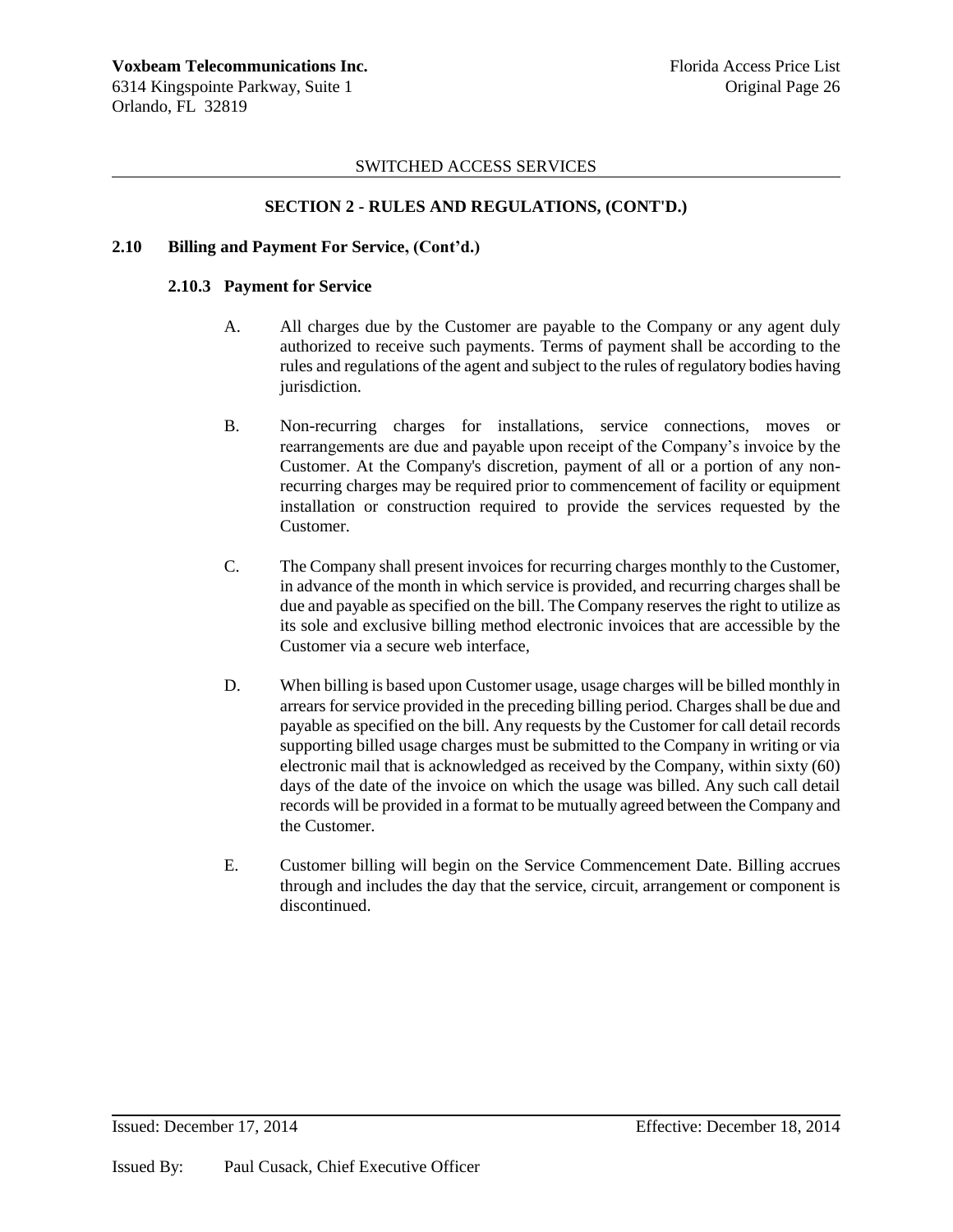SWITCHED ACCESS SERVICES

## SECTION 2 - RULES AND REGULATIONS, (CONT'D.)

### 2.10 Billing and Payment For Service, (Cont'd.)

#### 2.10.3 Payment for Service

A. All charges due by the Customer are payable to the Company or any agent duly authorized to receive such payments. Terms of payment shall be according to the rules and regulations of the agent and subject to the rules of regulatory bodies having jurisdiction.

B. Non-recurring charges for installations, service connections, moves or rearrangements are due and payable upon receipt of the Company's invoice by the Customer. At the Company's discretion, payment of all or a portion of any non-recurring charges may be required prior to commencement of facility or equipment installation or construction required to provide the services requested by the Customer.

C. The Company shall present invoices for recurring charges monthly to the Customer, in advance of the month in which service is provided, and recurring charges shall be due and payable as specified on the bill. The Company reserves the right to utilize as its sole and exclusive billing method electronic invoices that are accessible by the Customer via a secure web interface,

D. When billing is based upon Customer usage, usage charges will be billed monthly in arrears for service provided in the preceding billing period. Charges shall be due and payable as specified on the bill. Any requests by the Customer for call detail records supporting billed usage charges must be submitted to the Company in writing or via electronic mail that is acknowledged as received by the Company, within sixty (60) days of the date of the invoice on which the usage was billed. Any such call detail records will be provided in a format to be mutually agreed between the Company and the Customer.

E. Customer billing will begin on the Service Commencement Date. Billing accrues through and includes the day that the service, circuit, arrangement or component is discontinued.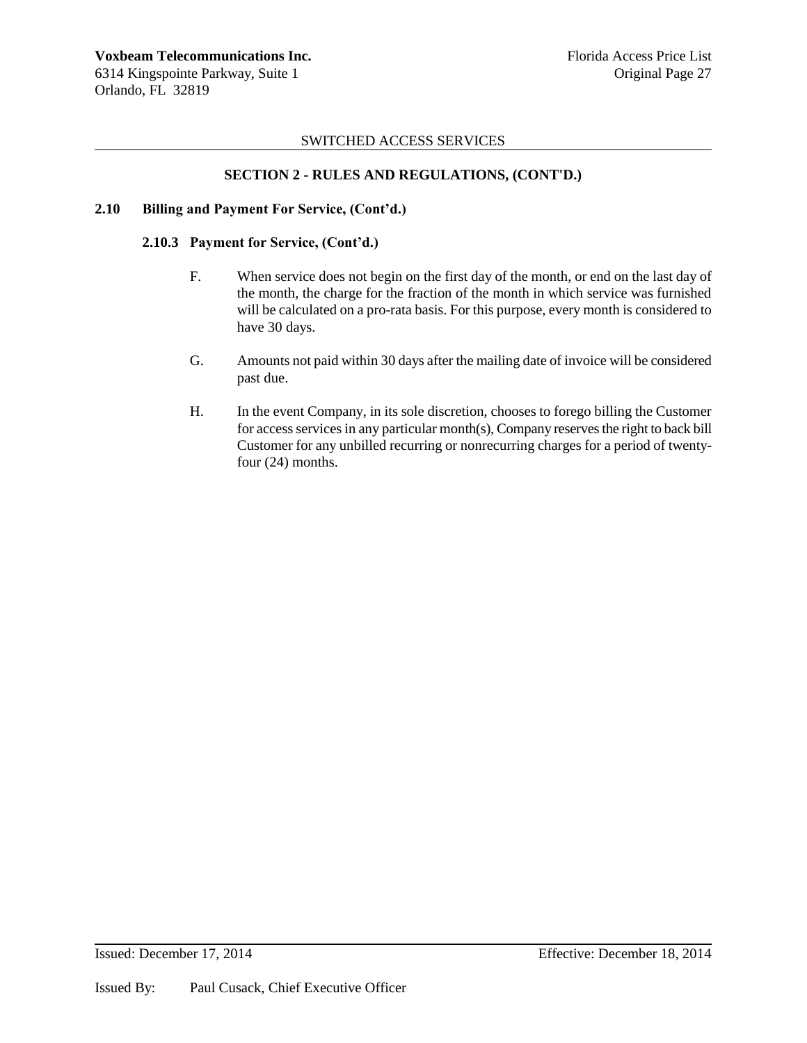SWITCHED ACCESS SERVICES

## SECTION 2 - RULES AND REGULATIONS, (CONT'D.)

### 2.10 Billing and Payment For Service, (Cont'd.)

#### 2.10.3 Payment for Service, (Cont'd.)

F. When service does not begin on the first day of the month, or end on the last day of the month, the charge for the fraction of the month in which service was furnished will be calculated on a pro-rata basis. For this purpose, every month is considered to have 30 days.

G. Amounts not paid within 30 days after the mailing date of invoice will be considered past due.

H. In the event Company, in its sole discretion, chooses to forego billing the Customer for access services in any particular month(s), Company reserves the right to back bill Customer for any unbilled recurring or nonrecurring charges for a period of twenty-four (24) months.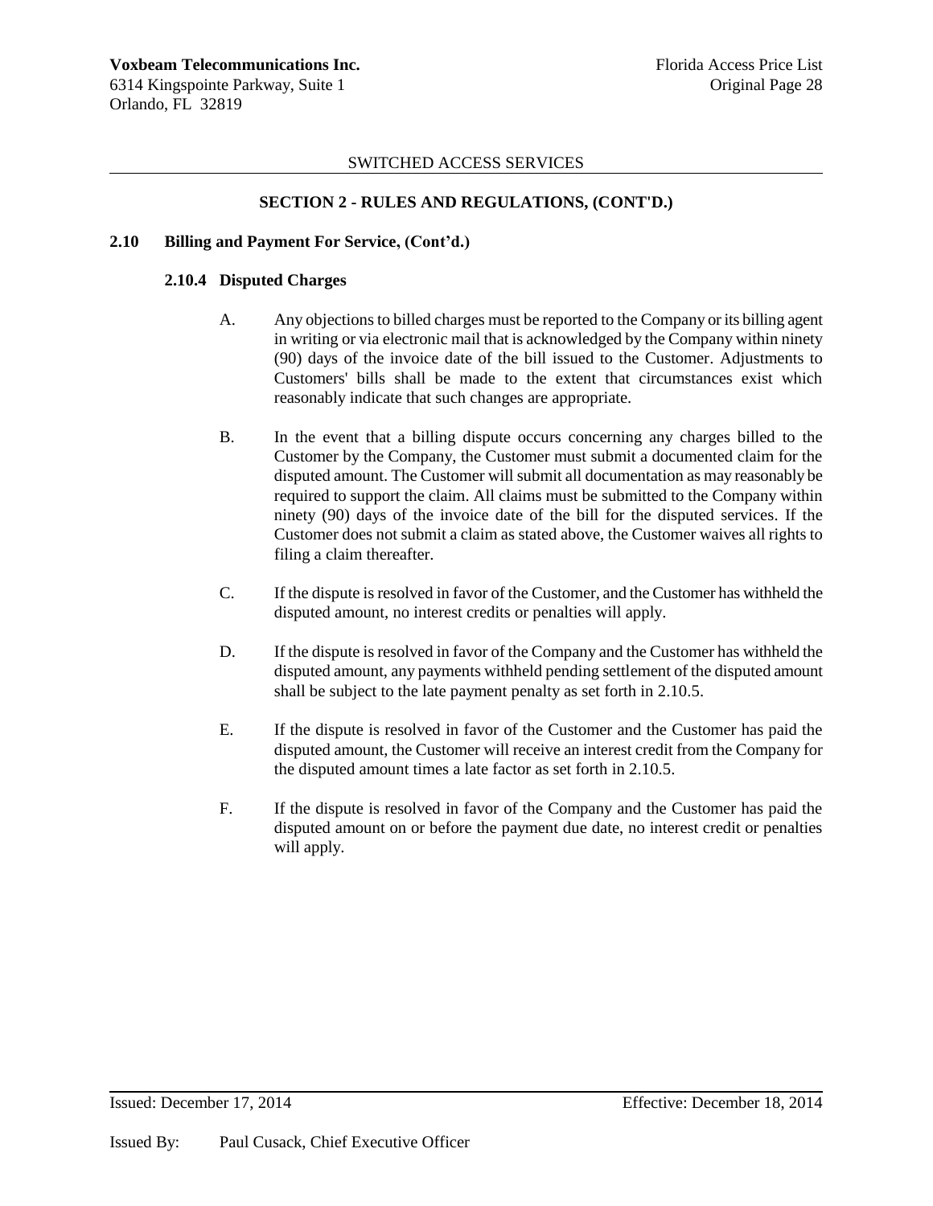SWITCHED ACCESS SERVICES

## SECTION 2 - RULES AND REGULATIONS, (CONT'D.)

### 2.10 Billing and Payment For Service, (Cont'd.)

#### 2.10.4 Disputed Charges

A. Any objections to billed charges must be reported to the Company or its billing agent in writing or via electronic mail that is acknowledged by the Company within ninety (90) days of the invoice date of the bill issued to the Customer. Adjustments to Customers' bills shall be made to the extent that circumstances exist which reasonably indicate that such changes are appropriate.

B. In the event that a billing dispute occurs concerning any charges billed to the Customer by the Company, the Customer must submit a documented claim for the disputed amount. The Customer will submit all documentation as may reasonably be required to support the claim. All claims must be submitted to the Company within ninety (90) days of the invoice date of the bill for the disputed services. If the Customer does not submit a claim as stated above, the Customer waives all rights to filing a claim thereafter.

C. If the dispute is resolved in favor of the Customer, and the Customer has withheld the disputed amount, no interest credits or penalties will apply.

D. If the dispute is resolved in favor of the Company and the Customer has withheld the disputed amount, any payments withheld pending settlement of the disputed amount shall be subject to the late payment penalty as set forth in 2.10.5.

E. If the dispute is resolved in favor of the Customer and the Customer has paid the disputed amount, the Customer will receive an interest credit from the Company for the disputed amount times a late factor as set forth in 2.10.5.

F. If the dispute is resolved in favor of the Company and the Customer has paid the disputed amount on or before the payment due date, no interest credit or penalties will apply.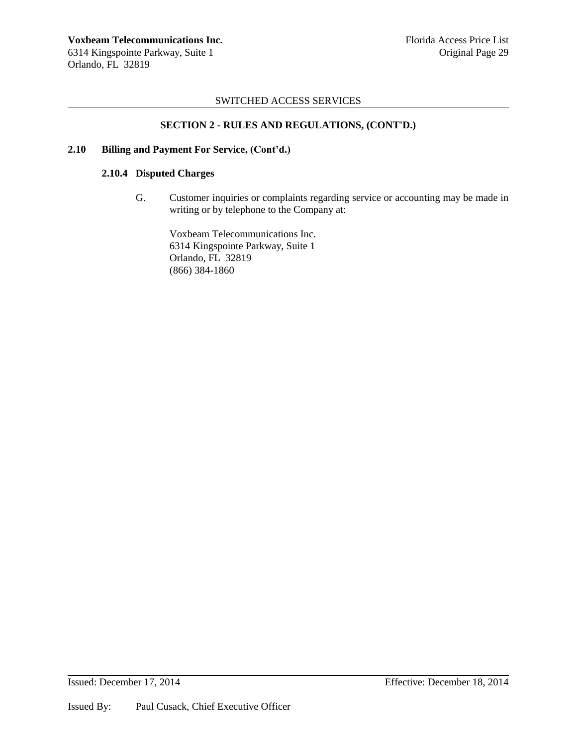SWITCHED ACCESS SERVICES

**SECTION 2 - RULES AND REGULATIONS, (CONT'D.)**

**2.10 Billing and Payment For Service, (Cont'd.)**

**2.10.4 Disputed Charges**

G. Customer inquiries or complaints regarding service or accounting may be made in writing or by telephone to the Company at:

Voxbeam Telecommunications Inc.
6314 Kingspointe Parkway, Suite 1
Orlando, FL 32819
(866) 384-1860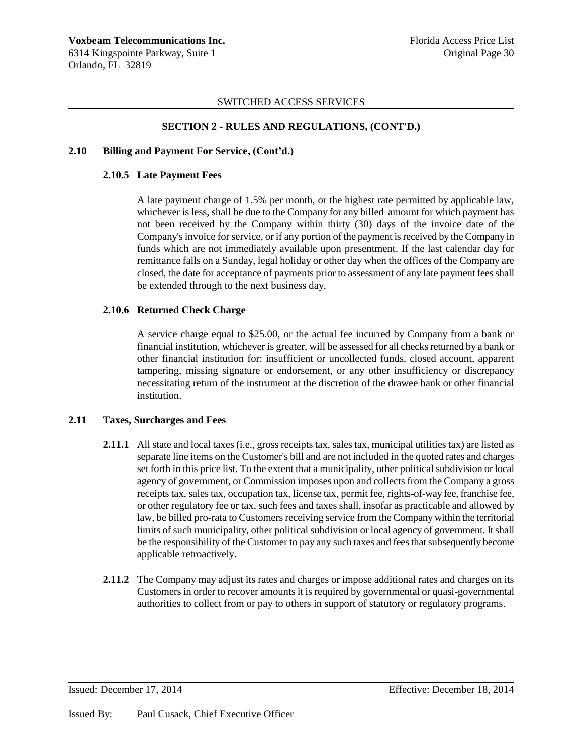SWITCHED ACCESS SERVICES

## SECTION 2 - RULES AND REGULATIONS, (CONT'D.)

### 2.10 Billing and Payment For Service, (Cont'd.)

#### 2.10.5 Late Payment Fees

A late payment charge of 1.5% per month, or the highest rate permitted by applicable law, whichever is less, shall be due to the Company for any billed amount for which payment has not been received by the Company within thirty (30) days of the invoice date of the Company's invoice for service, or if any portion of the payment is received by the Company in funds which are not immediately available upon presentment. If the last calendar day for remittance falls on a Sunday, legal holiday or other day when the offices of the Company are closed, the date for acceptance of payments prior to assessment of any late payment fees shall be extended through to the next business day.

#### 2.10.6 Returned Check Charge

A service charge equal to $25.00, or the actual fee incurred by Company from a bank or financial institution, whichever is greater, will be assessed for all checks returned by a bank or other financial institution for: insufficient or uncollected funds, closed account, apparent tampering, missing signature or endorsement, or any other insufficiency or discrepancy necessitating return of the instrument at the discretion of the drawee bank or other financial institution.

### 2.11 Taxes, Surcharges and Fees

**2.11.1** All state and local taxes (i.e., gross receipts tax, sales tax, municipal utilities tax) are listed as separate line items on the Customer's bill and are not included in the quoted rates and charges set forth in this price list. To the extent that a municipality, other political subdivision or local agency of government, or Commission imposes upon and collects from the Company a gross receipts tax, sales tax, occupation tax, license tax, permit fee, rights-of-way fee, franchise fee, or other regulatory fee or tax, such fees and taxes shall, insofar as practicable and allowed by law, be billed pro-rata to Customers receiving service from the Company within the territorial limits of such municipality, other political subdivision or local agency of government. It shall be the responsibility of the Customer to pay any such taxes and fees that subsequently become applicable retroactively.

**2.11.2** The Company may adjust its rates and charges or impose additional rates and charges on its Customers in order to recover amounts it is required by governmental or quasi-governmental authorities to collect from or pay to others in support of statutory or regulatory programs.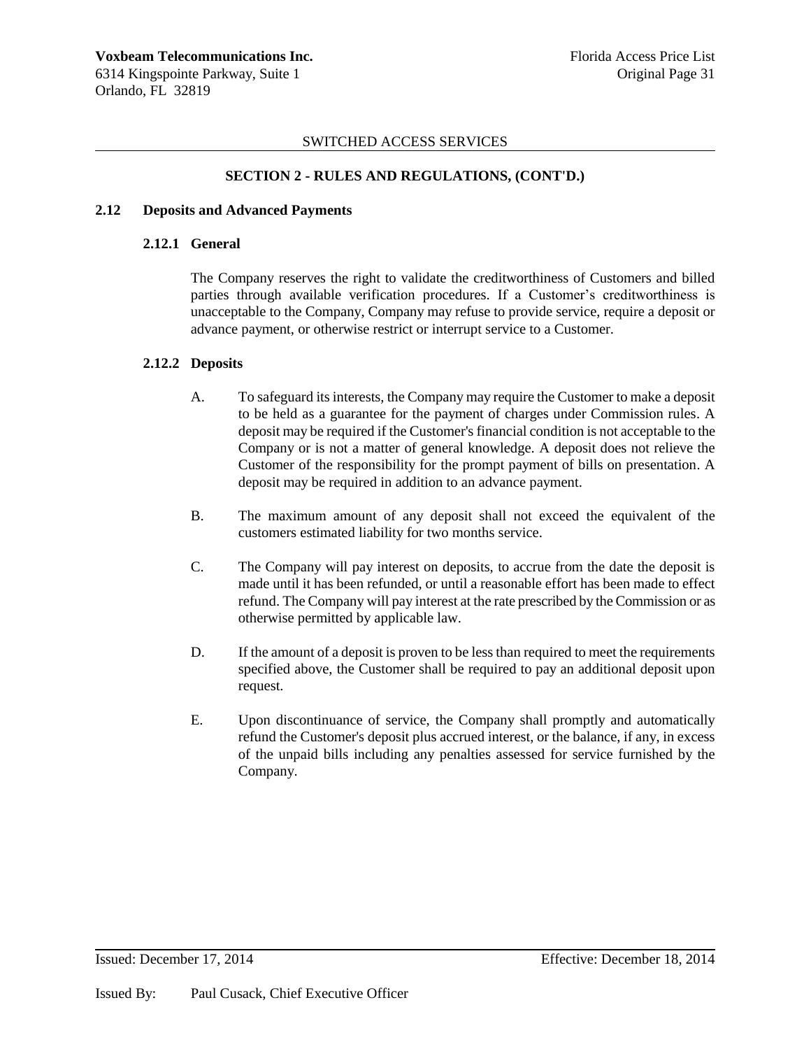SWITCHED ACCESS SERVICES

## SECTION 2 - RULES AND REGULATIONS, (CONT'D.)

### 2.12 Deposits and Advanced Payments

#### 2.12.1 General

The Company reserves the right to validate the creditworthiness of Customers and billed parties through available verification procedures. If a Customer's creditworthiness is unacceptable to the Company, Company may refuse to provide service, require a deposit or advance payment, or otherwise restrict or interrupt service to a Customer.

#### 2.12.2 Deposits

A. To safeguard its interests, the Company may require the Customer to make a deposit to be held as a guarantee for the payment of charges under Commission rules. A deposit may be required if the Customer's financial condition is not acceptable to the Company or is not a matter of general knowledge. A deposit does not relieve the Customer of the responsibility for the prompt payment of bills on presentation. A deposit may be required in addition to an advance payment.

B. The maximum amount of any deposit shall not exceed the equivalent of the customers estimated liability for two months service.

C. The Company will pay interest on deposits, to accrue from the date the deposit is made until it has been refunded, or until a reasonable effort has been made to effect refund. The Company will pay interest at the rate prescribed by the Commission or as otherwise permitted by applicable law.

D. If the amount of a deposit is proven to be less than required to meet the requirements specified above, the Customer shall be required to pay an additional deposit upon request.

E. Upon discontinuance of service, the Company shall promptly and automatically refund the Customer's deposit plus accrued interest, or the balance, if any, in excess of the unpaid bills including any penalties assessed for service furnished by the Company.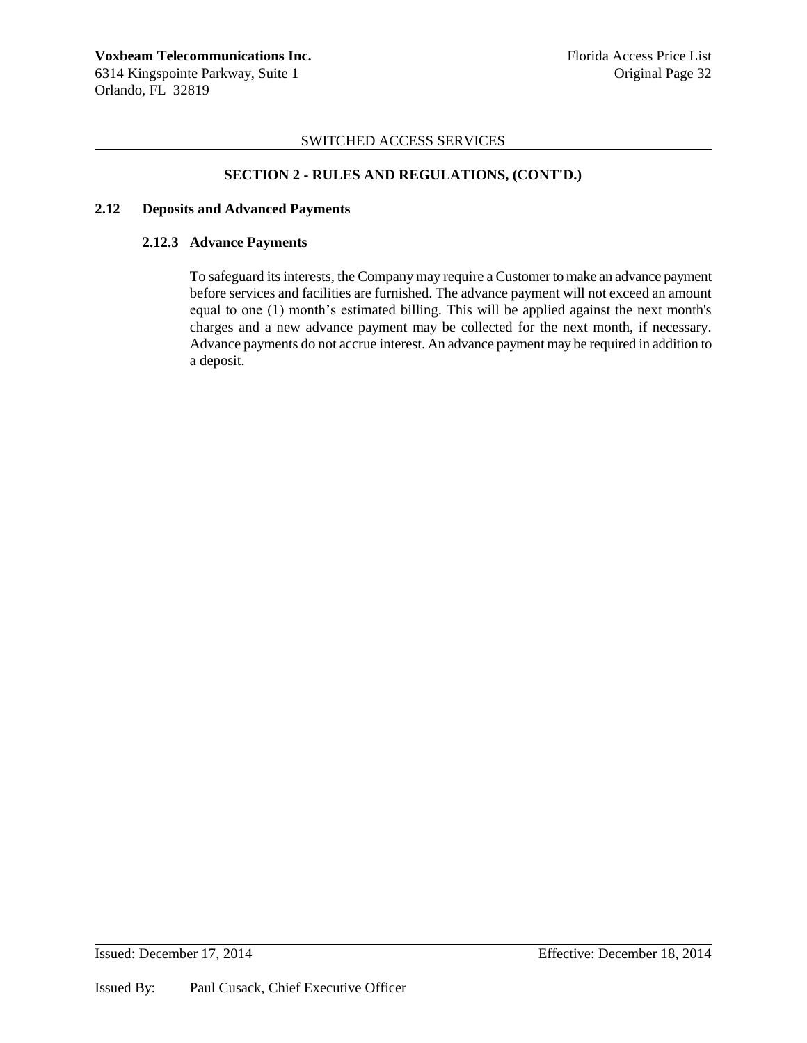SWITCHED ACCESS SERVICES

## SECTION 2 - RULES AND REGULATIONS, (CONT'D.)

### 2.12 Deposits and Advanced Payments

#### 2.12.3 Advance Payments

To safeguard its interests, the Company may require a Customer to make an advance payment before services and facilities are furnished. The advance payment will not exceed an amount equal to one (1) month's estimated billing. This will be applied against the next month's charges and a new advance payment may be collected for the next month, if necessary. Advance payments do not accrue interest. An advance payment may be required in addition to a deposit.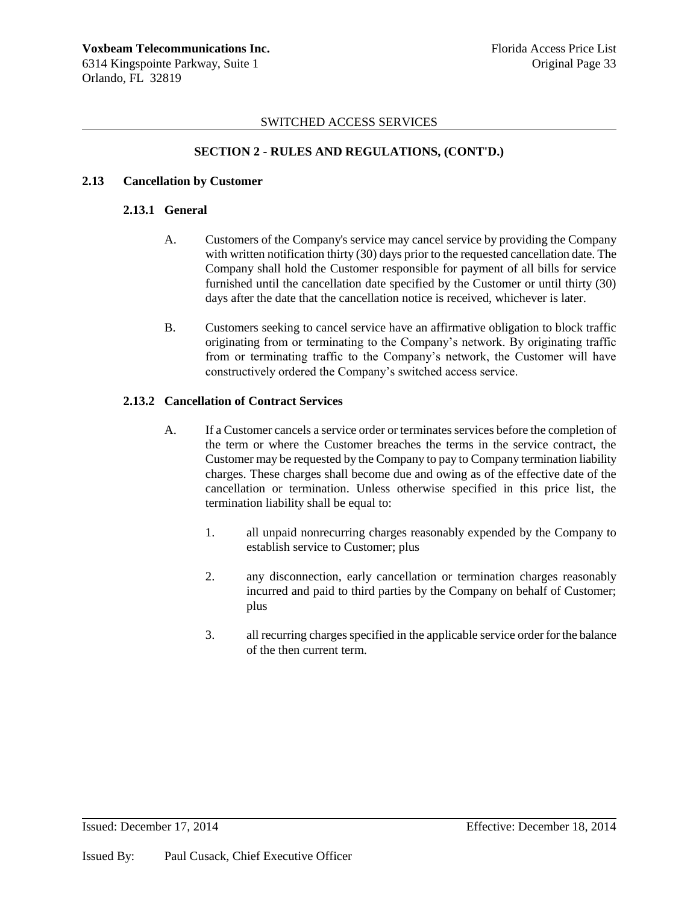SWITCHED ACCESS SERVICES

## SECTION 2 - RULES AND REGULATIONS, (CONT'D.)

### 2.13 Cancellation by Customer

#### 2.13.1 General

A. Customers of the Company's service may cancel service by providing the Company with written notification thirty (30) days prior to the requested cancellation date. The Company shall hold the Customer responsible for payment of all bills for service furnished until the cancellation date specified by the Customer or until thirty (30) days after the date that the cancellation notice is received, whichever is later.

B. Customers seeking to cancel service have an affirmative obligation to block traffic originating from or terminating to the Company's network. By originating traffic from or terminating traffic to the Company's network, the Customer will have constructively ordered the Company's switched access service.

#### 2.13.2 Cancellation of Contract Services

A. If a Customer cancels a service order or terminates services before the completion of the term or where the Customer breaches the terms in the service contract, the Customer may be requested by the Company to pay to Company termination liability charges. These charges shall become due and owing as of the effective date of the cancellation or termination. Unless otherwise specified in this price list, the termination liability shall be equal to:

1. all unpaid nonrecurring charges reasonably expended by the Company to establish service to Customer; plus

2. any disconnection, early cancellation or termination charges reasonably incurred and paid to third parties by the Company on behalf of Customer; plus

3. all recurring charges specified in the applicable service order for the balance of the then current term.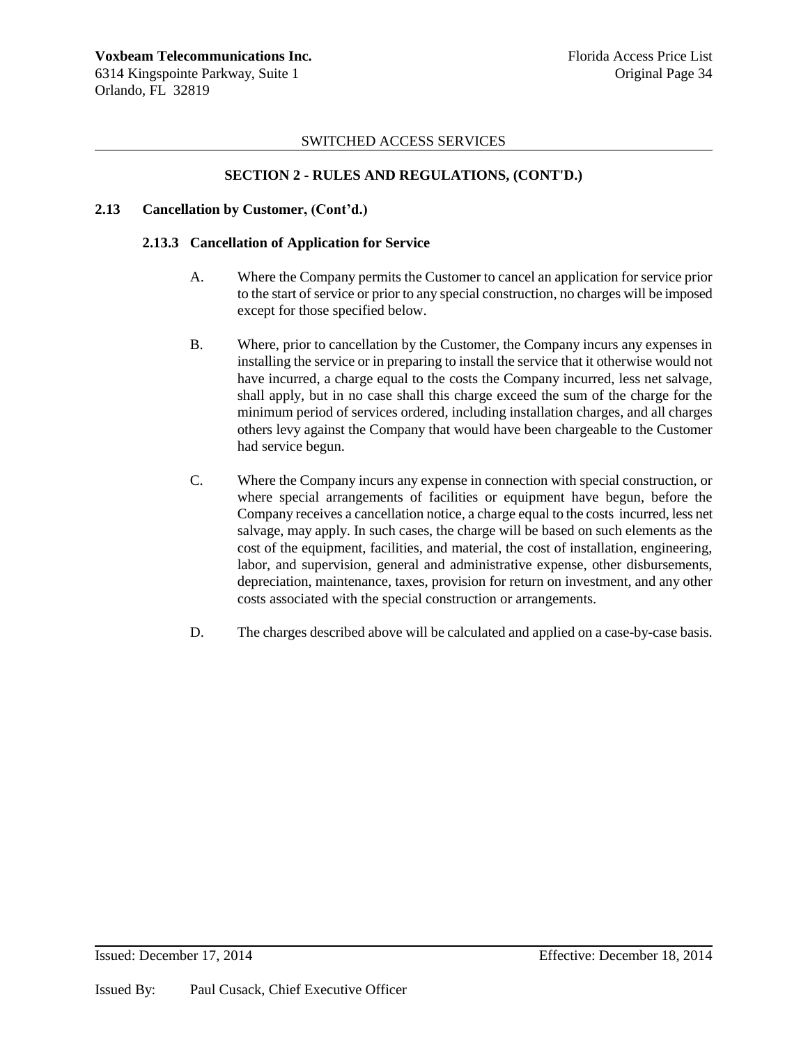SWITCHED ACCESS SERVICES

## SECTION 2 - RULES AND REGULATIONS, (CONT'D.)

### 2.13 Cancellation by Customer, (Cont'd.)

#### 2.13.3 Cancellation of Application for Service

A. Where the Company permits the Customer to cancel an application for service prior to the start of service or prior to any special construction, no charges will be imposed except for those specified below.

B. Where, prior to cancellation by the Customer, the Company incurs any expenses in installing the service or in preparing to install the service that it otherwise would not have incurred, a charge equal to the costs the Company incurred, less net salvage, shall apply, but in no case shall this charge exceed the sum of the charge for the minimum period of services ordered, including installation charges, and all charges others levy against the Company that would have been chargeable to the Customer had service begun.

C. Where the Company incurs any expense in connection with special construction, or where special arrangements of facilities or equipment have begun, before the Company receives a cancellation notice, a charge equal to the costs incurred, less net salvage, may apply. In such cases, the charge will be based on such elements as the cost of the equipment, facilities, and material, the cost of installation, engineering, labor, and supervision, general and administrative expense, other disbursements, depreciation, maintenance, taxes, provision for return on investment, and any other costs associated with the special construction or arrangements.

D. The charges described above will be calculated and applied on a case-by-case basis.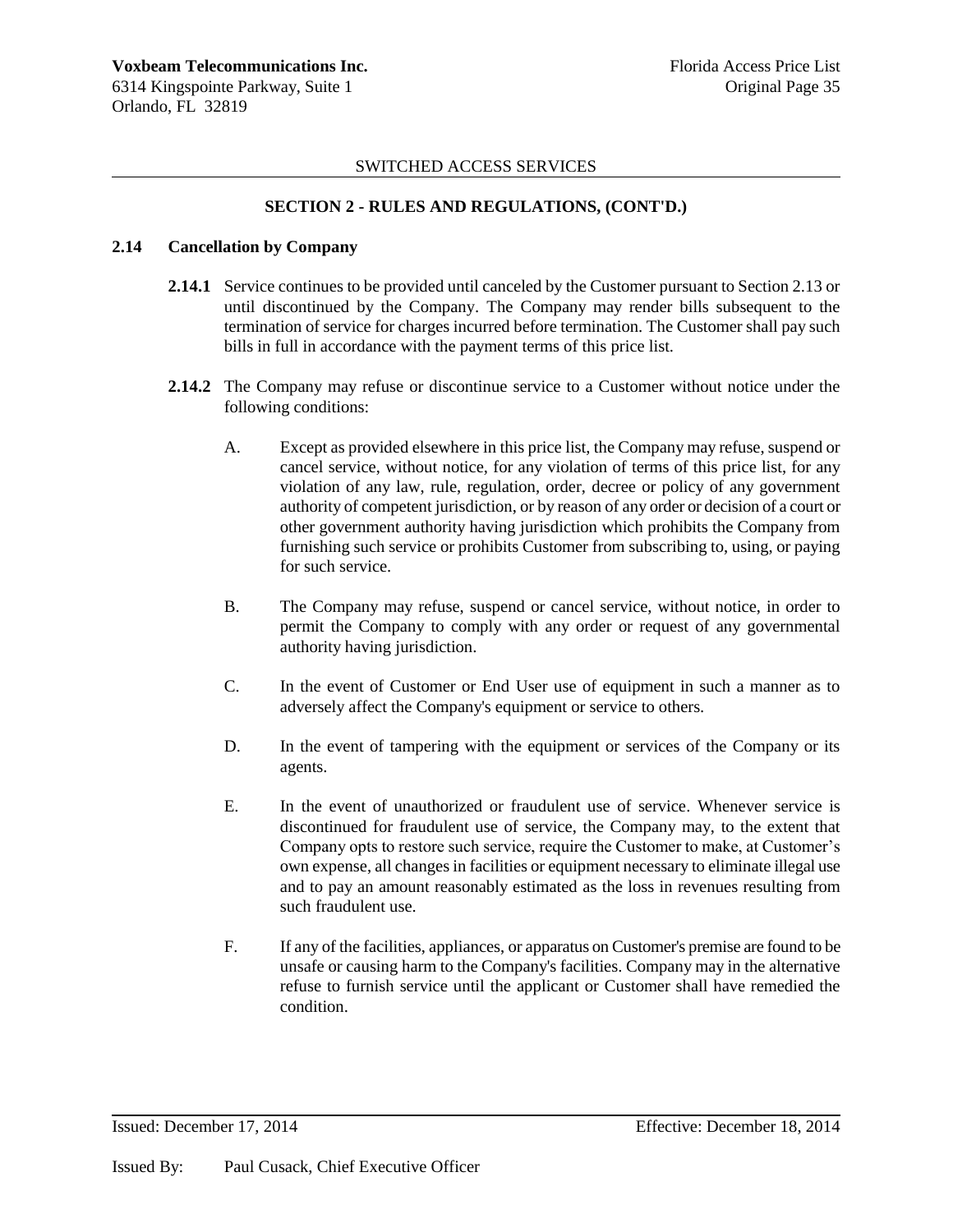SWITCHED ACCESS SERVICES

## SECTION 2 - RULES AND REGULATIONS, (CONT'D.)

### 2.14 Cancellation by Company

**2.14.1** Service continues to be provided until canceled by the Customer pursuant to Section 2.13 or until discontinued by the Company. The Company may render bills subsequent to the termination of service for charges incurred before termination. The Customer shall pay such bills in full in accordance with the payment terms of this price list.

**2.14.2** The Company may refuse or discontinue service to a Customer without notice under the following conditions:

A. Except as provided elsewhere in this price list, the Company may refuse, suspend or cancel service, without notice, for any violation of terms of this price list, for any violation of any law, rule, regulation, order, decree or policy of any government authority of competent jurisdiction, or by reason of any order or decision of a court or other government authority having jurisdiction which prohibits the Company from furnishing such service or prohibits Customer from subscribing to, using, or paying for such service.

B. The Company may refuse, suspend or cancel service, without notice, in order to permit the Company to comply with any order or request of any governmental authority having jurisdiction.

C. In the event of Customer or End User use of equipment in such a manner as to adversely affect the Company's equipment or service to others.

D. In the event of tampering with the equipment or services of the Company or its agents.

E. In the event of unauthorized or fraudulent use of service. Whenever service is discontinued for fraudulent use of service, the Company may, to the extent that Company opts to restore such service, require the Customer to make, at Customer's own expense, all changes in facilities or equipment necessary to eliminate illegal use and to pay an amount reasonably estimated as the loss in revenues resulting from such fraudulent use.

F. If any of the facilities, appliances, or apparatus on Customer's premise are found to be unsafe or causing harm to the Company's facilities. Company may in the alternative refuse to furnish service until the applicant or Customer shall have remedied the condition.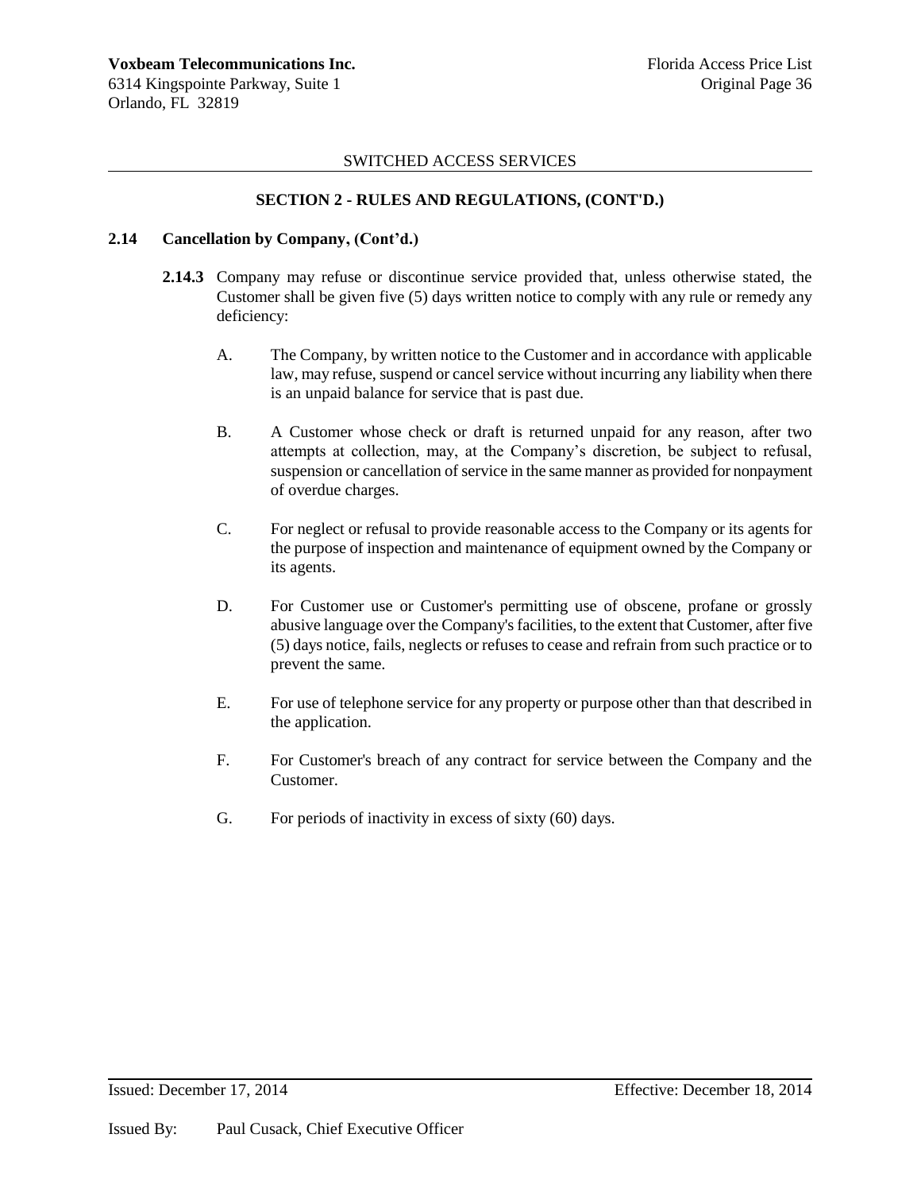SWITCHED ACCESS SERVICES

## SECTION 2 - RULES AND REGULATIONS, (CONT'D.)

### 2.14 Cancellation by Company, (Cont'd.)

**2.14.3** Company may refuse or discontinue service provided that, unless otherwise stated, the Customer shall be given five (5) days written notice to comply with any rule or remedy any deficiency:

A. The Company, by written notice to the Customer and in accordance with applicable law, may refuse, suspend or cancel service without incurring any liability when there is an unpaid balance for service that is past due.

B. A Customer whose check or draft is returned unpaid for any reason, after two attempts at collection, may, at the Company's discretion, be subject to refusal, suspension or cancellation of service in the same manner as provided for nonpayment of overdue charges.

C. For neglect or refusal to provide reasonable access to the Company or its agents for the purpose of inspection and maintenance of equipment owned by the Company or its agents.

D. For Customer use or Customer's permitting use of obscene, profane or grossly abusive language over the Company's facilities, to the extent that Customer, after five (5) days notice, fails, neglects or refuses to cease and refrain from such practice or to prevent the same.

E. For use of telephone service for any property or purpose other than that described in the application.

F. For Customer's breach of any contract for service between the Company and the Customer.

G. For periods of inactivity in excess of sixty (60) days.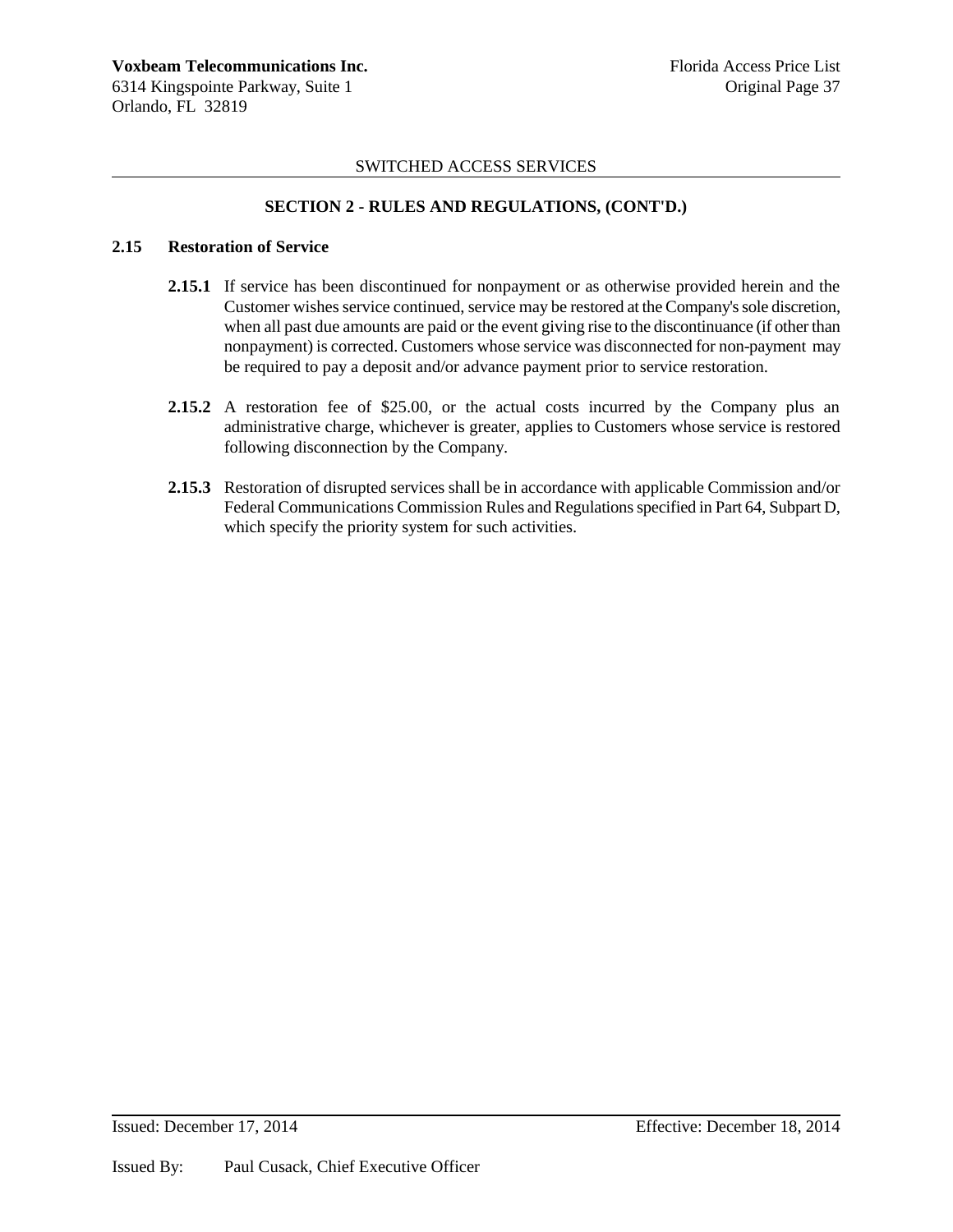SWITCHED ACCESS SERVICES

## SECTION 2 - RULES AND REGULATIONS, (CONT'D.)

### 2.15 Restoration of Service

**2.15.1** If service has been discontinued for nonpayment or as otherwise provided herein and the Customer wishes service continued, service may be restored at the Company's sole discretion, when all past due amounts are paid or the event giving rise to the discontinuance (if other than nonpayment) is corrected. Customers whose service was disconnected for non-payment may be required to pay a deposit and/or advance payment prior to service restoration.

**2.15.2** A restoration fee of $25.00, or the actual costs incurred by the Company plus an administrative charge, whichever is greater, applies to Customers whose service is restored following disconnection by the Company.

**2.15.3** Restoration of disrupted services shall be in accordance with applicable Commission and/or Federal Communications Commission Rules and Regulations specified in Part 64, Subpart D, which specify the priority system for such activities.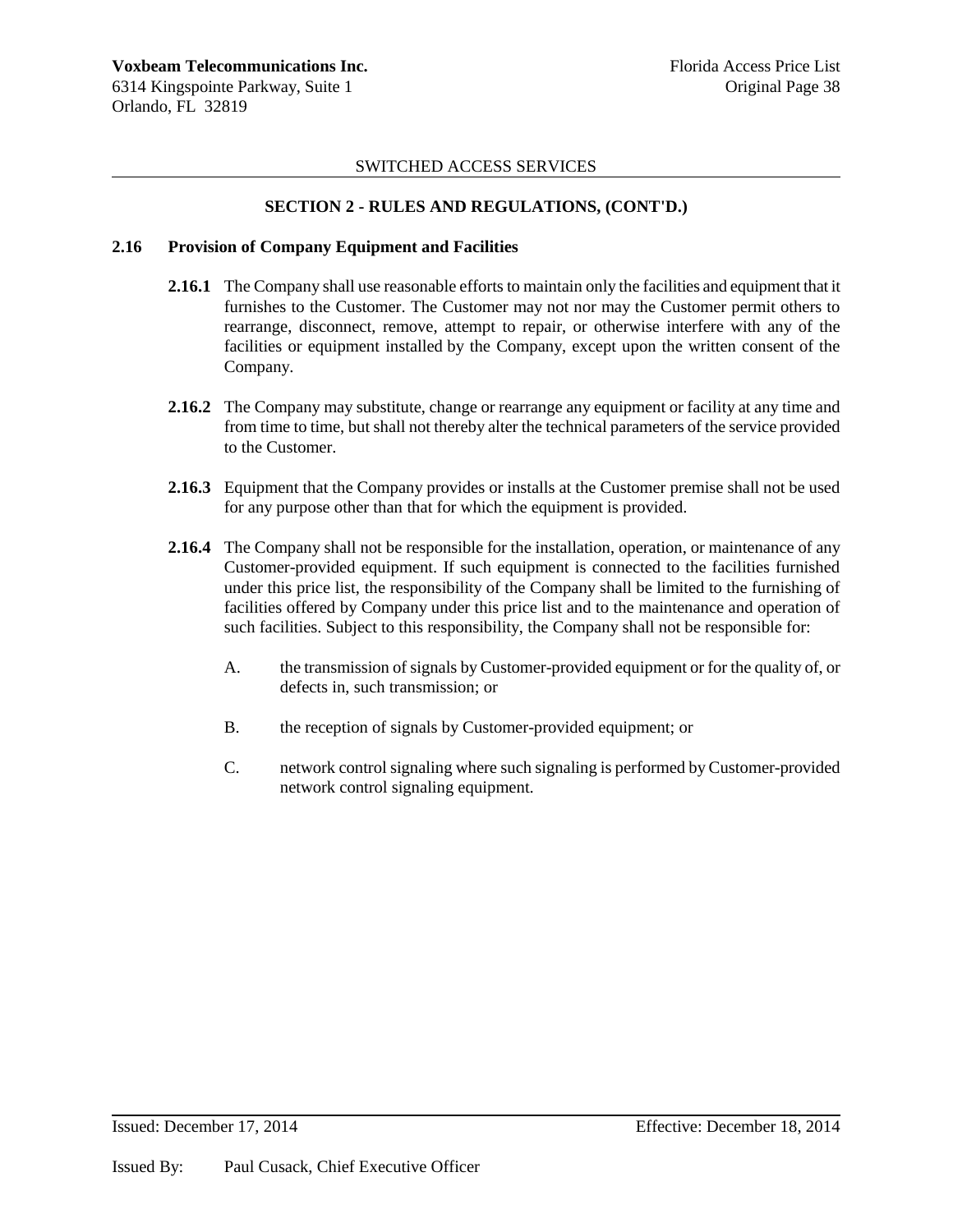SWITCHED ACCESS SERVICES

**SECTION 2 - RULES AND REGULATIONS, (CONT'D.)**

**2.16 Provision of Company Equipment and Facilities**

**2.16.1** The Company shall use reasonable efforts to maintain only the facilities and equipment that it furnishes to the Customer. The Customer may not nor may the Customer permit others to rearrange, disconnect, remove, attempt to repair, or otherwise interfere with any of the facilities or equipment installed by the Company, except upon the written consent of the Company.

**2.16.2** The Company may substitute, change or rearrange any equipment or facility at any time and from time to time, but shall not thereby alter the technical parameters of the service provided to the Customer.

**2.16.3** Equipment that the Company provides or installs at the Customer premise shall not be used for any purpose other than that for which the equipment is provided.

**2.16.4** The Company shall not be responsible for the installation, operation, or maintenance of any Customer-provided equipment. If such equipment is connected to the facilities furnished under this price list, the responsibility of the Company shall be limited to the furnishing of facilities offered by Company under this price list and to the maintenance and operation of such facilities. Subject to this responsibility, the Company shall not be responsible for:

A. the transmission of signals by Customer-provided equipment or for the quality of, or defects in, such transmission; or

B. the reception of signals by Customer-provided equipment; or

C. network control signaling where such signaling is performed by Customer-provided network control signaling equipment.

Issued: December 17, 2014 Effective: December 18, 2014

Issued By: Paul Cusack, Chief Executive Officer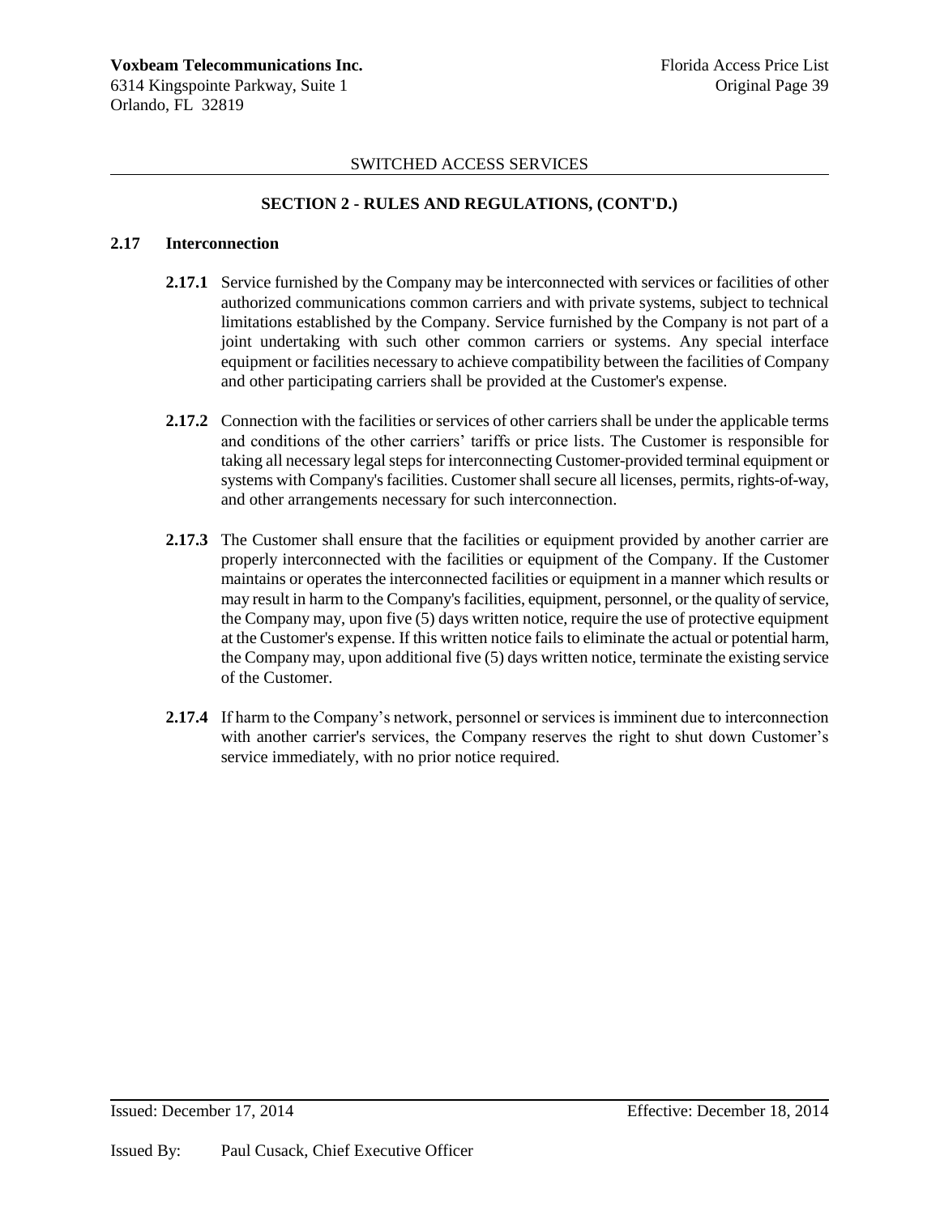## SWITCHED ACCESS SERVICES

### SECTION 2 - RULES AND REGULATIONS, (CONT'D.)

**2.17 Interconnection**

**2.17.1** Service furnished by the Company may be interconnected with services or facilities of other authorized communications common carriers and with private systems, subject to technical limitations established by the Company. Service furnished by the Company is not part of a joint undertaking with such other common carriers or systems. Any special interface equipment or facilities necessary to achieve compatibility between the facilities of Company and other participating carriers shall be provided at the Customer's expense.

**2.17.2** Connection with the facilities or services of other carriers shall be under the applicable terms and conditions of the other carriers' tariffs or price lists. The Customer is responsible for taking all necessary legal steps for interconnecting Customer-provided terminal equipment or systems with Company's facilities. Customer shall secure all licenses, permits, rights-of-way, and other arrangements necessary for such interconnection.

**2.17.3** The Customer shall ensure that the facilities or equipment provided by another carrier are properly interconnected with the facilities or equipment of the Company. If the Customer maintains or operates the interconnected facilities or equipment in a manner which results or may result in harm to the Company's facilities, equipment, personnel, or the quality of service, the Company may, upon five (5) days written notice, require the use of protective equipment at the Customer's expense. If this written notice fails to eliminate the actual or potential harm, the Company may, upon additional five (5) days written notice, terminate the existing service of the Customer.

**2.17.4** If harm to the Company's network, personnel or services is imminent due to interconnection with another carrier's services, the Company reserves the right to shut down Customer's service immediately, with no prior notice required.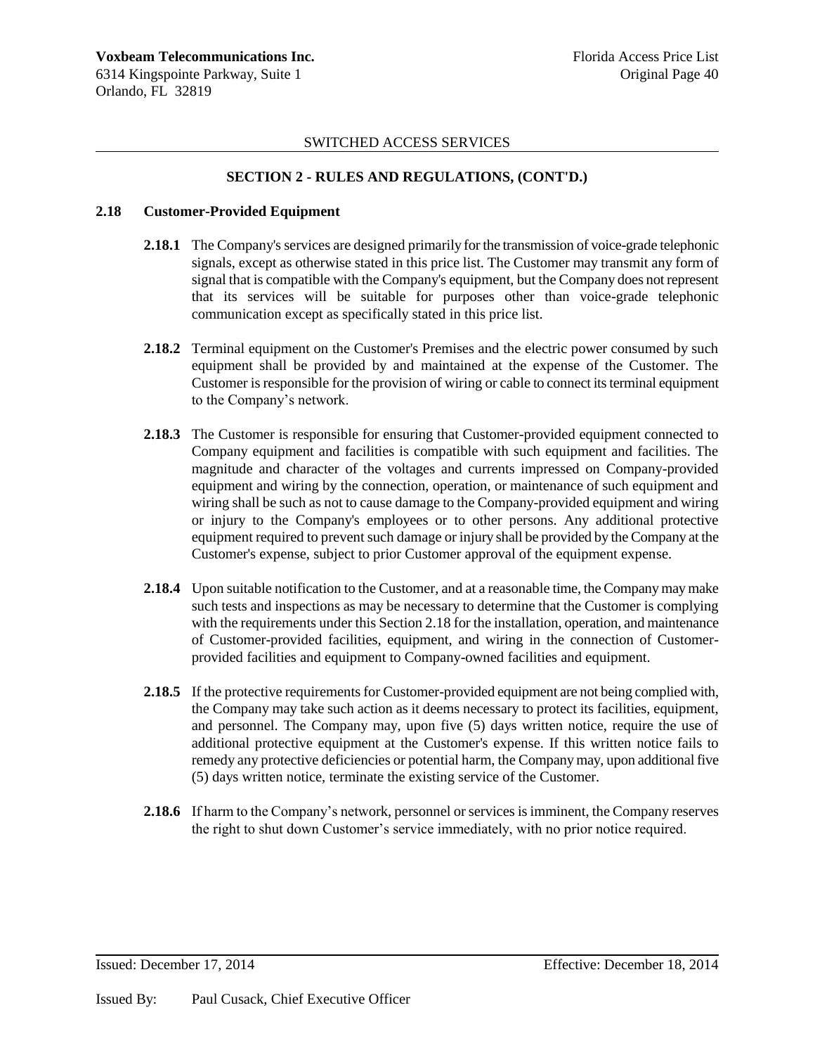SWITCHED ACCESS SERVICES

## SECTION 2 - RULES AND REGULATIONS, (CONT'D.)

### 2.18 Customer-Provided Equipment

**2.18.1** The Company's services are designed primarily for the transmission of voice-grade telephonic signals, except as otherwise stated in this price list. The Customer may transmit any form of signal that is compatible with the Company's equipment, but the Company does not represent that its services will be suitable for purposes other than voice-grade telephonic communication except as specifically stated in this price list.

**2.18.2** Terminal equipment on the Customer's Premises and the electric power consumed by such equipment shall be provided by and maintained at the expense of the Customer. The Customer is responsible for the provision of wiring or cable to connect its terminal equipment to the Company's network.

**2.18.3** The Customer is responsible for ensuring that Customer-provided equipment connected to Company equipment and facilities is compatible with such equipment and facilities. The magnitude and character of the voltages and currents impressed on Company-provided equipment and wiring by the connection, operation, or maintenance of such equipment and wiring shall be such as not to cause damage to the Company-provided equipment and wiring or injury to the Company's employees or to other persons. Any additional protective equipment required to prevent such damage or injury shall be provided by the Company at the Customer's expense, subject to prior Customer approval of the equipment expense.

**2.18.4** Upon suitable notification to the Customer, and at a reasonable time, the Company may make such tests and inspections as may be necessary to determine that the Customer is complying with the requirements under this Section 2.18 for the installation, operation, and maintenance of Customer-provided facilities, equipment, and wiring in the connection of Customer-provided facilities and equipment to Company-owned facilities and equipment.

**2.18.5** If the protective requirements for Customer-provided equipment are not being complied with, the Company may take such action as it deems necessary to protect its facilities, equipment, and personnel. The Company may, upon five (5) days written notice, require the use of additional protective equipment at the Customer's expense. If this written notice fails to remedy any protective deficiencies or potential harm, the Company may, upon additional five (5) days written notice, terminate the existing service of the Customer.

**2.18.6** If harm to the Company's network, personnel or services is imminent, the Company reserves the right to shut down Customer's service immediately, with no prior notice required.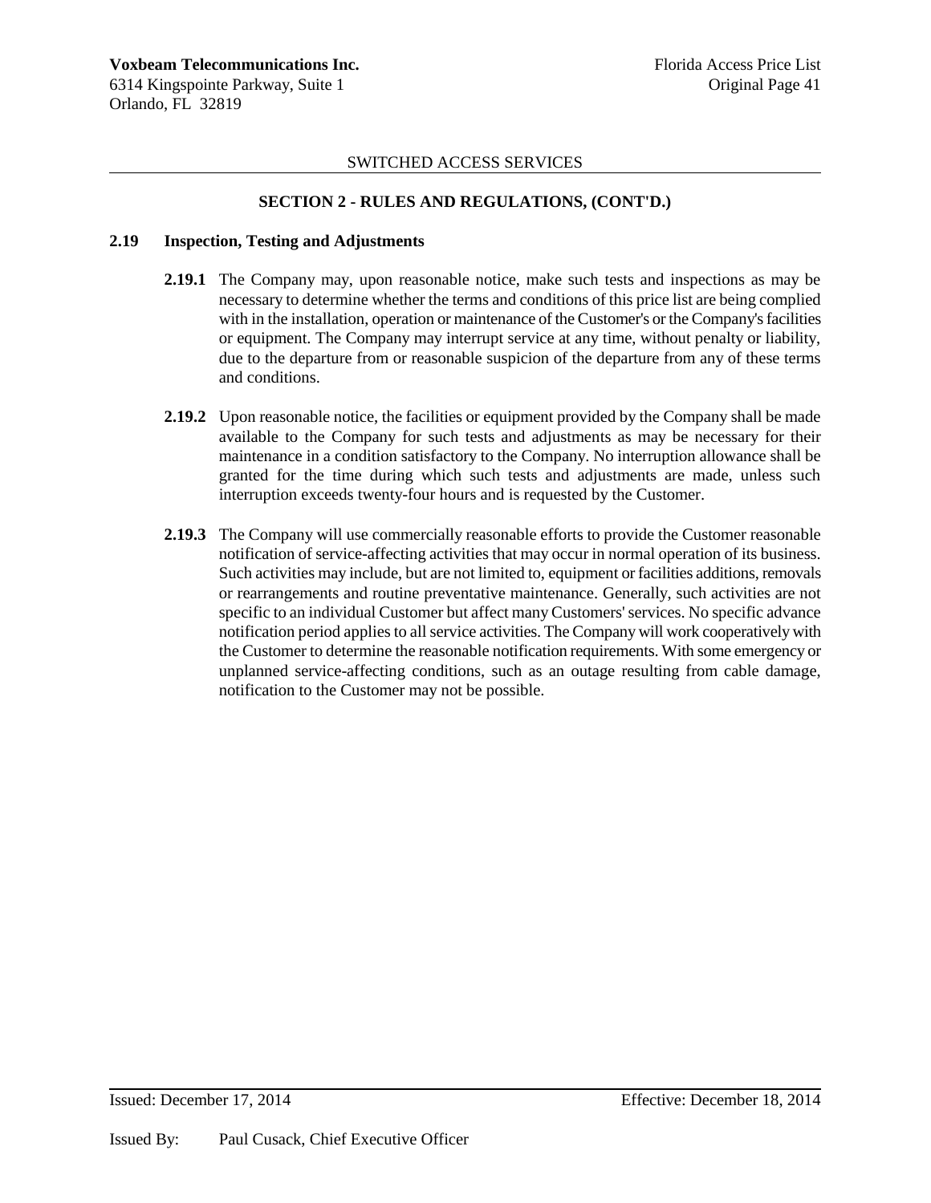SWITCHED ACCESS SERVICES

## SECTION 2 - RULES AND REGULATIONS, (CONT'D.)

### 2.19 Inspection, Testing and Adjustments

**2.19.1** The Company may, upon reasonable notice, make such tests and inspections as may be necessary to determine whether the terms and conditions of this price list are being complied with in the installation, operation or maintenance of the Customer's or the Company's facilities or equipment. The Company may interrupt service at any time, without penalty or liability, due to the departure from or reasonable suspicion of the departure from any of these terms and conditions.

**2.19.2** Upon reasonable notice, the facilities or equipment provided by the Company shall be made available to the Company for such tests and adjustments as may be necessary for their maintenance in a condition satisfactory to the Company. No interruption allowance shall be granted for the time during which such tests and adjustments are made, unless such interruption exceeds twenty-four hours and is requested by the Customer.

**2.19.3** The Company will use commercially reasonable efforts to provide the Customer reasonable notification of service-affecting activities that may occur in normal operation of its business. Such activities may include, but are not limited to, equipment or facilities additions, removals or rearrangements and routine preventative maintenance. Generally, such activities are not specific to an individual Customer but affect many Customers' services. No specific advance notification period applies to all service activities. The Company will work cooperatively with the Customer to determine the reasonable notification requirements. With some emergency or unplanned service-affecting conditions, such as an outage resulting from cable damage, notification to the Customer may not be possible.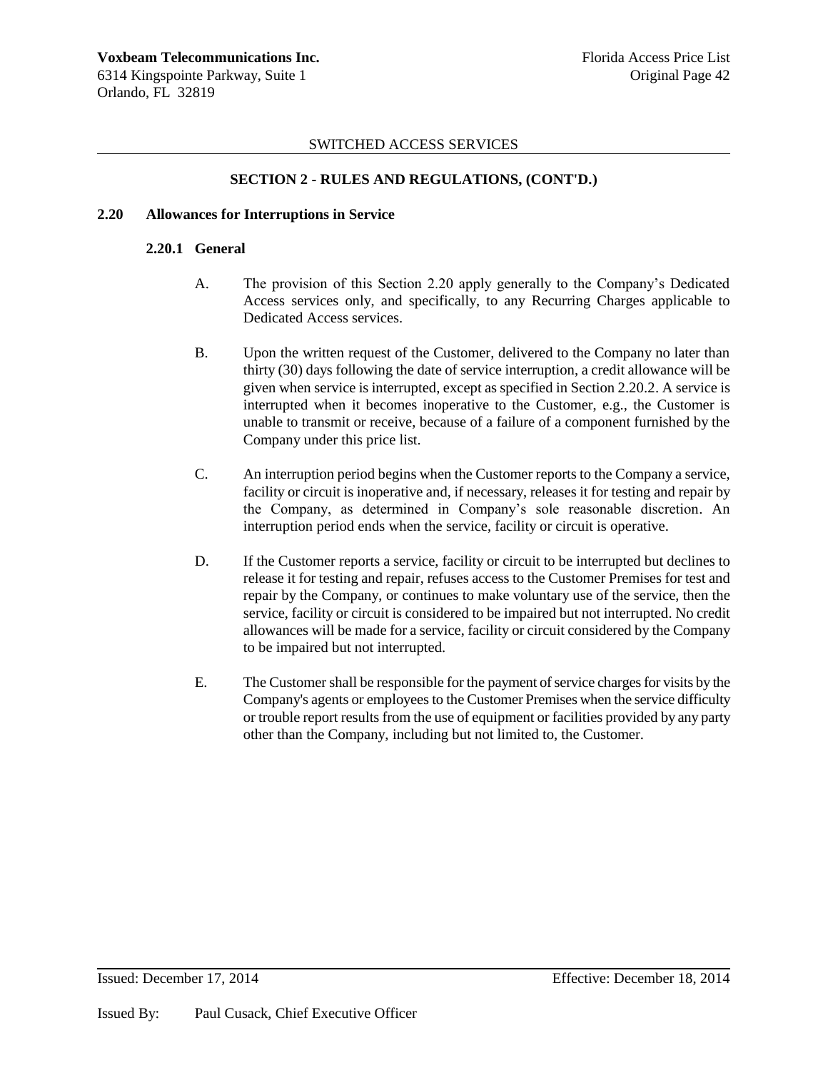SWITCHED ACCESS SERVICES

**SECTION 2 - RULES AND REGULATIONS, (CONT'D.)**

## 2.20 Allowances for Interruptions in Service

### 2.20.1 General

A. The provision of this Section 2.20 apply generally to the Company's Dedicated Access services only, and specifically, to any Recurring Charges applicable to Dedicated Access services.

B. Upon the written request of the Customer, delivered to the Company no later than thirty (30) days following the date of service interruption, a credit allowance will be given when service is interrupted, except as specified in Section 2.20.2. A service is interrupted when it becomes inoperative to the Customer, e.g., the Customer is unable to transmit or receive, because of a failure of a component furnished by the Company under this price list.

C. An interruption period begins when the Customer reports to the Company a service, facility or circuit is inoperative and, if necessary, releases it for testing and repair by the Company, as determined in Company's sole reasonable discretion. An interruption period ends when the service, facility or circuit is operative.

D. If the Customer reports a service, facility or circuit to be interrupted but declines to release it for testing and repair, refuses access to the Customer Premises for test and repair by the Company, or continues to make voluntary use of the service, then the service, facility or circuit is considered to be impaired but not interrupted. No credit allowances will be made for a service, facility or circuit considered by the Company to be impaired but not interrupted.

E. The Customer shall be responsible for the payment of service charges for visits by the Company's agents or employees to the Customer Premises when the service difficulty or trouble report results from the use of equipment or facilities provided by any party other than the Company, including but not limited to, the Customer.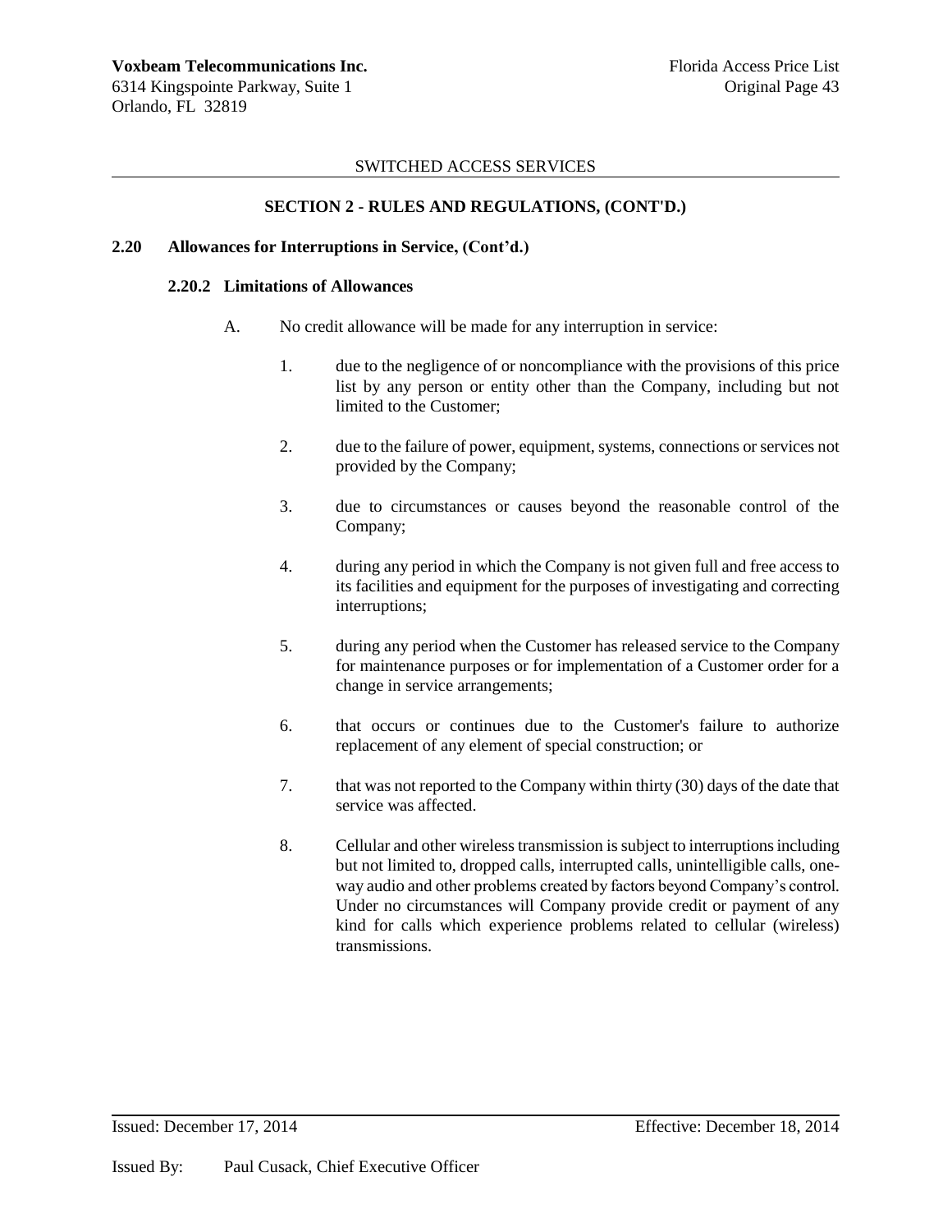SWITCHED ACCESS SERVICES

## SECTION 2 - RULES AND REGULATIONS, (CONT'D.)

### 2.20 Allowances for Interruptions in Service, (Cont'd.)

#### 2.20.2 Limitations of Allowances

A. No credit allowance will be made for any interruption in service:

1. due to the negligence of or noncompliance with the provisions of this price list by any person or entity other than the Company, including but not limited to the Customer;

2. due to the failure of power, equipment, systems, connections or services not provided by the Company;

3. due to circumstances or causes beyond the reasonable control of the Company;

4. during any period in which the Company is not given full and free access to its facilities and equipment for the purposes of investigating and correcting interruptions;

5. during any period when the Customer has released service to the Company for maintenance purposes or for implementation of a Customer order for a change in service arrangements;

6. that occurs or continues due to the Customer's failure to authorize replacement of any element of special construction; or

7. that was not reported to the Company within thirty (30) days of the date that service was affected.

8. Cellular and other wireless transmission is subject to interruptions including but not limited to, dropped calls, interrupted calls, unintelligible calls, one-way audio and other problems created by factors beyond Company's control. Under no circumstances will Company provide credit or payment of any kind for calls which experience problems related to cellular (wireless) transmissions.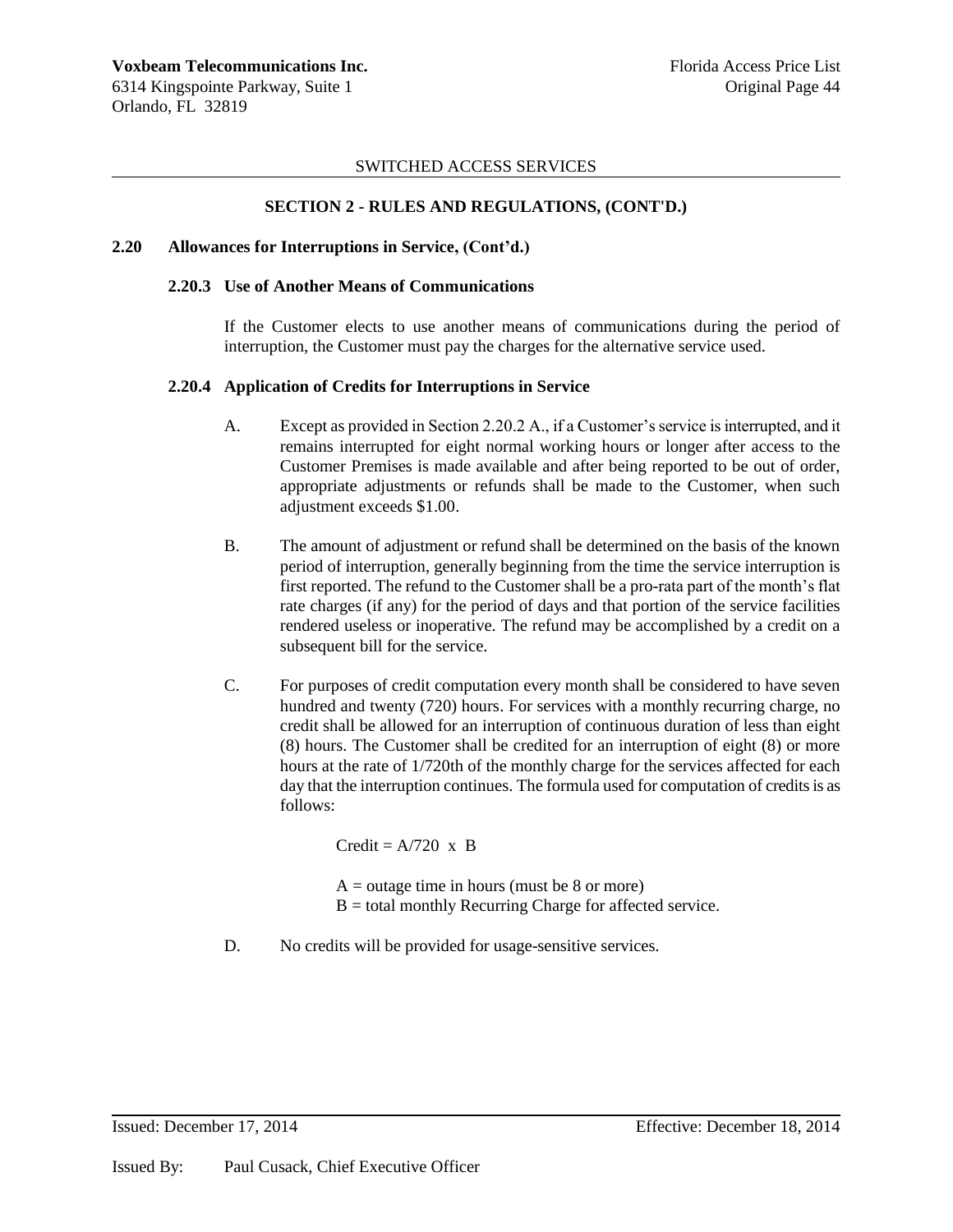SWITCHED ACCESS SERVICES

## SECTION 2 - RULES AND REGULATIONS, (CONT'D.)

### 2.20 Allowances for Interruptions in Service, (Cont'd.)

#### 2.20.3 Use of Another Means of Communications

If the Customer elects to use another means of communications during the period of interruption, the Customer must pay the charges for the alternative service used.

#### 2.20.4 Application of Credits for Interruptions in Service

A. Except as provided in Section 2.20.2 A., if a Customer's service is interrupted, and it remains interrupted for eight normal working hours or longer after access to the Customer Premises is made available and after being reported to be out of order, appropriate adjustments or refunds shall be made to the Customer, when such adjustment exceeds $1.00.

B. The amount of adjustment or refund shall be determined on the basis of the known period of interruption, generally beginning from the time the service interruption is first reported. The refund to the Customer shall be a pro-rata part of the month's flat rate charges (if any) for the period of days and that portion of the service facilities rendered useless or inoperative. The refund may be accomplished by a credit on a subsequent bill for the service.

C. For purposes of credit computation every month shall be considered to have seven hundred and twenty (720) hours. For services with a monthly recurring charge, no credit shall be allowed for an interruption of continuous duration of less than eight (8) hours. The Customer shall be credited for an interruption of eight (8) or more hours at the rate of 1/720th of the monthly charge for the services affected for each day that the interruption continues. The formula used for computation of credits is as follows:

$$\text{Credit} = A/720 \times B$$

A = outage time in hours (must be 8 or more)
B = total monthly Recurring Charge for affected service.

D. No credits will be provided for usage-sensitive services.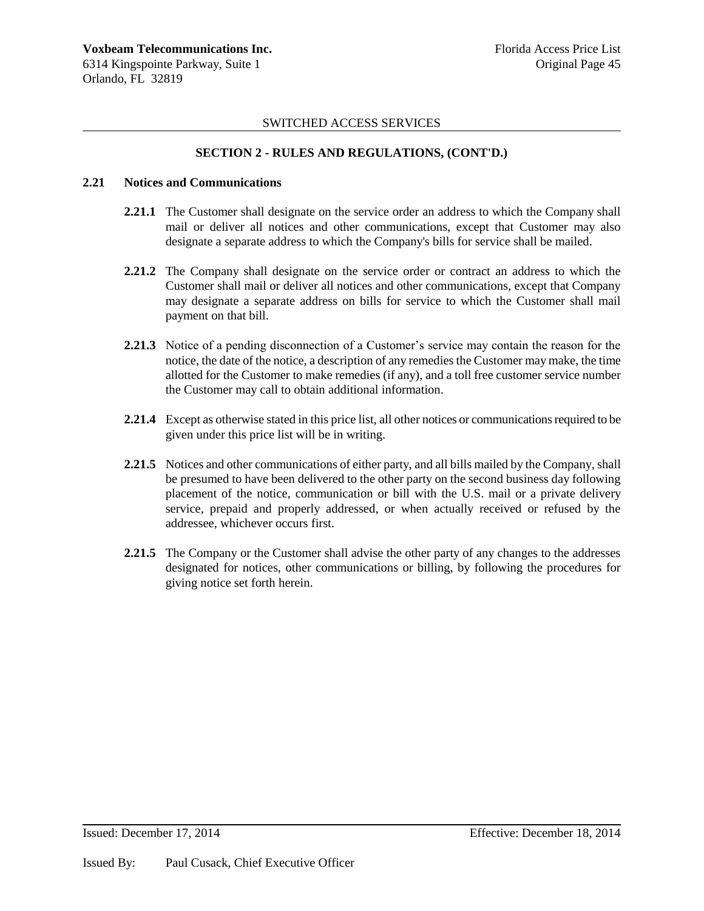SWITCHED ACCESS SERVICES

## SECTION 2 - RULES AND REGULATIONS, (CONT'D.)

### 2.21 Notices and Communications

**2.21.1** The Customer shall designate on the service order an address to which the Company shall mail or deliver all notices and other communications, except that Customer may also designate a separate address to which the Company's bills for service shall be mailed.

**2.21.2** The Company shall designate on the service order or contract an address to which the Customer shall mail or deliver all notices and other communications, except that Company may designate a separate address on bills for service to which the Customer shall mail payment on that bill.

**2.21.3** Notice of a pending disconnection of a Customer's service may contain the reason for the notice, the date of the notice, a description of any remedies the Customer may make, the time allotted for the Customer to make remedies (if any), and a toll free customer service number the Customer may call to obtain additional information.

**2.21.4** Except as otherwise stated in this price list, all other notices or communications required to be given under this price list will be in writing.

**2.21.5** Notices and other communications of either party, and all bills mailed by the Company, shall be presumed to have been delivered to the other party on the second business day following placement of the notice, communication or bill with the U.S. mail or a private delivery service, prepaid and properly addressed, or when actually received or refused by the addressee, whichever occurs first.

**2.21.5** The Company or the Customer shall advise the other party of any changes to the addresses designated for notices, other communications or billing, by following the procedures for giving notice set forth herein.

Issued: December 17, 2014 Effective: December 18, 2014

Issued By: Paul Cusack, Chief Executive Officer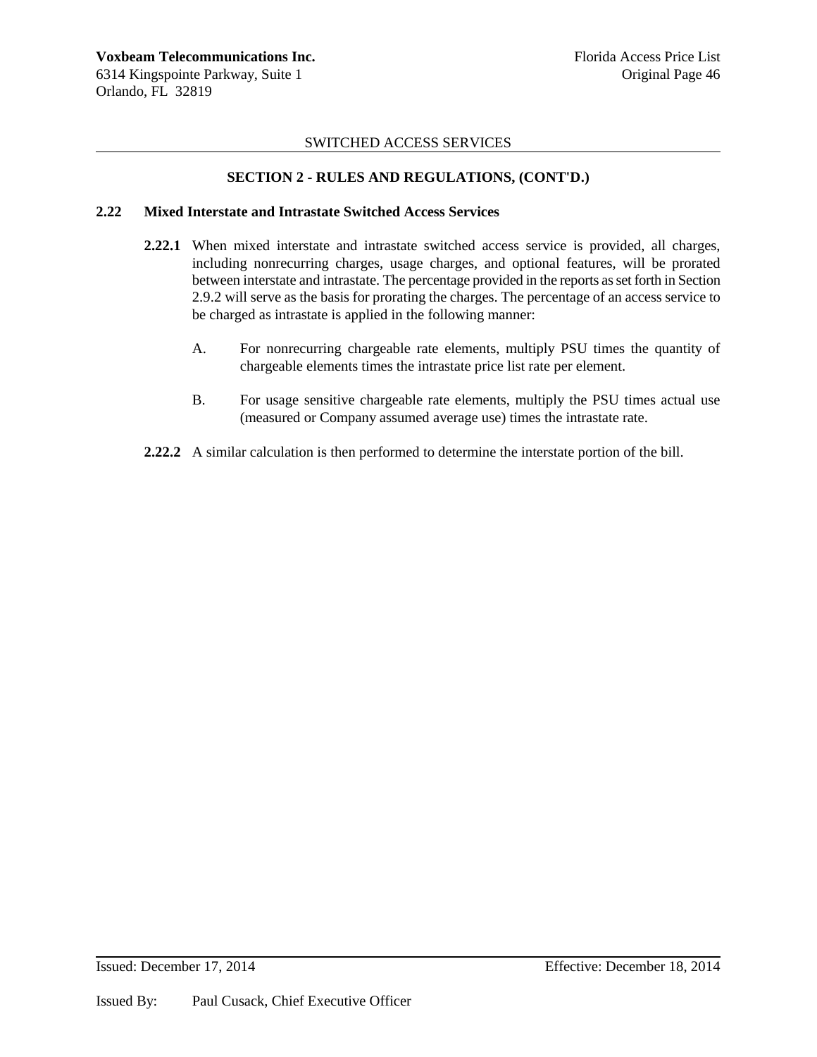SWITCHED ACCESS SERVICES

**SECTION 2 - RULES AND REGULATIONS, (CONT'D.)**

**2.22 Mixed Interstate and Intrastate Switched Access Services**

**2.22.1** When mixed interstate and intrastate switched access service is provided, all charges, including nonrecurring charges, usage charges, and optional features, will be prorated between interstate and intrastate. The percentage provided in the reports as set forth in Section 2.9.2 will serve as the basis for prorating the charges. The percentage of an access service to be charged as intrastate is applied in the following manner:

A. For nonrecurring chargeable rate elements, multiply PSU times the quantity of chargeable elements times the intrastate price list rate per element.

B. For usage sensitive chargeable rate elements, multiply the PSU times actual use (measured or Company assumed average use) times the intrastate rate.

**2.22.2** A similar calculation is then performed to determine the interstate portion of the bill.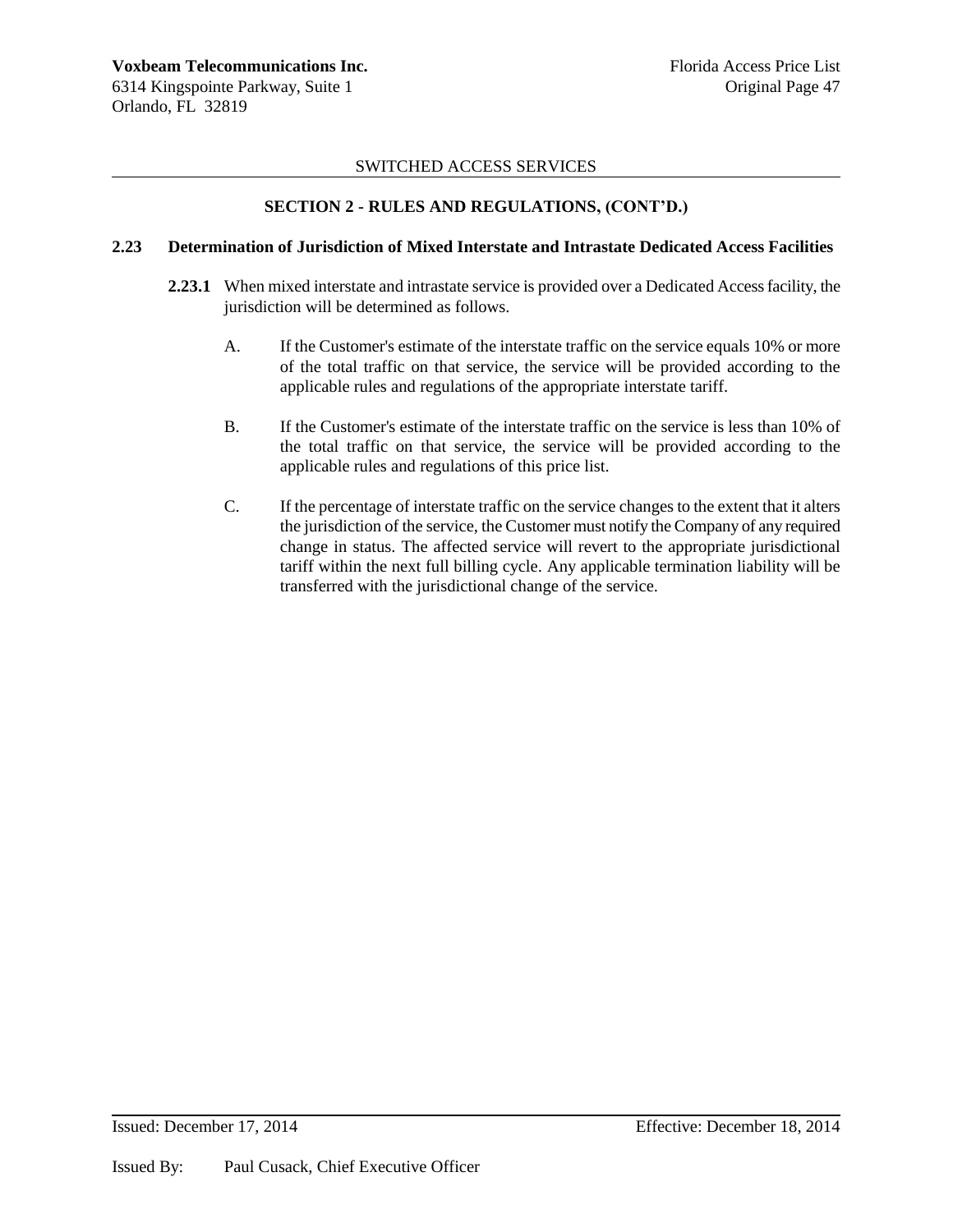SWITCHED ACCESS SERVICES

## SECTION 2 - RULES AND REGULATIONS, (CONT'D.)

### 2.23 Determination of Jurisdiction of Mixed Interstate and Intrastate Dedicated Access Facilities

**2.23.1** When mixed interstate and intrastate service is provided over a Dedicated Access facility, the jurisdiction will be determined as follows.

A. If the Customer's estimate of the interstate traffic on the service equals 10% or more of the total traffic on that service, the service will be provided according to the applicable rules and regulations of the appropriate interstate tariff.

B. If the Customer's estimate of the interstate traffic on the service is less than 10% of the total traffic on that service, the service will be provided according to the applicable rules and regulations of this price list.

C. If the percentage of interstate traffic on the service changes to the extent that it alters the jurisdiction of the service, the Customer must notify the Company of any required change in status. The affected service will revert to the appropriate jurisdictional tariff within the next full billing cycle. Any applicable termination liability will be transferred with the jurisdictional change of the service.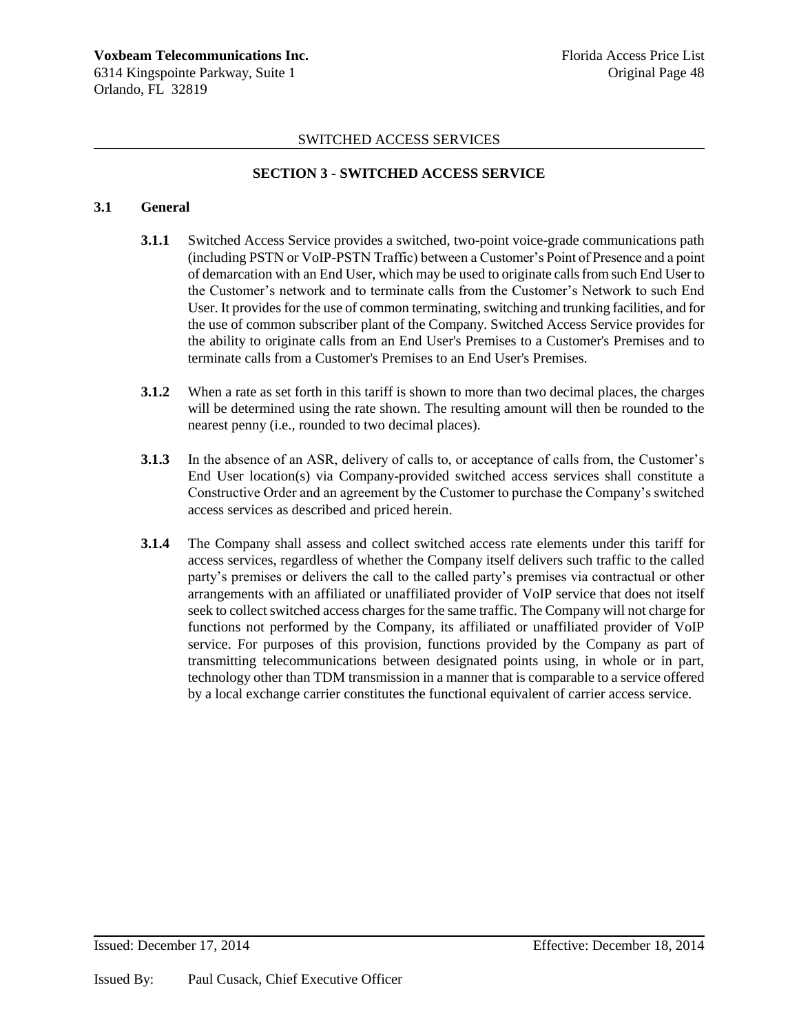SWITCHED ACCESS SERVICES

## SECTION 3 - SWITCHED ACCESS SERVICE

### 3.1 General

**3.1.1** Switched Access Service provides a switched, two-point voice-grade communications path (including PSTN or VoIP-PSTN Traffic) between a Customer's Point of Presence and a point of demarcation with an End User, which may be used to originate calls from such End User to the Customer's network and to terminate calls from the Customer's Network to such End User. It provides for the use of common terminating, switching and trunking facilities, and for the use of common subscriber plant of the Company. Switched Access Service provides for the ability to originate calls from an End User's Premises to a Customer's Premises and to terminate calls from a Customer's Premises to an End User's Premises.

**3.1.2** When a rate as set forth in this tariff is shown to more than two decimal places, the charges will be determined using the rate shown. The resulting amount will then be rounded to the nearest penny (i.e., rounded to two decimal places).

**3.1.3** In the absence of an ASR, delivery of calls to, or acceptance of calls from, the Customer's End User location(s) via Company-provided switched access services shall constitute a Constructive Order and an agreement by the Customer to purchase the Company's switched access services as described and priced herein.

**3.1.4** The Company shall assess and collect switched access rate elements under this tariff for access services, regardless of whether the Company itself delivers such traffic to the called party's premises or delivers the call to the called party's premises via contractual or other arrangements with an affiliated or unaffiliated provider of VoIP service that does not itself seek to collect switched access charges for the same traffic. The Company will not charge for functions not performed by the Company, its affiliated or unaffiliated provider of VoIP service. For purposes of this provision, functions provided by the Company as part of transmitting telecommunications between designated points using, in whole or in part, technology other than TDM transmission in a manner that is comparable to a service offered by a local exchange carrier constitutes the functional equivalent of carrier access service.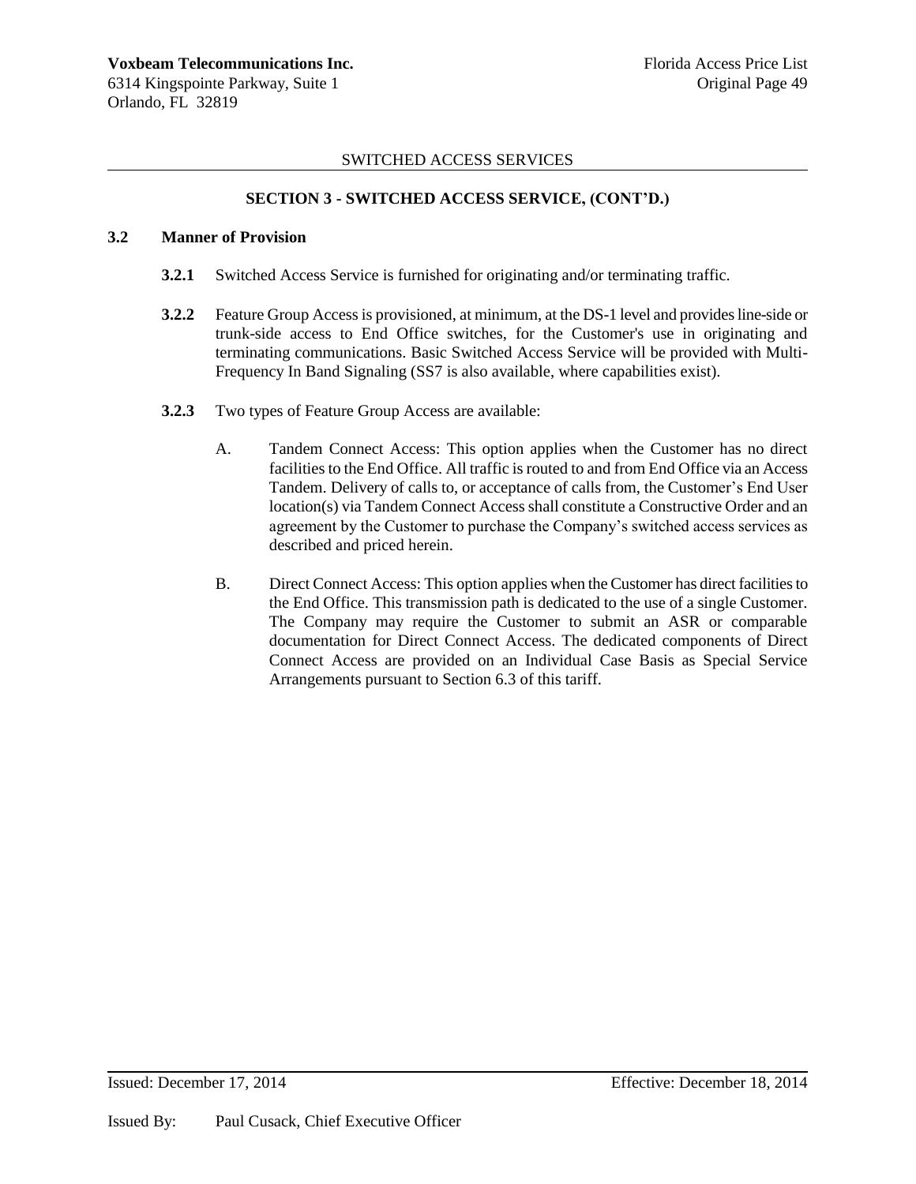SWITCHED ACCESS SERVICES

## SECTION 3 - SWITCHED ACCESS SERVICE, (CONT'D.)

### 3.2 Manner of Provision

**3.2.1** Switched Access Service is furnished for originating and/or terminating traffic.

**3.2.2** Feature Group Access is provisioned, at minimum, at the DS-1 level and provides line-side or trunk-side access to End Office switches, for the Customer's use in originating and terminating communications. Basic Switched Access Service will be provided with Multi-Frequency In Band Signaling (SS7 is also available, where capabilities exist).

**3.2.3** Two types of Feature Group Access are available:

A. Tandem Connect Access: This option applies when the Customer has no direct facilities to the End Office. All traffic is routed to and from End Office via an Access Tandem. Delivery of calls to, or acceptance of calls from, the Customer's End User location(s) via Tandem Connect Access shall constitute a Constructive Order and an agreement by the Customer to purchase the Company's switched access services as described and priced herein.

B. Direct Connect Access: This option applies when the Customer has direct facilities to the End Office. This transmission path is dedicated to the use of a single Customer. The Company may require the Customer to submit an ASR or comparable documentation for Direct Connect Access. The dedicated components of Direct Connect Access are provided on an Individual Case Basis as Special Service Arrangements pursuant to Section 6.3 of this tariff.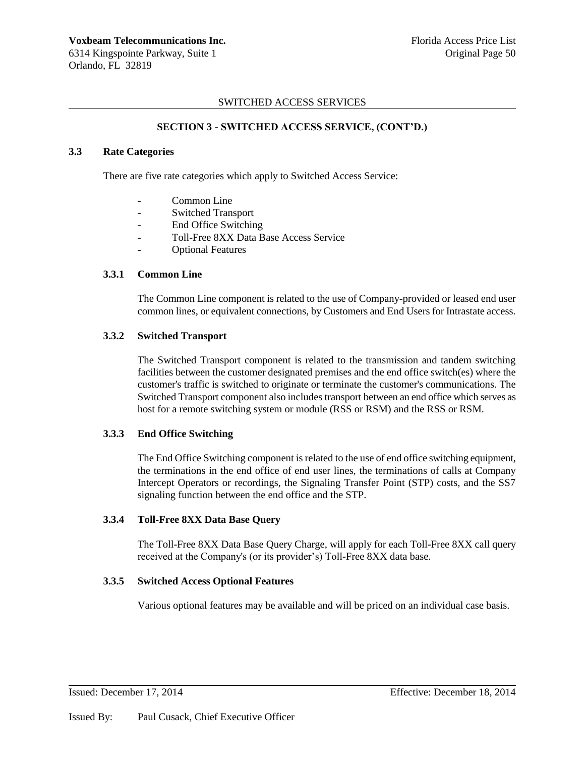SWITCHED ACCESS SERVICES

## SECTION 3 - SWITCHED ACCESS SERVICE, (CONT'D.)

### 3.3 Rate Categories

There are five rate categories which apply to Switched Access Service:

- Common Line
- Switched Transport
- End Office Switching
- Toll-Free 8XX Data Base Access Service
- Optional Features

#### 3.3.1 Common Line

The Common Line component is related to the use of Company-provided or leased end user common lines, or equivalent connections, by Customers and End Users for Intrastate access.

#### 3.3.2 Switched Transport

The Switched Transport component is related to the transmission and tandem switching facilities between the customer designated premises and the end office switch(es) where the customer's traffic is switched to originate or terminate the customer's communications. The Switched Transport component also includes transport between an end office which serves as host for a remote switching system or module (RSS or RSM) and the RSS or RSM.

#### 3.3.3 End Office Switching

The End Office Switching component is related to the use of end office switching equipment, the terminations in the end office of end user lines, the terminations of calls at Company Intercept Operators or recordings, the Signaling Transfer Point (STP) costs, and the SS7 signaling function between the end office and the STP.

#### 3.3.4 Toll-Free 8XX Data Base Query

The Toll-Free 8XX Data Base Query Charge, will apply for each Toll-Free 8XX call query received at the Company's (or its provider's) Toll-Free 8XX data base.

#### 3.3.5 Switched Access Optional Features

Various optional features may be available and will be priced on an individual case basis.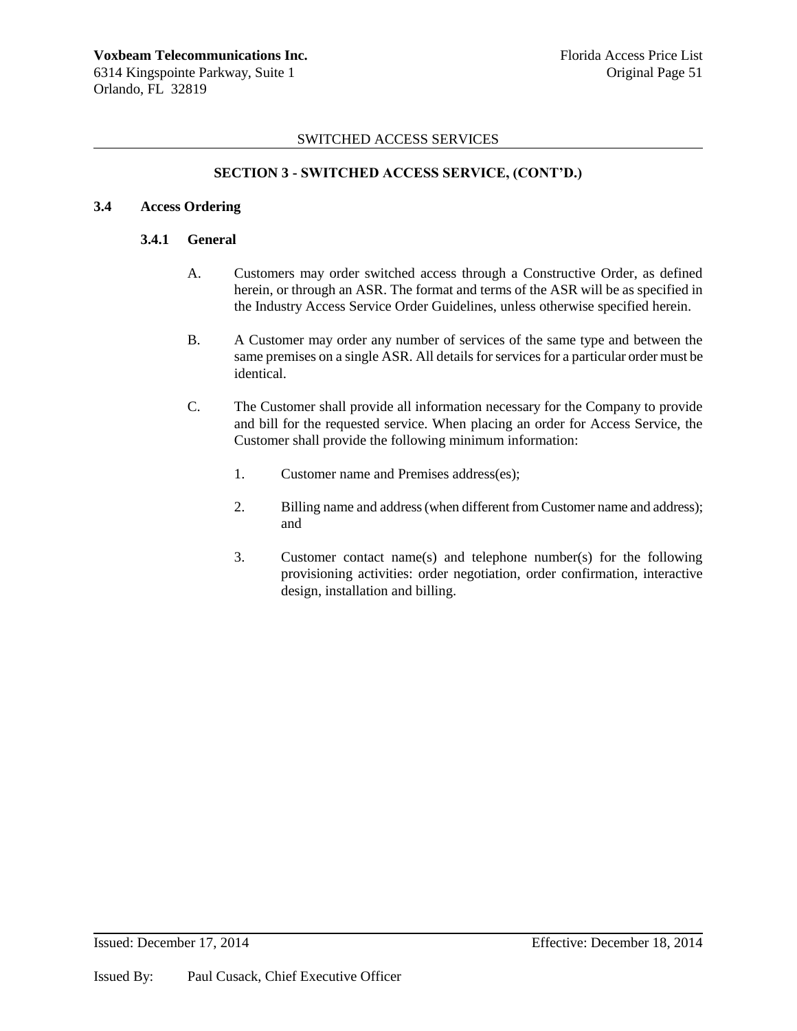## SECTION 3 - SWITCHED ACCESS SERVICE, (CONT'D.)

### 3.4 Access Ordering

#### 3.4.1 General

A. Customers may order switched access through a Constructive Order, as defined herein, or through an ASR. The format and terms of the ASR will be as specified in the Industry Access Service Order Guidelines, unless otherwise specified herein.

B. A Customer may order any number of services of the same type and between the same premises on a single ASR. All details for services for a particular order must be identical.

C. The Customer shall provide all information necessary for the Company to provide and bill for the requested service. When placing an order for Access Service, the Customer shall provide the following minimum information:

1. Customer name and Premises address(es);

2. Billing name and address (when different from Customer name and address); and

3. Customer contact name(s) and telephone number(s) for the following provisioning activities: order negotiation, order confirmation, interactive design, installation and billing.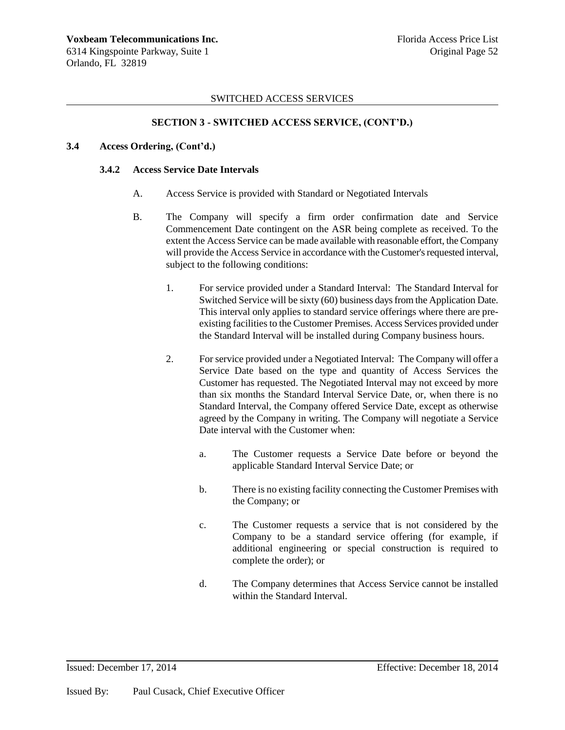SWITCHED ACCESS SERVICES

## SECTION 3 - SWITCHED ACCESS SERVICE, (CONT'D.)

### 3.4 Access Ordering, (Cont'd.)

#### 3.4.2 Access Service Date Intervals

A. Access Service is provided with Standard or Negotiated Intervals

B. The Company will specify a firm order confirmation date and Service Commencement Date contingent on the ASR being complete as received. To the extent the Access Service can be made available with reasonable effort, the Company will provide the Access Service in accordance with the Customer's requested interval, subject to the following conditions:

1. For service provided under a Standard Interval: The Standard Interval for Switched Service will be sixty (60) business days from the Application Date. This interval only applies to standard service offerings where there are pre-existing facilities to the Customer Premises. Access Services provided under the Standard Interval will be installed during Company business hours.

2. For service provided under a Negotiated Interval: The Company will offer a Service Date based on the type and quantity of Access Services the Customer has requested. The Negotiated Interval may not exceed by more than six months the Standard Interval Service Date, or, when there is no Standard Interval, the Company offered Service Date, except as otherwise agreed by the Company in writing. The Company will negotiate a Service Date interval with the Customer when:

   a. The Customer requests a Service Date before or beyond the applicable Standard Interval Service Date; or

   b. There is no existing facility connecting the Customer Premises with the Company; or

   c. The Customer requests a service that is not considered by the Company to be a standard service offering (for example, if additional engineering or special construction is required to complete the order); or

   d. The Company determines that Access Service cannot be installed within the Standard Interval.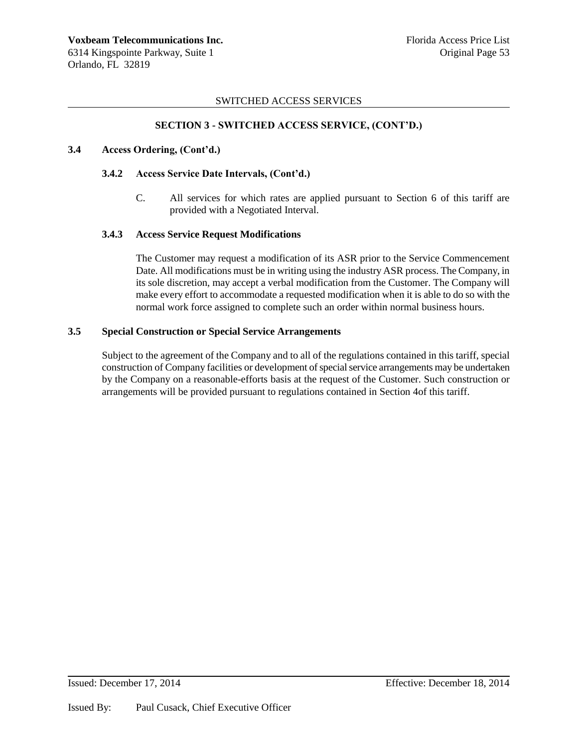SWITCHED ACCESS SERVICES

## SECTION 3 - SWITCHED ACCESS SERVICE, (CONT'D.)

### 3.4 Access Ordering, (Cont'd.)

#### 3.4.2 Access Service Date Intervals, (Cont'd.)

C. All services for which rates are applied pursuant to Section 6 of this tariff are provided with a Negotiated Interval.

#### 3.4.3 Access Service Request Modifications

The Customer may request a modification of its ASR prior to the Service Commencement Date. All modifications must be in writing using the industry ASR process. The Company, in its sole discretion, may accept a verbal modification from the Customer. The Company will make every effort to accommodate a requested modification when it is able to do so with the normal work force assigned to complete such an order within normal business hours.

### 3.5 Special Construction or Special Service Arrangements

Subject to the agreement of the Company and to all of the regulations contained in this tariff, special construction of Company facilities or development of special service arrangements may be undertaken by the Company on a reasonable-efforts basis at the request of the Customer. Such construction or arrangements will be provided pursuant to regulations contained in Section 4of this tariff.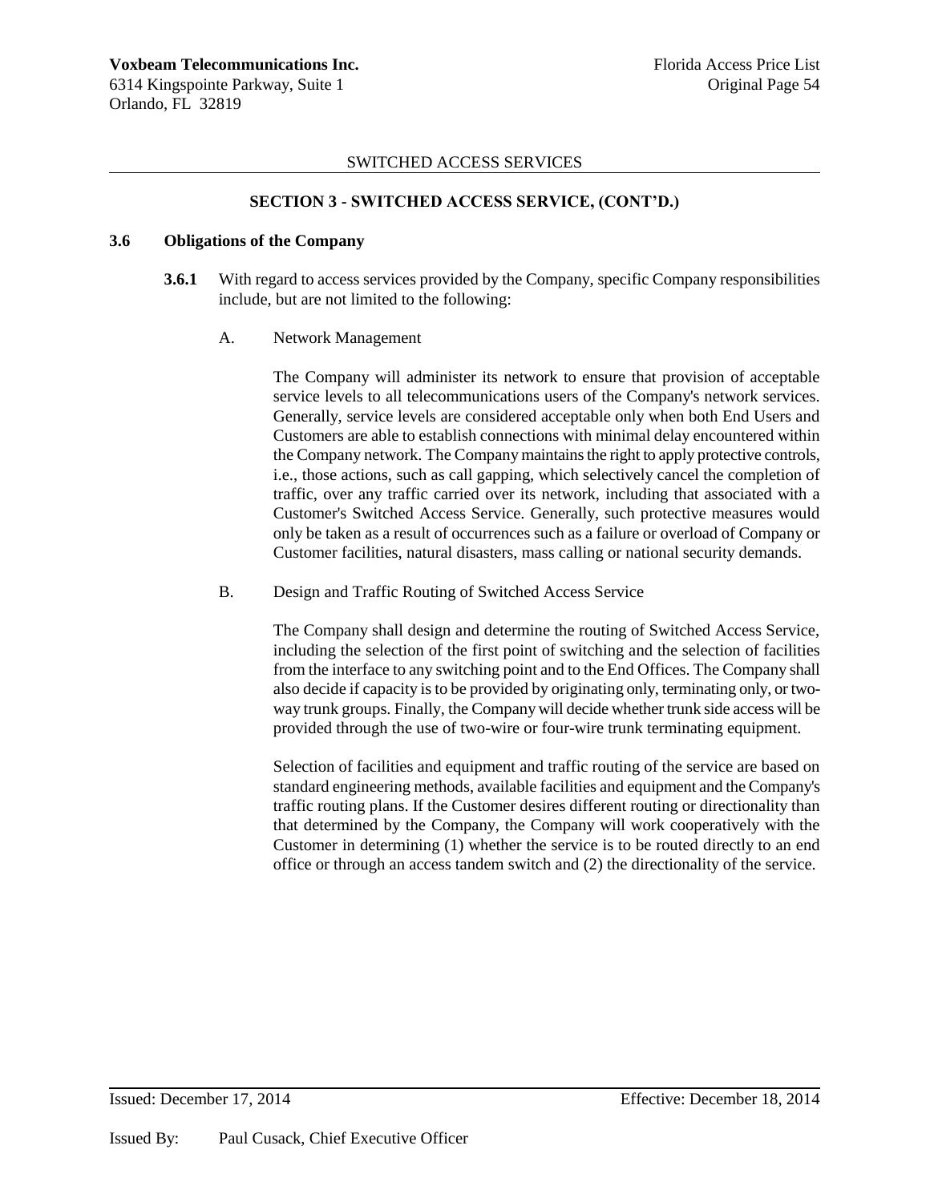SWITCHED ACCESS SERVICES

## SECTION 3 - SWITCHED ACCESS SERVICE, (CONT'D.)

### 3.6 Obligations of the Company

**3.6.1** With regard to access services provided by the Company, specific Company responsibilities include, but are not limited to the following:

A. Network Management

The Company will administer its network to ensure that provision of acceptable service levels to all telecommunications users of the Company's network services. Generally, service levels are considered acceptable only when both End Users and Customers are able to establish connections with minimal delay encountered within the Company network. The Company maintains the right to apply protective controls, i.e., those actions, such as call gapping, which selectively cancel the completion of traffic, over any traffic carried over its network, including that associated with a Customer's Switched Access Service. Generally, such protective measures would only be taken as a result of occurrences such as a failure or overload of Company or Customer facilities, natural disasters, mass calling or national security demands.

B. Design and Traffic Routing of Switched Access Service

The Company shall design and determine the routing of Switched Access Service, including the selection of the first point of switching and the selection of facilities from the interface to any switching point and to the End Offices. The Company shall also decide if capacity is to be provided by originating only, terminating only, or two-way trunk groups. Finally, the Company will decide whether trunk side access will be provided through the use of two-wire or four-wire trunk terminating equipment.

Selection of facilities and equipment and traffic routing of the service are based on standard engineering methods, available facilities and equipment and the Company's traffic routing plans. If the Customer desires different routing or directionality than that determined by the Company, the Company will work cooperatively with the Customer in determining (1) whether the service is to be routed directly to an end office or through an access tandem switch and (2) the directionality of the service.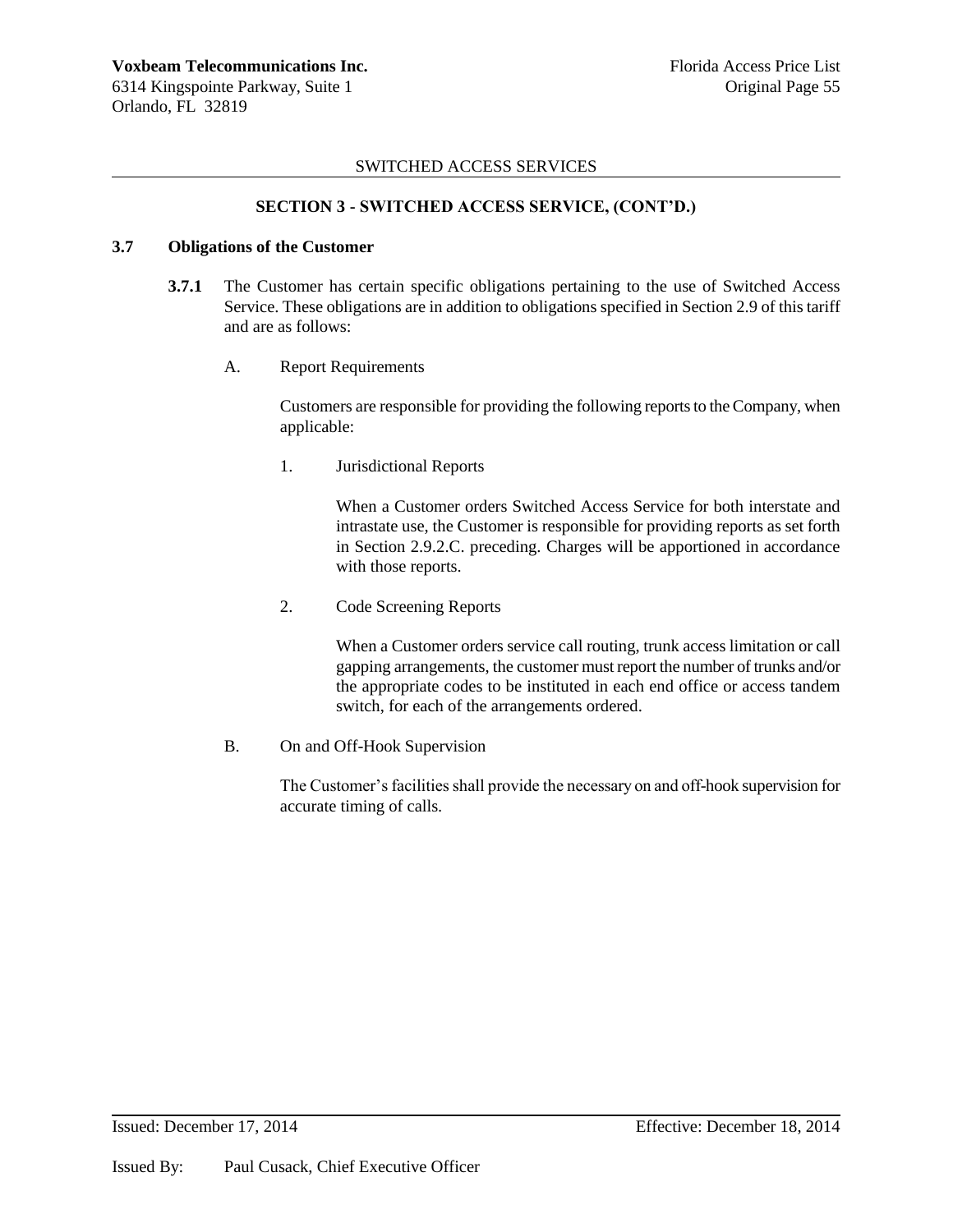## SECTION 3 - SWITCHED ACCESS SERVICE, (CONT'D.)

### 3.7 Obligations of the Customer

**3.7.1** The Customer has certain specific obligations pertaining to the use of Switched Access Service. These obligations are in addition to obligations specified in Section 2.9 of this tariff and are as follows:

A. Report Requirements

Customers are responsible for providing the following reports to the Company, when applicable:

1. Jurisdictional Reports

When a Customer orders Switched Access Service for both interstate and intrastate use, the Customer is responsible for providing reports as set forth in Section 2.9.2.C. preceding. Charges will be apportioned in accordance with those reports.

2. Code Screening Reports

When a Customer orders service call routing, trunk access limitation or call gapping arrangements, the customer must report the number of trunks and/or the appropriate codes to be instituted in each end office or access tandem switch, for each of the arrangements ordered.

B. On and Off-Hook Supervision

The Customer's facilities shall provide the necessary on and off-hook supervision for accurate timing of calls.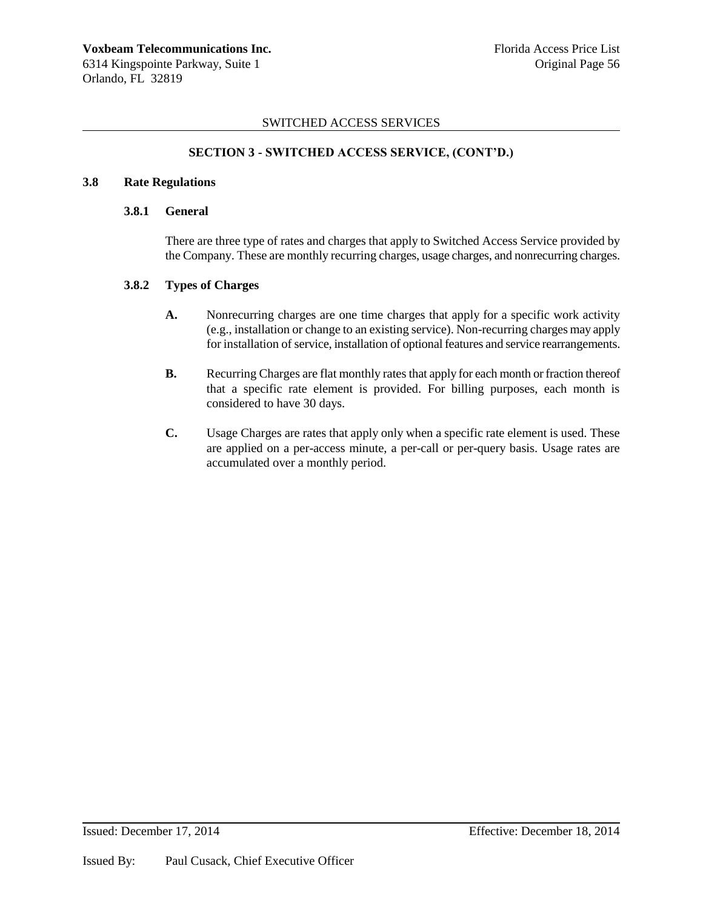SWITCHED ACCESS SERVICES

## SECTION 3 - SWITCHED ACCESS SERVICE, (CONT'D.)

### 3.8 Rate Regulations

#### 3.8.1 General

There are three type of rates and charges that apply to Switched Access Service provided by the Company. These are monthly recurring charges, usage charges, and nonrecurring charges.

#### 3.8.2 Types of Charges

**A.** Nonrecurring charges are one time charges that apply for a specific work activity (e.g., installation or change to an existing service). Non-recurring charges may apply for installation of service, installation of optional features and service rearrangements.

**B.** Recurring Charges are flat monthly rates that apply for each month or fraction thereof that a specific rate element is provided. For billing purposes, each month is considered to have 30 days.

**C.** Usage Charges are rates that apply only when a specific rate element is used. These are applied on a per-access minute, a per-call or per-query basis. Usage rates are accumulated over a monthly period.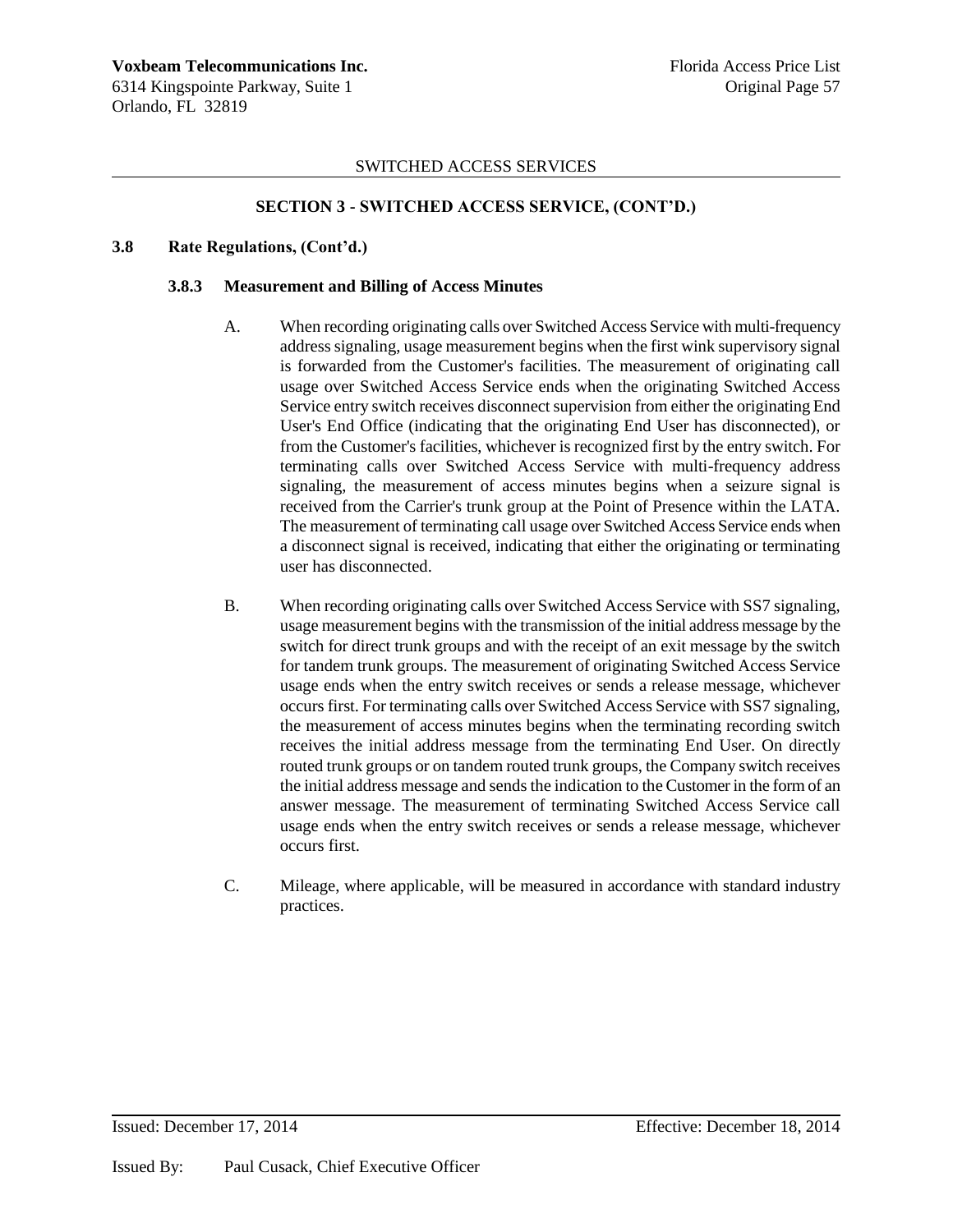## SWITCHED ACCESS SERVICES

### SECTION 3 - SWITCHED ACCESS SERVICE, (CONT'D.)

**3.8 Rate Regulations, (Cont'd.)**

**3.8.3 Measurement and Billing of Access Minutes**

A. When recording originating calls over Switched Access Service with multi-frequency address signaling, usage measurement begins when the first wink supervisory signal is forwarded from the Customer's facilities. The measurement of originating call usage over Switched Access Service ends when the originating Switched Access Service entry switch receives disconnect supervision from either the originating End User's End Office (indicating that the originating End User has disconnected), or from the Customer's facilities, whichever is recognized first by the entry switch. For terminating calls over Switched Access Service with multi-frequency address signaling, the measurement of access minutes begins when a seizure signal is received from the Carrier's trunk group at the Point of Presence within the LATA. The measurement of terminating call usage over Switched Access Service ends when a disconnect signal is received, indicating that either the originating or terminating user has disconnected.

B. When recording originating calls over Switched Access Service with SS7 signaling, usage measurement begins with the transmission of the initial address message by the switch for direct trunk groups and with the receipt of an exit message by the switch for tandem trunk groups. The measurement of originating Switched Access Service usage ends when the entry switch receives or sends a release message, whichever occurs first. For terminating calls over Switched Access Service with SS7 signaling, the measurement of access minutes begins when the terminating recording switch receives the initial address message from the terminating End User. On directly routed trunk groups or on tandem routed trunk groups, the Company switch receives the initial address message and sends the indication to the Customer in the form of an answer message. The measurement of terminating Switched Access Service call usage ends when the entry switch receives or sends a release message, whichever occurs first.

C. Mileage, where applicable, will be measured in accordance with standard industry practices.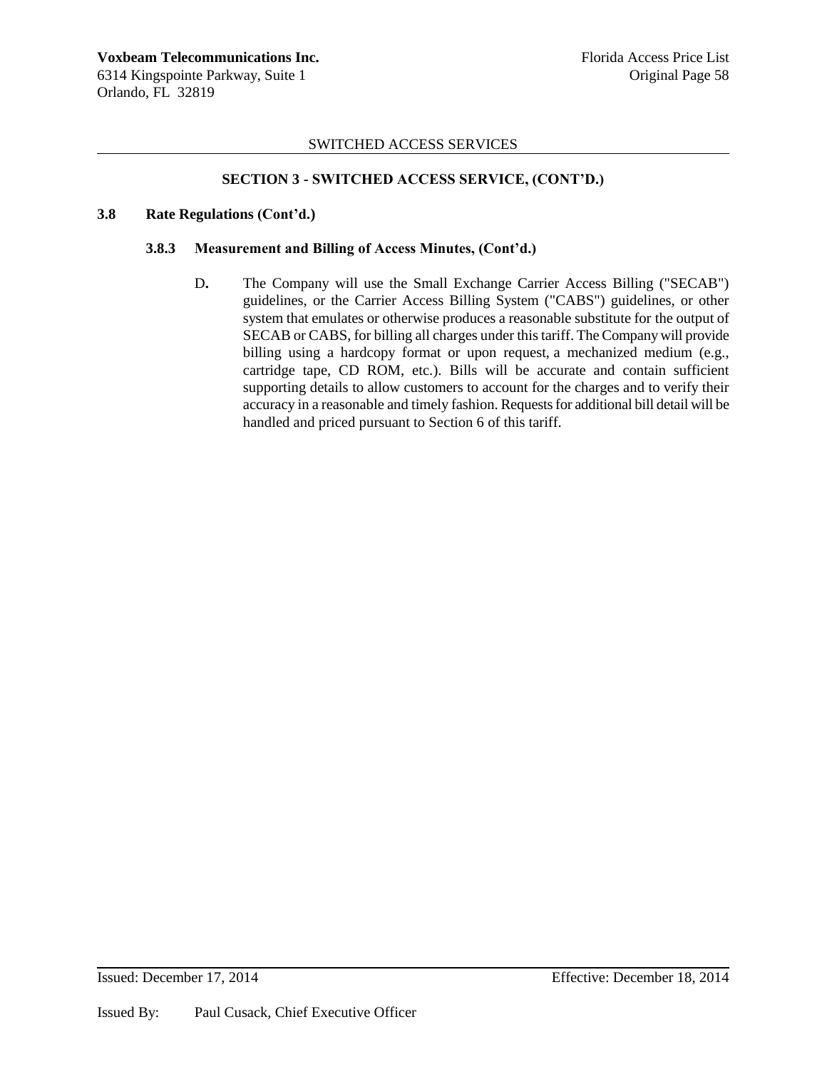SWITCHED ACCESS SERVICES

## SECTION 3 - SWITCHED ACCESS SERVICE, (CONT'D.)

### 3.8 Rate Regulations (Cont'd.)

#### 3.8.3 Measurement and Billing of Access Minutes, (Cont'd.)

D. The Company will use the Small Exchange Carrier Access Billing ("SECAB") guidelines, or the Carrier Access Billing System ("CABS") guidelines, or other system that emulates or otherwise produces a reasonable substitute for the output of SECAB or CABS, for billing all charges under this tariff. The Company will provide billing using a hardcopy format or upon request, a mechanized medium (e.g., cartridge tape, CD ROM, etc.). Bills will be accurate and contain sufficient supporting details to allow customers to account for the charges and to verify their accuracy in a reasonable and timely fashion. Requests for additional bill detail will be handled and priced pursuant to Section 6 of this tariff.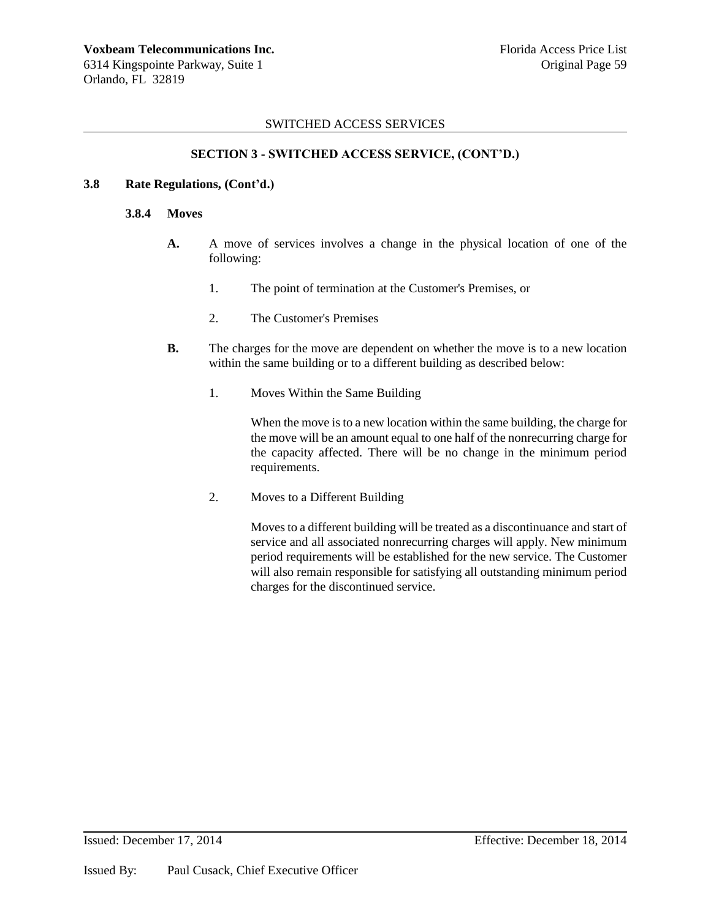SWITCHED ACCESS SERVICES

## SECTION 3 - SWITCHED ACCESS SERVICE, (CONT'D.)

### 3.8 Rate Regulations, (Cont'd.)

#### 3.8.4 Moves

**A.** A move of services involves a change in the physical location of one of the following:

1. The point of termination at the Customer's Premises, or
2. The Customer's Premises

**B.** The charges for the move are dependent on whether the move is to a new location within the same building or to a different building as described below:

1. Moves Within the Same Building

   When the move is to a new location within the same building, the charge for the move will be an amount equal to one half of the nonrecurring charge for the capacity affected. There will be no change in the minimum period requirements.

2. Moves to a Different Building

   Moves to a different building will be treated as a discontinuance and start of service and all associated nonrecurring charges will apply. New minimum period requirements will be established for the new service. The Customer will also remain responsible for satisfying all outstanding minimum period charges for the discontinued service.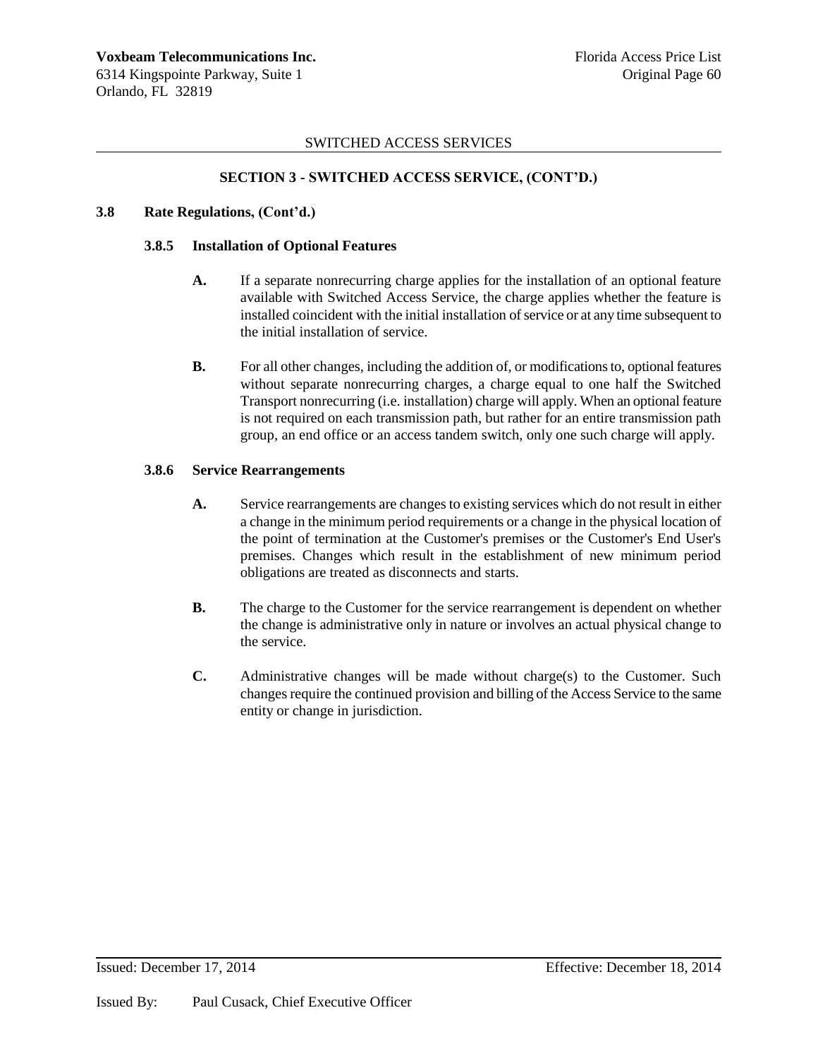SWITCHED ACCESS SERVICES

## SECTION 3 - SWITCHED ACCESS SERVICE, (CONT'D.)

### 3.8 Rate Regulations, (Cont'd.)

#### 3.8.5 Installation of Optional Features

**A.** If a separate nonrecurring charge applies for the installation of an optional feature available with Switched Access Service, the charge applies whether the feature is installed coincident with the initial installation of service or at any time subsequent to the initial installation of service.

**B.** For all other changes, including the addition of, or modifications to, optional features without separate nonrecurring charges, a charge equal to one half the Switched Transport nonrecurring (i.e. installation) charge will apply. When an optional feature is not required on each transmission path, but rather for an entire transmission path group, an end office or an access tandem switch, only one such charge will apply.

#### 3.8.6 Service Rearrangements

**A.** Service rearrangements are changes to existing services which do not result in either a change in the minimum period requirements or a change in the physical location of the point of termination at the Customer's premises or the Customer's End User's premises. Changes which result in the establishment of new minimum period obligations are treated as disconnects and starts.

**B.** The charge to the Customer for the service rearrangement is dependent on whether the change is administrative only in nature or involves an actual physical change to the service.

**C.** Administrative changes will be made without charge(s) to the Customer. Such changes require the continued provision and billing of the Access Service to the same entity or change in jurisdiction.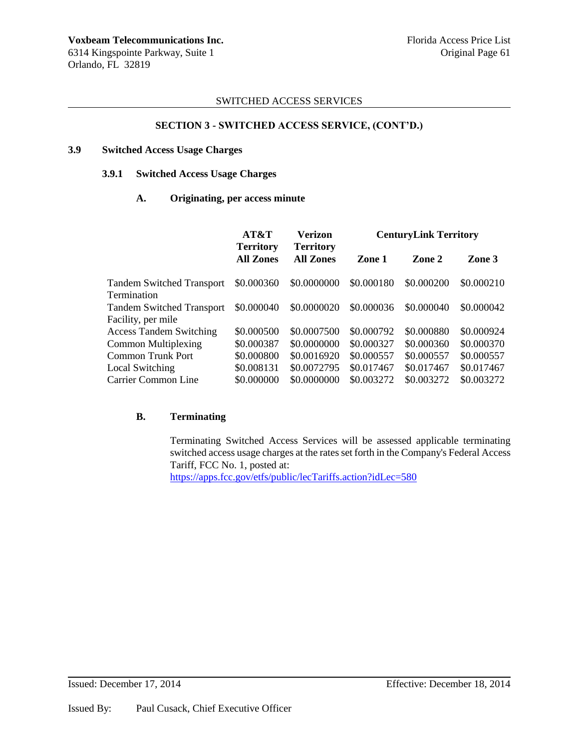SWITCHED ACCESS SERVICES

## SECTION 3 - SWITCHED ACCESS SERVICE, (CONT'D.)

### 3.9 Switched Access Usage Charges

#### 3.9.1 Switched Access Usage Charges

**A. Originating, per access minute**

| | AT&T Territory All Zones | Verizon Territory All Zones | CenturyLink Territory | | |
|---|---|---|---|---|---|
| | | | Zone 1 | Zone 2 | Zone 3 |
| Tandem Switched Transport Termination | $0.000360 | $0.0000000 | $0.000180 | $0.000200 | $0.000210 |
| Tandem Switched Transport Facility, per mile | $0.000040 | $0.0000020 | $0.000036 | $0.000040 | $0.000042 |
| Access Tandem Switching | $0.000500 | $0.0007500 | $0.000792 | $0.000880 | $0.000924 |
| Common Multiplexing | $0.000387 | $0.0000000 | $0.000327 | $0.000360 | $0.000370 |
| Common Trunk Port | $0.000800 | $0.0016920 | $0.000557 | $0.000557 | $0.000557 |
| Local Switching | $0.008131 | $0.0072795 | $0.017467 | $0.017467 | $0.017467 |
| Carrier Common Line | $0.000000 | $0.0000000 | $0.003272 | $0.003272 | $0.003272 |

**B. Terminating**

Terminating Switched Access Services will be assessed applicable terminating switched access usage charges at the rates set forth in the Company's Federal Access Tariff, FCC No. 1, posted at:
https://apps.fcc.gov/etfs/public/lecTariffs.action?idLec=580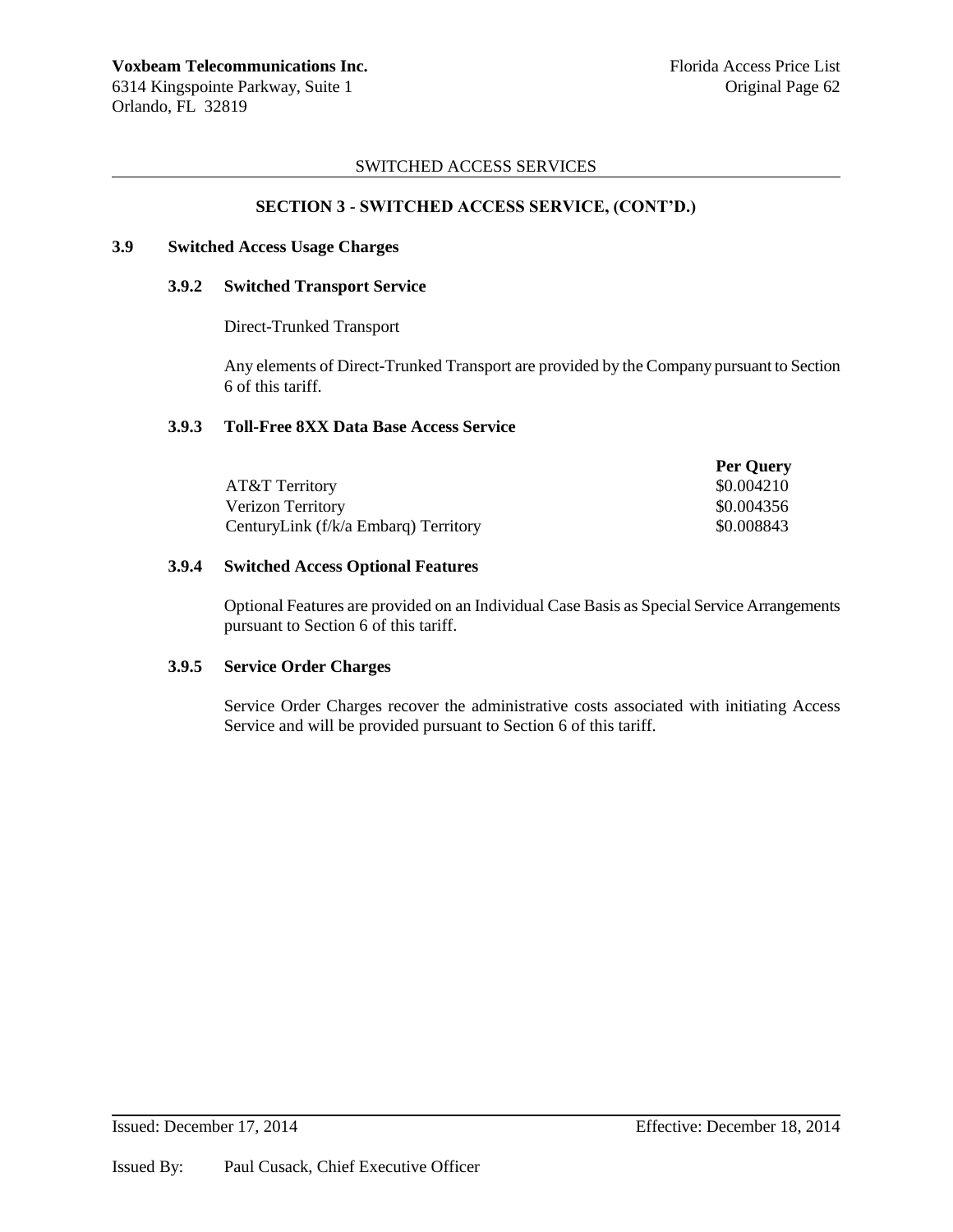SWITCHED ACCESS SERVICES

## SECTION 3 - SWITCHED ACCESS SERVICE, (CONT'D.)

### 3.9 Switched Access Usage Charges

#### 3.9.2 Switched Transport Service

Direct-Trunked Transport

Any elements of Direct-Trunked Transport are provided by the Company pursuant to Section 6 of this tariff.

#### 3.9.3 Toll-Free 8XX Data Base Access Service

| | **Per Query** |
|---|---|
| AT&T Territory | $0.004210 |
| Verizon Territory | $0.004356 |
| CenturyLink (f/k/a Embarq) Territory | $0.008843 |

#### 3.9.4 Switched Access Optional Features

Optional Features are provided on an Individual Case Basis as Special Service Arrangements pursuant to Section 6 of this tariff.

#### 3.9.5 Service Order Charges

Service Order Charges recover the administrative costs associated with initiating Access Service and will be provided pursuant to Section 6 of this tariff.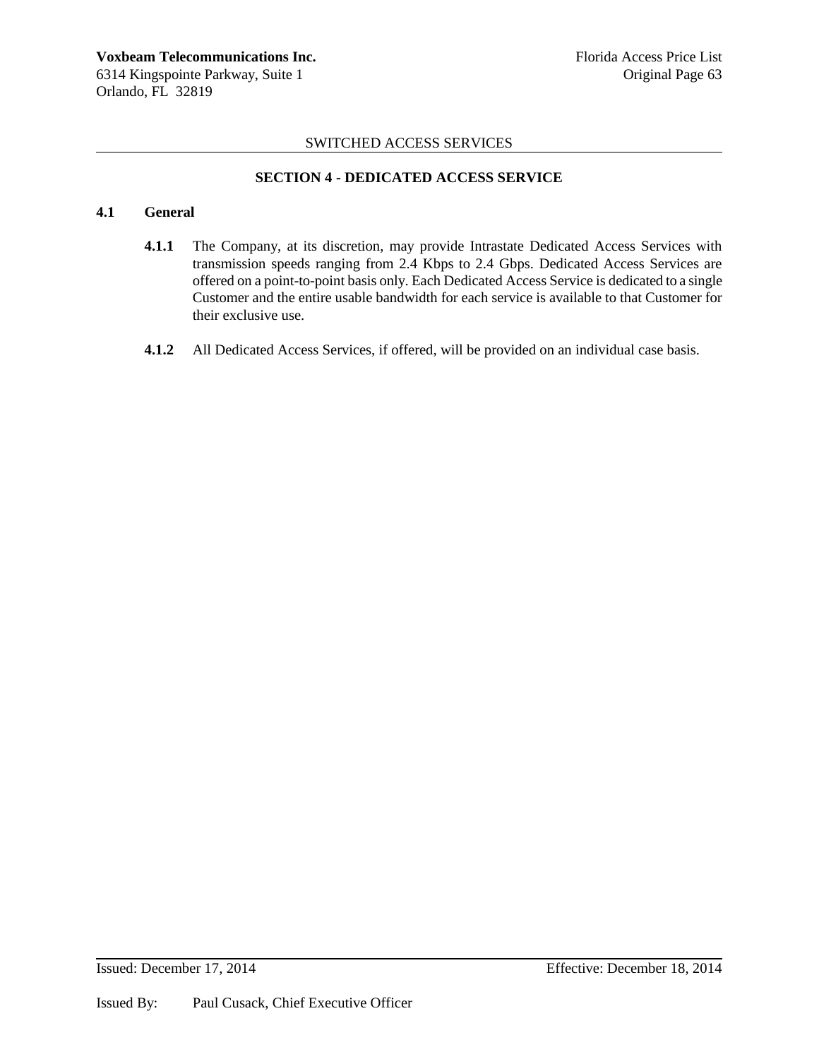## SECTION 4 - DEDICATED ACCESS SERVICE

### 4.1 General

**4.1.1** The Company, at its discretion, may provide Intrastate Dedicated Access Services with transmission speeds ranging from 2.4 Kbps to 2.4 Gbps. Dedicated Access Services are offered on a point-to-point basis only. Each Dedicated Access Service is dedicated to a single Customer and the entire usable bandwidth for each service is available to that Customer for their exclusive use.

**4.1.2** All Dedicated Access Services, if offered, will be provided on an individual case basis.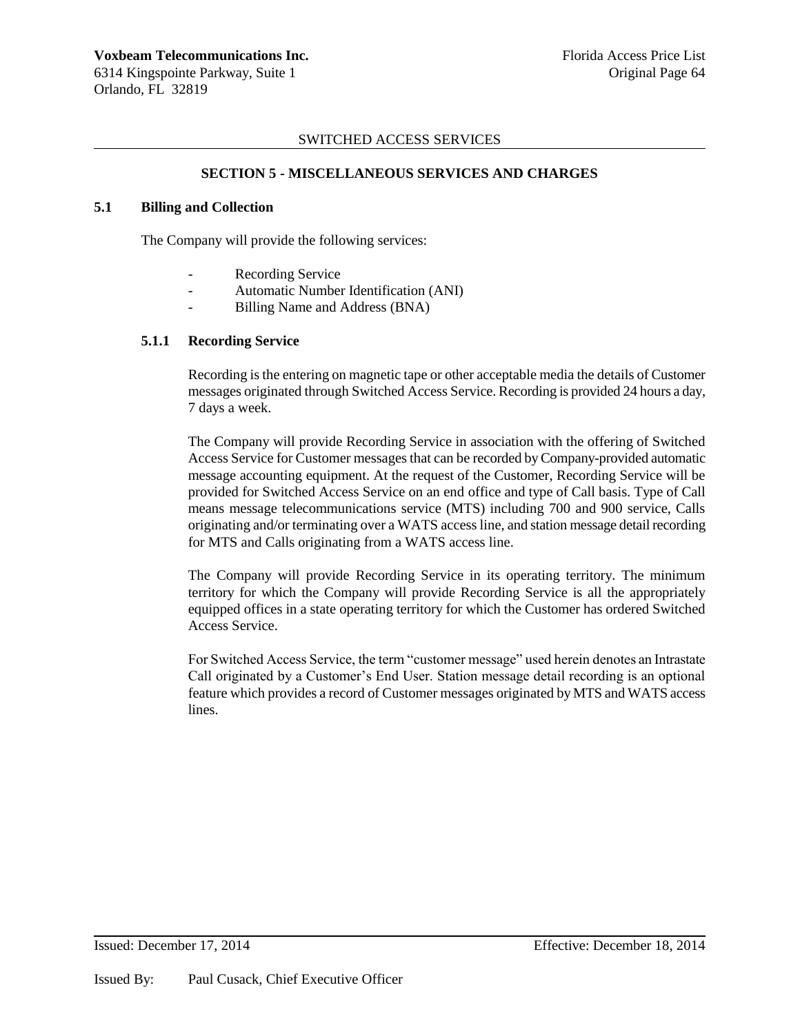SWITCHED ACCESS SERVICES

## SECTION 5 - MISCELLANEOUS SERVICES AND CHARGES

### 5.1 Billing and Collection

The Company will provide the following services:

- Recording Service
- Automatic Number Identification (ANI)
- Billing Name and Address (BNA)

#### 5.1.1 Recording Service

Recording is the entering on magnetic tape or other acceptable media the details of Customer messages originated through Switched Access Service. Recording is provided 24 hours a day, 7 days a week.

The Company will provide Recording Service in association with the offering of Switched Access Service for Customer messages that can be recorded by Company-provided automatic message accounting equipment. At the request of the Customer, Recording Service will be provided for Switched Access Service on an end office and type of Call basis. Type of Call means message telecommunications service (MTS) including 700 and 900 service, Calls originating and/or terminating over a WATS access line, and station message detail recording for MTS and Calls originating from a WATS access line.

The Company will provide Recording Service in its operating territory. The minimum territory for which the Company will provide Recording Service is all the appropriately equipped offices in a state operating territory for which the Customer has ordered Switched Access Service.

For Switched Access Service, the term "customer message" used herein denotes an Intrastate Call originated by a Customer's End User. Station message detail recording is an optional feature which provides a record of Customer messages originated by MTS and WATS access lines.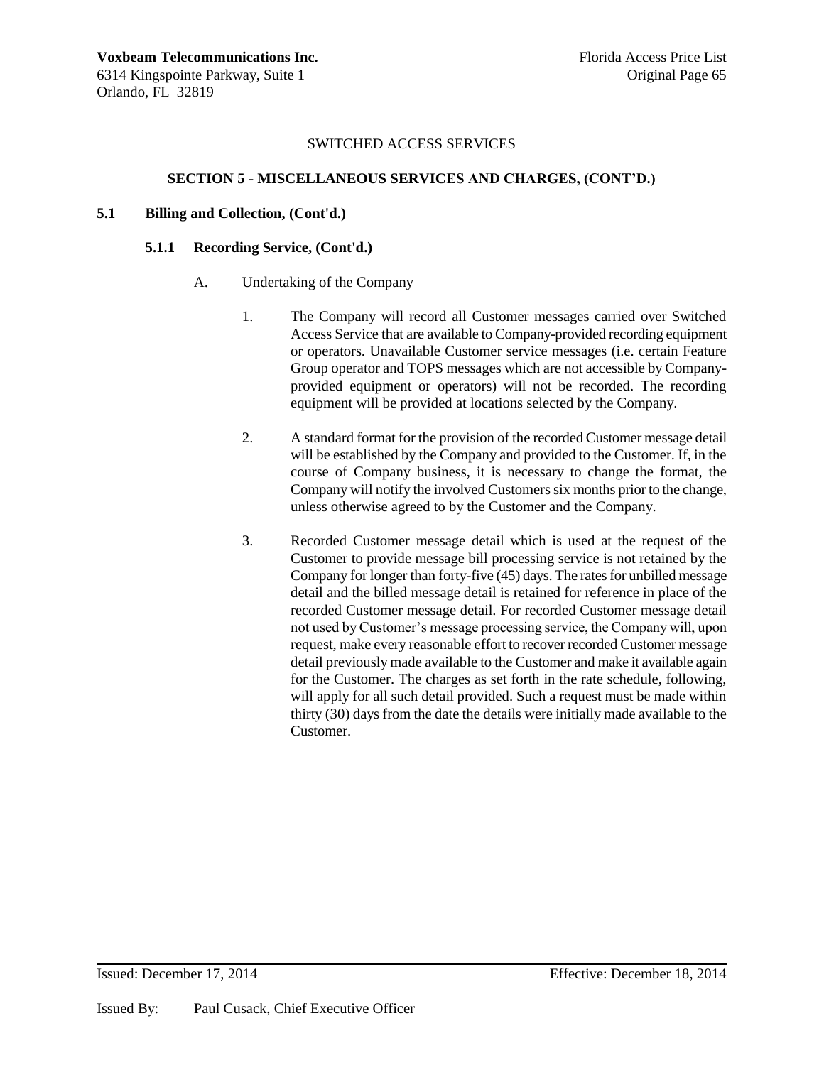SWITCHED ACCESS SERVICES

## SECTION 5 - MISCELLANEOUS SERVICES AND CHARGES, (CONT'D.)

### 5.1 Billing and Collection, (Cont'd.)

#### 5.1.1 Recording Service, (Cont'd.)

A. Undertaking of the Company

1. The Company will record all Customer messages carried over Switched Access Service that are available to Company-provided recording equipment or operators. Unavailable Customer service messages (i.e. certain Feature Group operator and TOPS messages which are not accessible by Company-provided equipment or operators) will not be recorded. The recording equipment will be provided at locations selected by the Company.

2. A standard format for the provision of the recorded Customer message detail will be established by the Company and provided to the Customer. If, in the course of Company business, it is necessary to change the format, the Company will notify the involved Customers six months prior to the change, unless otherwise agreed to by the Customer and the Company.

3. Recorded Customer message detail which is used at the request of the Customer to provide message bill processing service is not retained by the Company for longer than forty-five (45) days. The rates for unbilled message detail and the billed message detail is retained for reference in place of the recorded Customer message detail. For recorded Customer message detail not used by Customer's message processing service, the Company will, upon request, make every reasonable effort to recover recorded Customer message detail previously made available to the Customer and make it available again for the Customer. The charges as set forth in the rate schedule, following, will apply for all such detail provided. Such a request must be made within thirty (30) days from the date the details were initially made available to the Customer.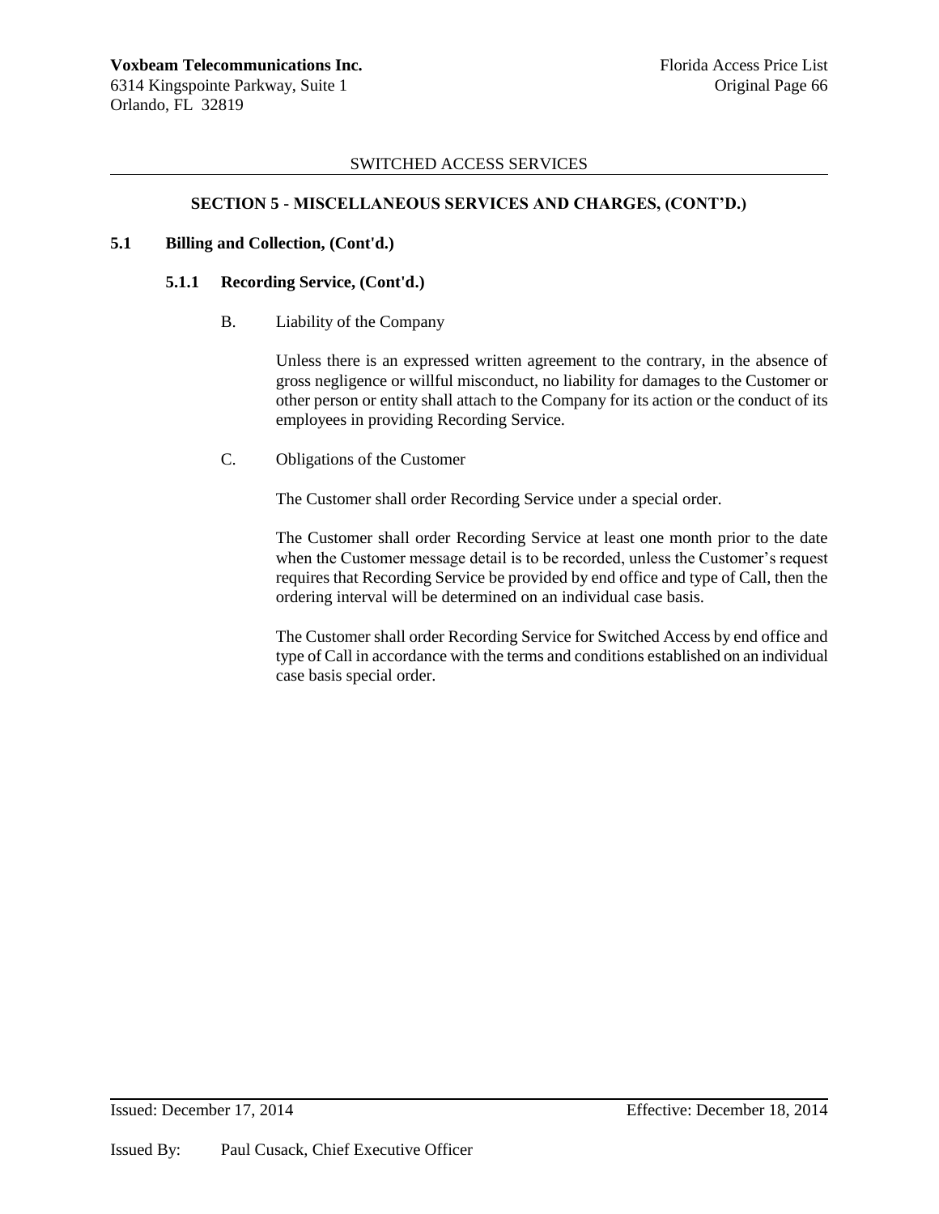## SWITCHED ACCESS SERVICES

### SECTION 5 - MISCELLANEOUS SERVICES AND CHARGES, (CONT'D.)

**5.1 Billing and Collection, (Cont'd.)**

**5.1.1 Recording Service, (Cont'd.)**

B. Liability of the Company

Unless there is an expressed written agreement to the contrary, in the absence of gross negligence or willful misconduct, no liability for damages to the Customer or other person or entity shall attach to the Company for its action or the conduct of its employees in providing Recording Service.

C. Obligations of the Customer

The Customer shall order Recording Service under a special order.

The Customer shall order Recording Service at least one month prior to the date when the Customer message detail is to be recorded, unless the Customer's request requires that Recording Service be provided by end office and type of Call, then the ordering interval will be determined on an individual case basis.

The Customer shall order Recording Service for Switched Access by end office and type of Call in accordance with the terms and conditions established on an individual case basis special order.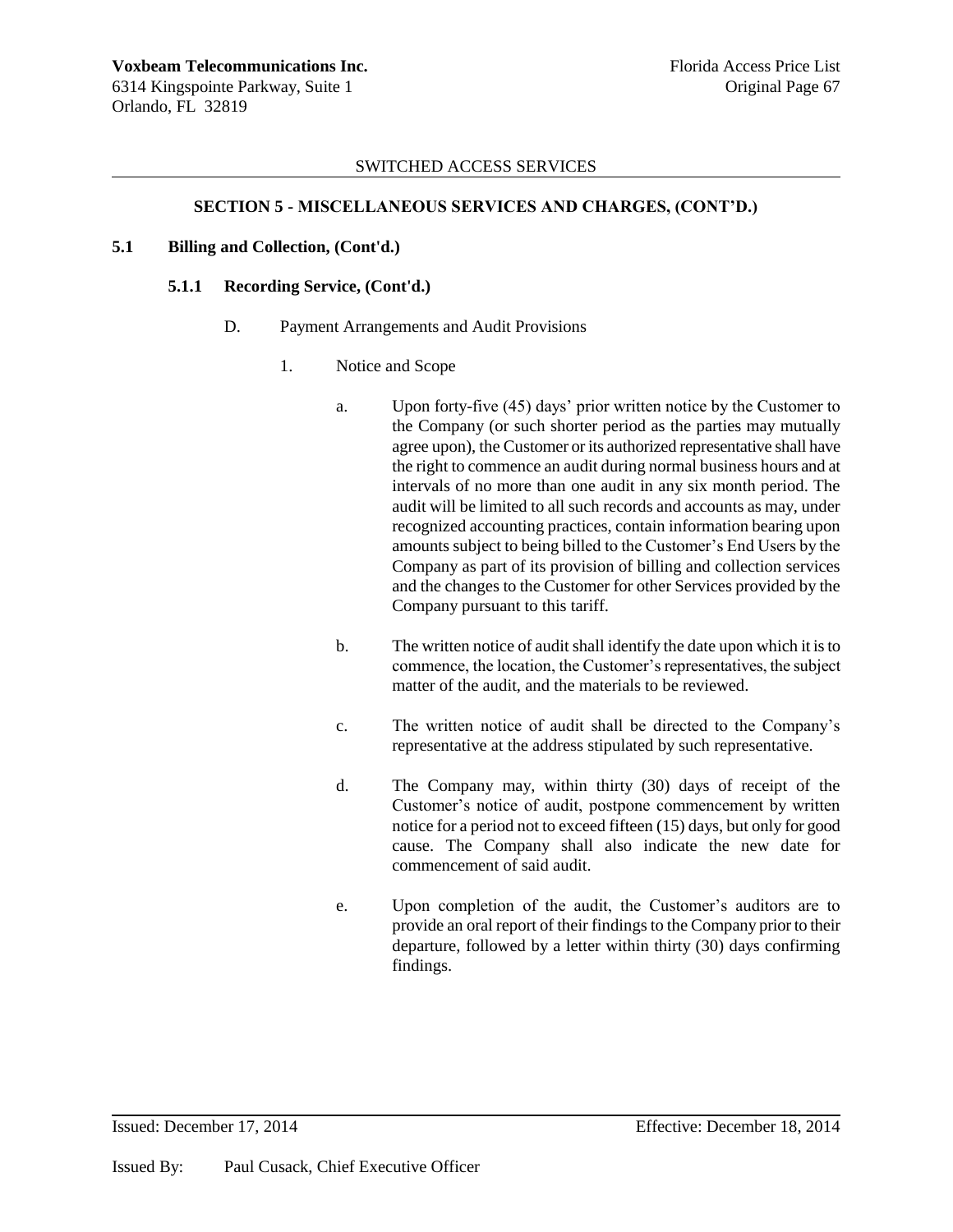SWITCHED ACCESS SERVICES

## SECTION 5 - MISCELLANEOUS SERVICES AND CHARGES, (CONT'D.)

### 5.1 Billing and Collection, (Cont'd.)

#### 5.1.1 Recording Service, (Cont'd.)

D. Payment Arrangements and Audit Provisions

1. Notice and Scope

a. Upon forty-five (45) days' prior written notice by the Customer to the Company (or such shorter period as the parties may mutually agree upon), the Customer or its authorized representative shall have the right to commence an audit during normal business hours and at intervals of no more than one audit in any six month period. The audit will be limited to all such records and accounts as may, under recognized accounting practices, contain information bearing upon amounts subject to being billed to the Customer's End Users by the Company as part of its provision of billing and collection services and the changes to the Customer for other Services provided by the Company pursuant to this tariff.

b. The written notice of audit shall identify the date upon which it is to commence, the location, the Customer's representatives, the subject matter of the audit, and the materials to be reviewed.

c. The written notice of audit shall be directed to the Company's representative at the address stipulated by such representative.

d. The Company may, within thirty (30) days of receipt of the Customer's notice of audit, postpone commencement by written notice for a period not to exceed fifteen (15) days, but only for good cause. The Company shall also indicate the new date for commencement of said audit.

e. Upon completion of the audit, the Customer's auditors are to provide an oral report of their findings to the Company prior to their departure, followed by a letter within thirty (30) days confirming findings.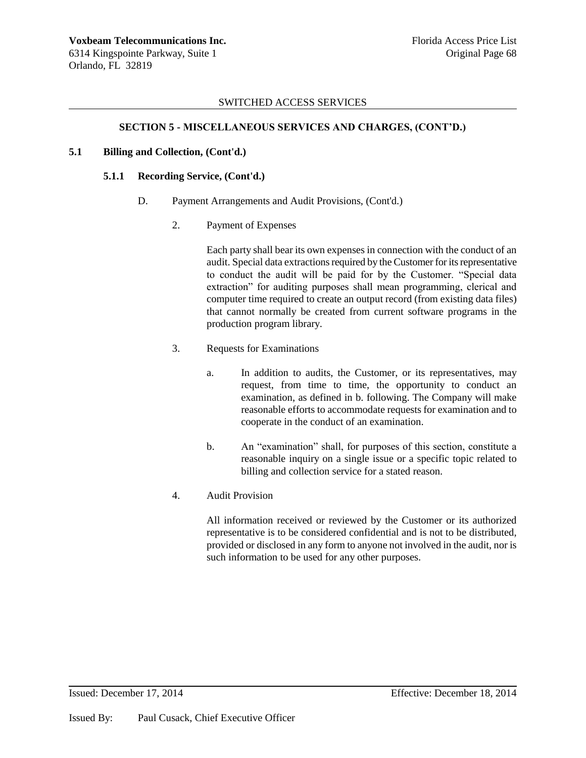SWITCHED ACCESS SERVICES

## SECTION 5 - MISCELLANEOUS SERVICES AND CHARGES, (CONT'D.)

### 5.1 Billing and Collection, (Cont'd.)

#### 5.1.1 Recording Service, (Cont'd.)

D. Payment Arrangements and Audit Provisions, (Cont'd.)

2. Payment of Expenses

   Each party shall bear its own expenses in connection with the conduct of an audit. Special data extractions required by the Customer for its representative to conduct the audit will be paid for by the Customer. "Special data extraction" for auditing purposes shall mean programming, clerical and computer time required to create an output record (from existing data files) that cannot normally be created from current software programs in the production program library.

3. Requests for Examinations

   a. In addition to audits, the Customer, or its representatives, may request, from time to time, the opportunity to conduct an examination, as defined in b. following. The Company will make reasonable efforts to accommodate requests for examination and to cooperate in the conduct of an examination.

   b. An "examination" shall, for purposes of this section, constitute a reasonable inquiry on a single issue or a specific topic related to billing and collection service for a stated reason.

4. Audit Provision

   All information received or reviewed by the Customer or its authorized representative is to be considered confidential and is not to be distributed, provided or disclosed in any form to anyone not involved in the audit, nor is such information to be used for any other purposes.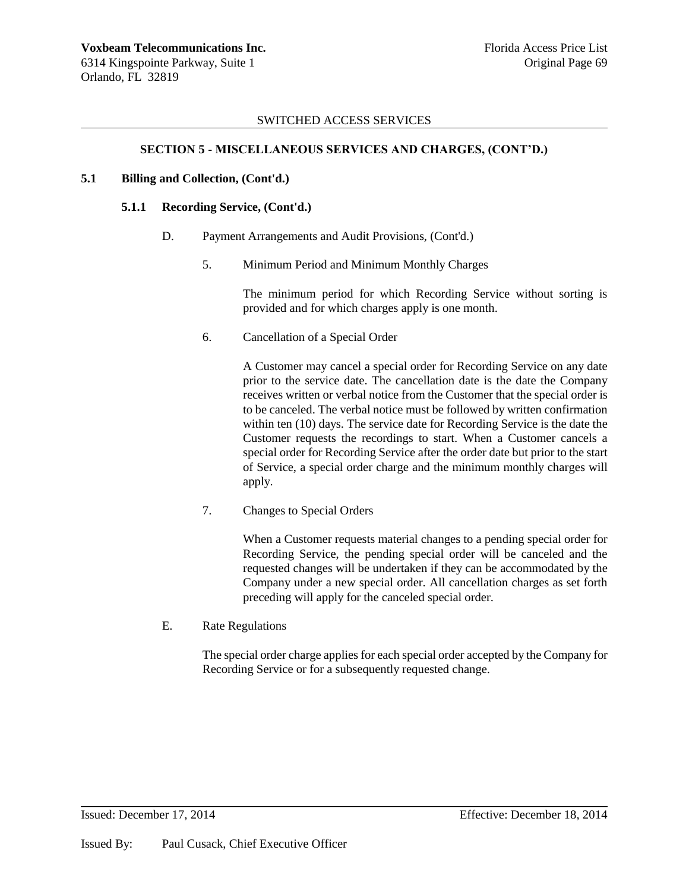SWITCHED ACCESS SERVICES

## SECTION 5 - MISCELLANEOUS SERVICES AND CHARGES, (CONT'D.)

### 5.1 Billing and Collection, (Cont'd.)

#### 5.1.1 Recording Service, (Cont'd.)

D. Payment Arrangements and Audit Provisions, (Cont'd.)

5. Minimum Period and Minimum Monthly Charges

The minimum period for which Recording Service without sorting is provided and for which charges apply is one month.

6. Cancellation of a Special Order

A Customer may cancel a special order for Recording Service on any date prior to the service date. The cancellation date is the date the Company receives written or verbal notice from the Customer that the special order is to be canceled. The verbal notice must be followed by written confirmation within ten (10) days. The service date for Recording Service is the date the Customer requests the recordings to start. When a Customer cancels a special order for Recording Service after the order date but prior to the start of Service, a special order charge and the minimum monthly charges will apply.

7. Changes to Special Orders

When a Customer requests material changes to a pending special order for Recording Service, the pending special order will be canceled and the requested changes will be undertaken if they can be accommodated by the Company under a new special order. All cancellation charges as set forth preceding will apply for the canceled special order.

E. Rate Regulations

The special order charge applies for each special order accepted by the Company for Recording Service or for a subsequently requested change.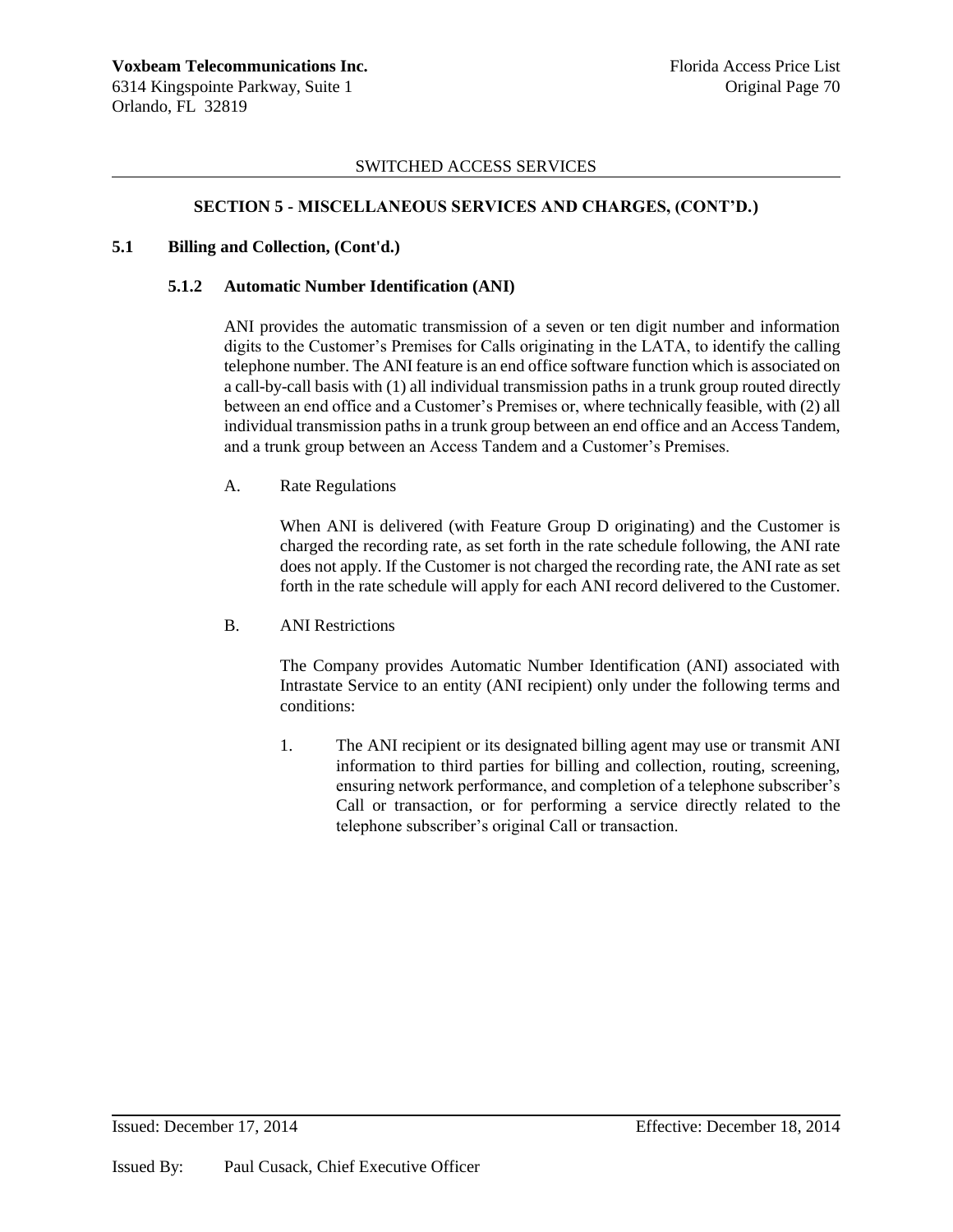SWITCHED ACCESS SERVICES

## SECTION 5 - MISCELLANEOUS SERVICES AND CHARGES, (CONT'D.)

### 5.1 Billing and Collection, (Cont'd.)

#### 5.1.2 Automatic Number Identification (ANI)

ANI provides the automatic transmission of a seven or ten digit number and information digits to the Customer's Premises for Calls originating in the LATA, to identify the calling telephone number. The ANI feature is an end office software function which is associated on a call-by-call basis with (1) all individual transmission paths in a trunk group routed directly between an end office and a Customer's Premises or, where technically feasible, with (2) all individual transmission paths in a trunk group between an end office and an Access Tandem, and a trunk group between an Access Tandem and a Customer's Premises.

A. Rate Regulations

When ANI is delivered (with Feature Group D originating) and the Customer is charged the recording rate, as set forth in the rate schedule following, the ANI rate does not apply. If the Customer is not charged the recording rate, the ANI rate as set forth in the rate schedule will apply for each ANI record delivered to the Customer.

B. ANI Restrictions

The Company provides Automatic Number Identification (ANI) associated with Intrastate Service to an entity (ANI recipient) only under the following terms and conditions:

1. The ANI recipient or its designated billing agent may use or transmit ANI information to third parties for billing and collection, routing, screening, ensuring network performance, and completion of a telephone subscriber's Call or transaction, or for performing a service directly related to the telephone subscriber's original Call or transaction.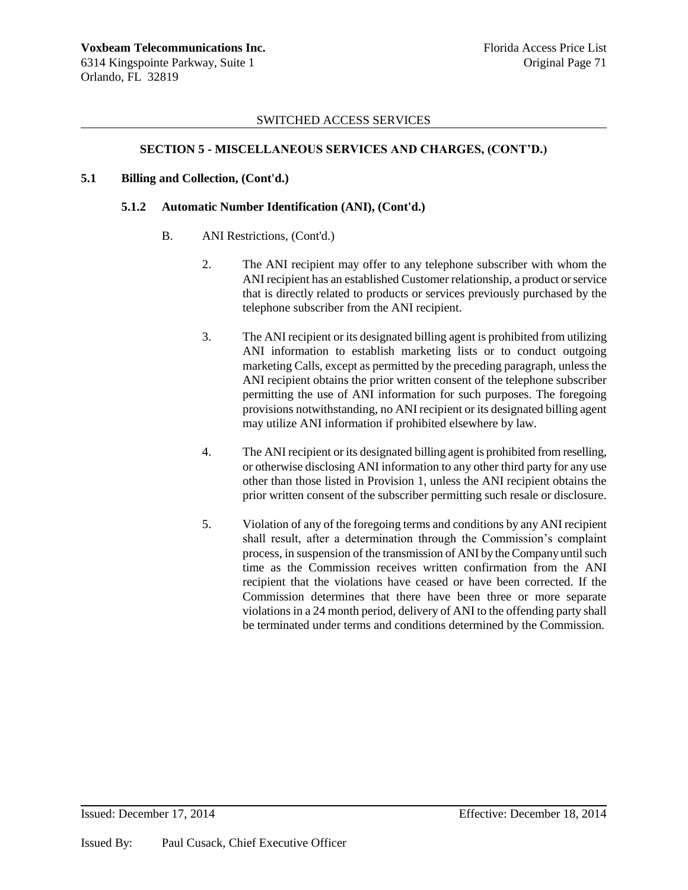SWITCHED ACCESS SERVICES

## SECTION 5 - MISCELLANEOUS SERVICES AND CHARGES, (CONT'D.)

### 5.1 Billing and Collection, (Cont'd.)

#### 5.1.2 Automatic Number Identification (ANI), (Cont'd.)

B. ANI Restrictions, (Cont'd.)

2. The ANI recipient may offer to any telephone subscriber with whom the ANI recipient has an established Customer relationship, a product or service that is directly related to products or services previously purchased by the telephone subscriber from the ANI recipient.

3. The ANI recipient or its designated billing agent is prohibited from utilizing ANI information to establish marketing lists or to conduct outgoing marketing Calls, except as permitted by the preceding paragraph, unless the ANI recipient obtains the prior written consent of the telephone subscriber permitting the use of ANI information for such purposes. The foregoing provisions notwithstanding, no ANI recipient or its designated billing agent may utilize ANI information if prohibited elsewhere by law.

4. The ANI recipient or its designated billing agent is prohibited from reselling, or otherwise disclosing ANI information to any other third party for any use other than those listed in Provision 1, unless the ANI recipient obtains the prior written consent of the subscriber permitting such resale or disclosure.

5. Violation of any of the foregoing terms and conditions by any ANI recipient shall result, after a determination through the Commission's complaint process, in suspension of the transmission of ANI by the Company until such time as the Commission receives written confirmation from the ANI recipient that the violations have ceased or have been corrected. If the Commission determines that there have been three or more separate violations in a 24 month period, delivery of ANI to the offending party shall be terminated under terms and conditions determined by the Commission.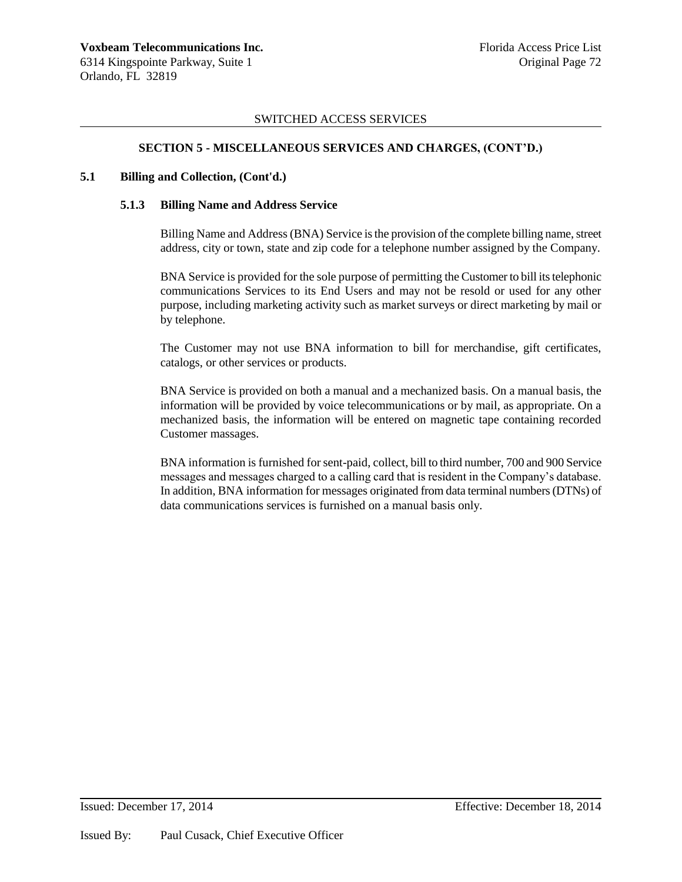SWITCHED ACCESS SERVICES

## SECTION 5 - MISCELLANEOUS SERVICES AND CHARGES, (CONT'D.)

### 5.1 Billing and Collection, (Cont'd.)

#### 5.1.3 Billing Name and Address Service

Billing Name and Address (BNA) Service is the provision of the complete billing name, street address, city or town, state and zip code for a telephone number assigned by the Company.

BNA Service is provided for the sole purpose of permitting the Customer to bill its telephonic communications Services to its End Users and may not be resold or used for any other purpose, including marketing activity such as market surveys or direct marketing by mail or by telephone.

The Customer may not use BNA information to bill for merchandise, gift certificates, catalogs, or other services or products.

BNA Service is provided on both a manual and a mechanized basis. On a manual basis, the information will be provided by voice telecommunications or by mail, as appropriate. On a mechanized basis, the information will be entered on magnetic tape containing recorded Customer massages.

BNA information is furnished for sent-paid, collect, bill to third number, 700 and 900 Service messages and messages charged to a calling card that is resident in the Company's database. In addition, BNA information for messages originated from data terminal numbers (DTNs) of data communications services is furnished on a manual basis only.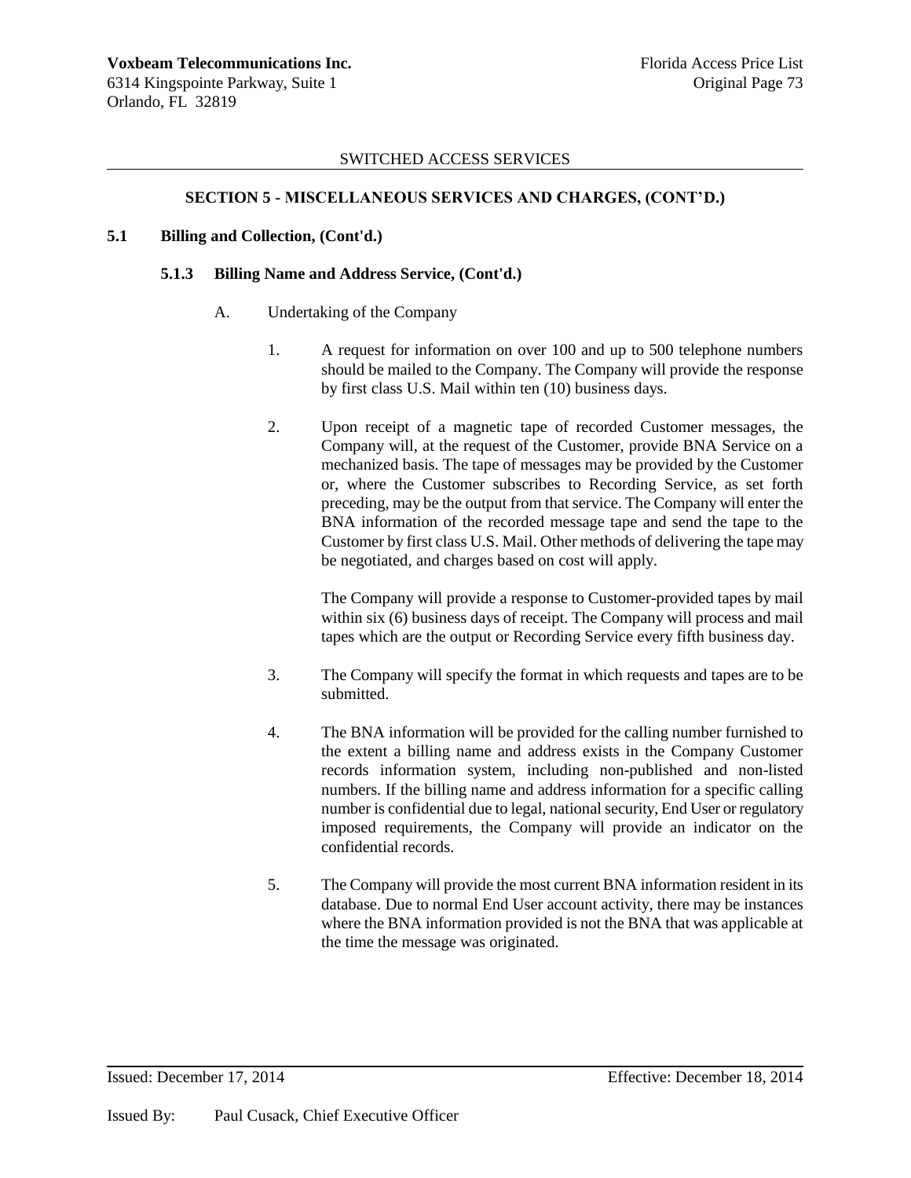SWITCHED ACCESS SERVICES

## SECTION 5 - MISCELLANEOUS SERVICES AND CHARGES, (CONT'D.)

### 5.1 Billing and Collection, (Cont'd.)

#### 5.1.3 Billing Name and Address Service, (Cont'd.)

A. Undertaking of the Company

1. A request for information on over 100 and up to 500 telephone numbers should be mailed to the Company. The Company will provide the response by first class U.S. Mail within ten (10) business days.

2. Upon receipt of a magnetic tape of recorded Customer messages, the Company will, at the request of the Customer, provide BNA Service on a mechanized basis. The tape of messages may be provided by the Customer or, where the Customer subscribes to Recording Service, as set forth preceding, may be the output from that service. The Company will enter the BNA information of the recorded message tape and send the tape to the Customer by first class U.S. Mail. Other methods of delivering the tape may be negotiated, and charges based on cost will apply.

   The Company will provide a response to Customer-provided tapes by mail within six (6) business days of receipt. The Company will process and mail tapes which are the output or Recording Service every fifth business day.

3. The Company will specify the format in which requests and tapes are to be submitted.

4. The BNA information will be provided for the calling number furnished to the extent a billing name and address exists in the Company Customer records information system, including non-published and non-listed numbers. If the billing name and address information for a specific calling number is confidential due to legal, national security, End User or regulatory imposed requirements, the Company will provide an indicator on the confidential records.

5. The Company will provide the most current BNA information resident in its database. Due to normal End User account activity, there may be instances where the BNA information provided is not the BNA that was applicable at the time the message was originated.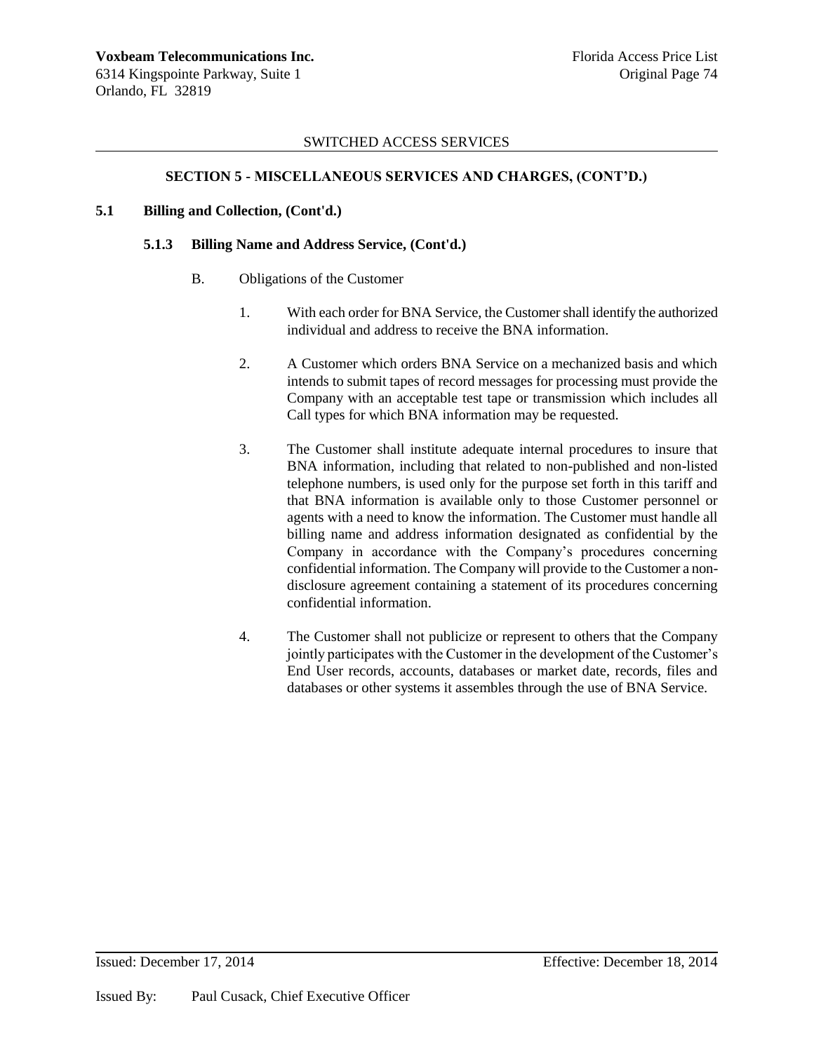SWITCHED ACCESS SERVICES

## SECTION 5 - MISCELLANEOUS SERVICES AND CHARGES, (CONT'D.)

### 5.1 Billing and Collection, (Cont'd.)

#### 5.1.3 Billing Name and Address Service, (Cont'd.)

B. Obligations of the Customer

1. With each order for BNA Service, the Customer shall identify the authorized individual and address to receive the BNA information.

2. A Customer which orders BNA Service on a mechanized basis and which intends to submit tapes of record messages for processing must provide the Company with an acceptable test tape or transmission which includes all Call types for which BNA information may be requested.

3. The Customer shall institute adequate internal procedures to insure that BNA information, including that related to non-published and non-listed telephone numbers, is used only for the purpose set forth in this tariff and that BNA information is available only to those Customer personnel or agents with a need to know the information. The Customer must handle all billing name and address information designated as confidential by the Company in accordance with the Company's procedures concerning confidential information. The Company will provide to the Customer a non-disclosure agreement containing a statement of its procedures concerning confidential information.

4. The Customer shall not publicize or represent to others that the Company jointly participates with the Customer in the development of the Customer's End User records, accounts, databases or market date, records, files and databases or other systems it assembles through the use of BNA Service.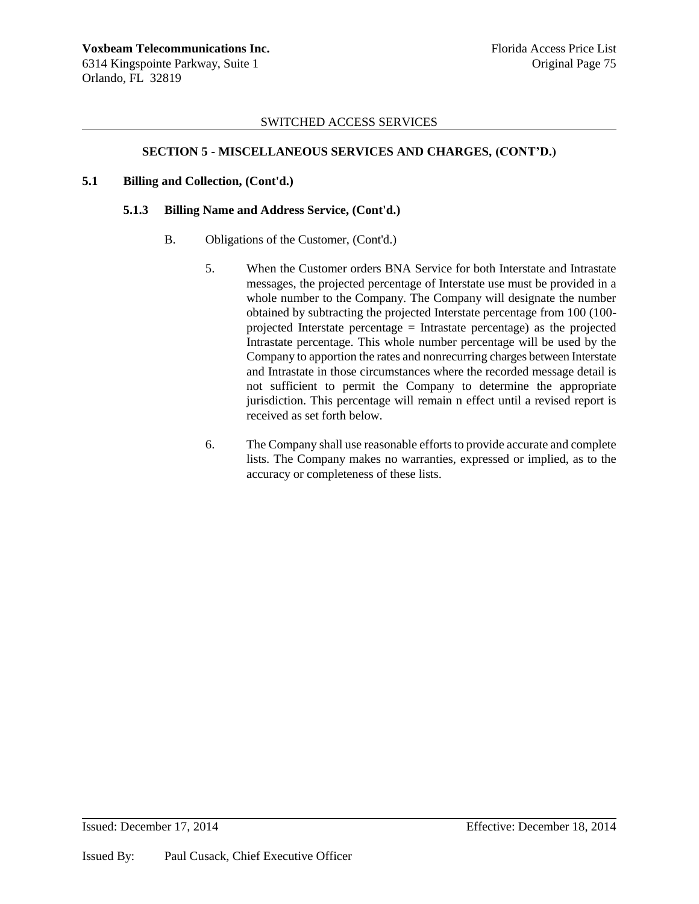SWITCHED ACCESS SERVICES

**SECTION 5 - MISCELLANEOUS SERVICES AND CHARGES, (CONT'D.)**

**5.1 Billing and Collection, (Cont'd.)**

**5.1.3 Billing Name and Address Service, (Cont'd.)**

B. Obligations of the Customer, (Cont'd.)

5. When the Customer orders BNA Service for both Interstate and Intrastate messages, the projected percentage of Interstate use must be provided in a whole number to the Company. The Company will designate the number obtained by subtracting the projected Interstate percentage from 100 (100-projected Interstate percentage = Intrastate percentage) as the projected Intrastate percentage. This whole number percentage will be used by the Company to apportion the rates and nonrecurring charges between Interstate and Intrastate in those circumstances where the recorded message detail is not sufficient to permit the Company to determine the appropriate jurisdiction. This percentage will remain n effect until a revised report is received as set forth below.

6. The Company shall use reasonable efforts to provide accurate and complete lists. The Company makes no warranties, expressed or implied, as to the accuracy or completeness of these lists.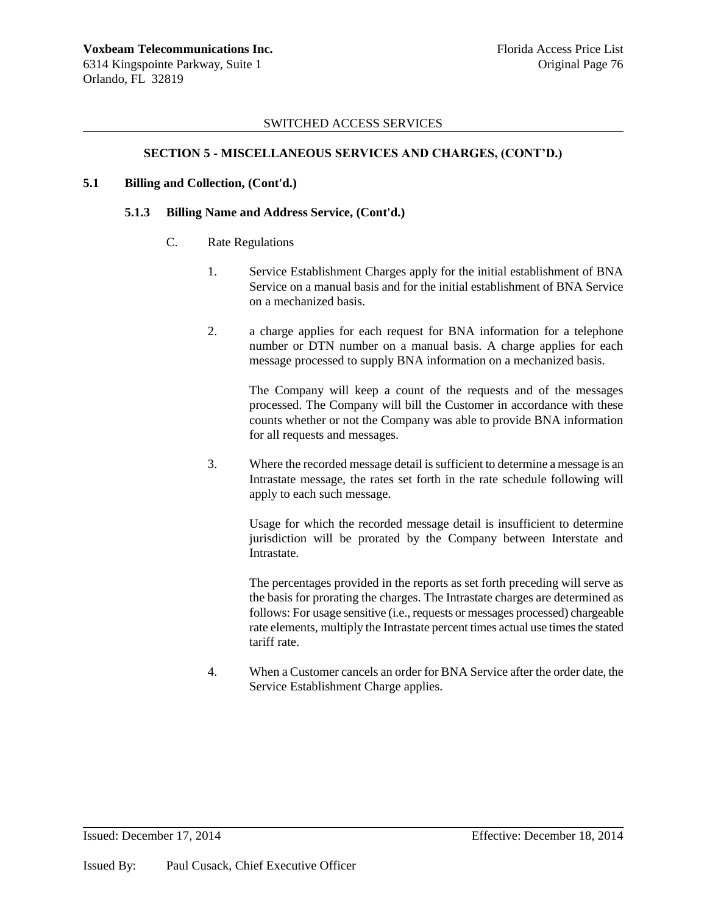SWITCHED ACCESS SERVICES

## SECTION 5 - MISCELLANEOUS SERVICES AND CHARGES, (CONT'D.)

### 5.1 Billing and Collection, (Cont'd.)

#### 5.1.3 Billing Name and Address Service, (Cont'd.)

C. Rate Regulations

1. Service Establishment Charges apply for the initial establishment of BNA Service on a manual basis and for the initial establishment of BNA Service on a mechanized basis.

2. a charge applies for each request for BNA information for a telephone number or DTN number on a manual basis. A charge applies for each message processed to supply BNA information on a mechanized basis.

   The Company will keep a count of the requests and of the messages processed. The Company will bill the Customer in accordance with these counts whether or not the Company was able to provide BNA information for all requests and messages.

3. Where the recorded message detail is sufficient to determine a message is an Intrastate message, the rates set forth in the rate schedule following will apply to each such message.

   Usage for which the recorded message detail is insufficient to determine jurisdiction will be prorated by the Company between Interstate and Intrastate.

   The percentages provided in the reports as set forth preceding will serve as the basis for prorating the charges. The Intrastate charges are determined as follows: For usage sensitive (i.e., requests or messages processed) chargeable rate elements, multiply the Intrastate percent times actual use times the stated tariff rate.

4. When a Customer cancels an order for BNA Service after the order date, the Service Establishment Charge applies.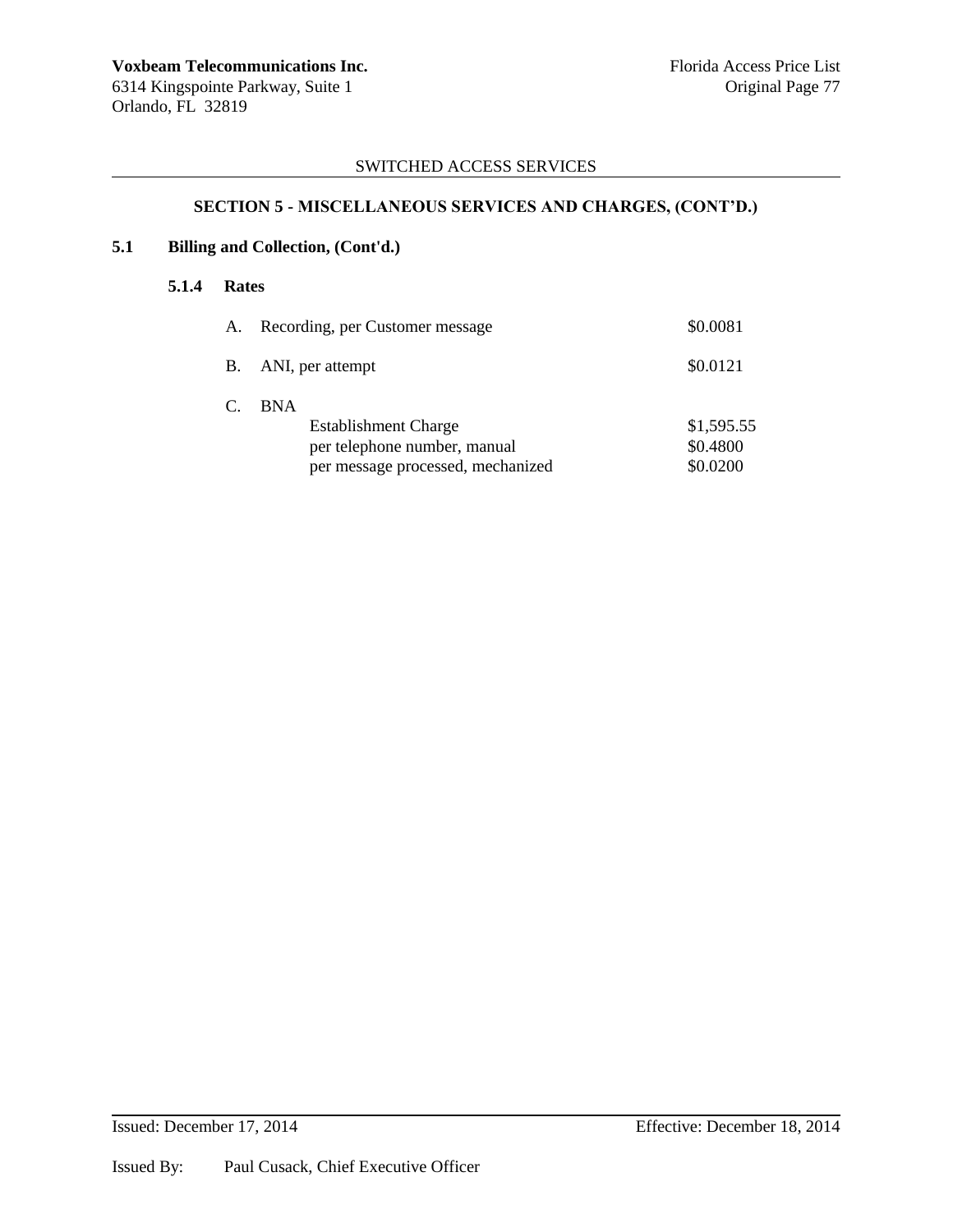SWITCHED ACCESS SERVICES

## SECTION 5 - MISCELLANEOUS SERVICES AND CHARGES, (CONT'D.)

### 5.1 Billing and Collection, (Cont'd.)

#### 5.1.4 Rates

| | | |
|---|---|---|
| A. | Recording, per Customer message | $0.0081 |
| B. | ANI, per attempt | $0.0121 |
| C. | BNA | |
| | Establishment Charge | $1,595.55 |
| | per telephone number, manual | $0.4800 |
| | per message processed, mechanized | $0.0200 |

Issued: December 17, 2014 Effective: December 18, 2014

Issued By: Paul Cusack, Chief Executive Officer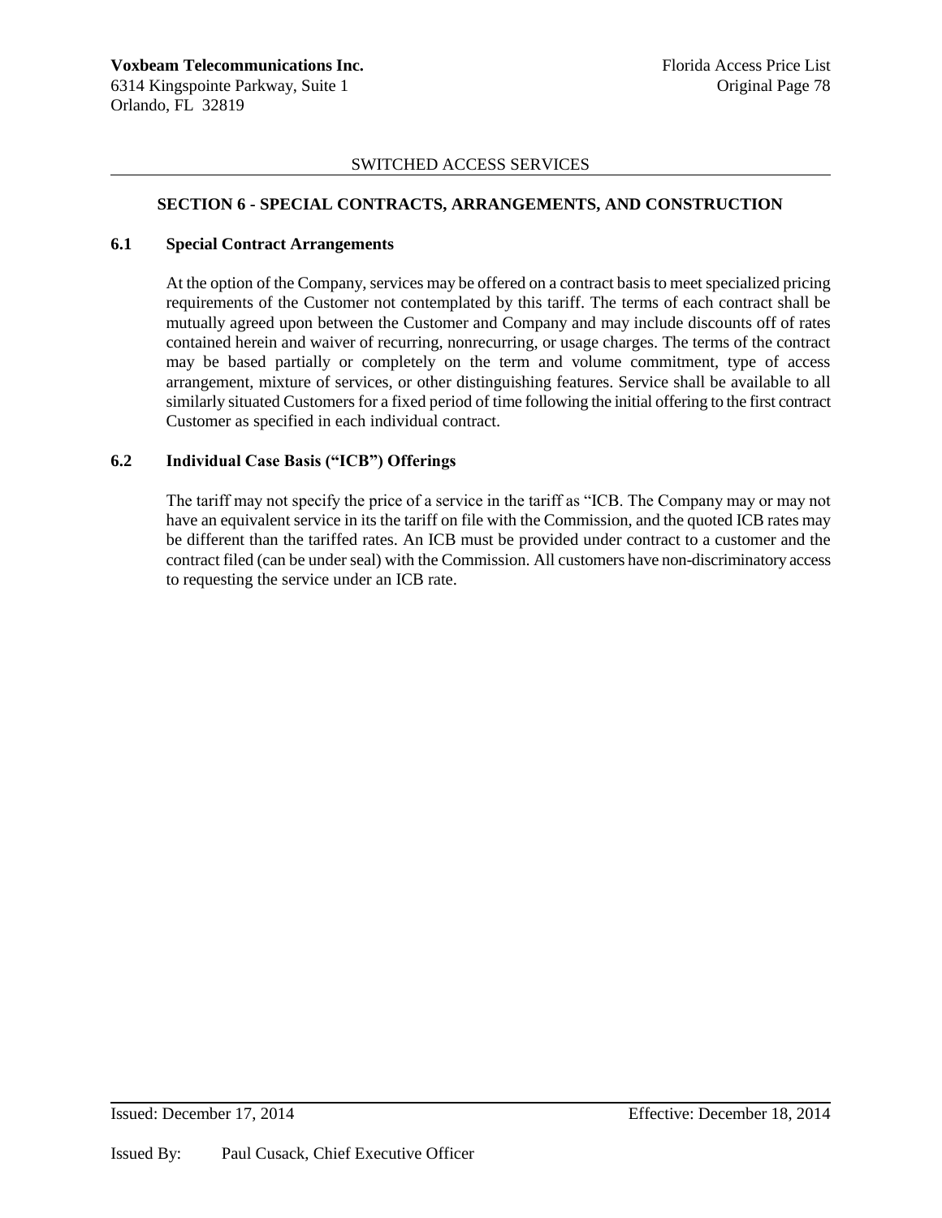SWITCHED ACCESS SERVICES

## SECTION 6 - SPECIAL CONTRACTS, ARRANGEMENTS, AND CONSTRUCTION

### 6.1 Special Contract Arrangements

At the option of the Company, services may be offered on a contract basis to meet specialized pricing requirements of the Customer not contemplated by this tariff. The terms of each contract shall be mutually agreed upon between the Customer and Company and may include discounts off of rates contained herein and waiver of recurring, nonrecurring, or usage charges. The terms of the contract may be based partially or completely on the term and volume commitment, type of access arrangement, mixture of services, or other distinguishing features. Service shall be available to all similarly situated Customers for a fixed period of time following the initial offering to the first contract Customer as specified in each individual contract.

### 6.2 Individual Case Basis ("ICB") Offerings

The tariff may not specify the price of a service in the tariff as "ICB. The Company may or may not have an equivalent service in its the tariff on file with the Commission, and the quoted ICB rates may be different than the tariffed rates. An ICB must be provided under contract to a customer and the contract filed (can be under seal) with the Commission. All customers have non-discriminatory access to requesting the service under an ICB rate.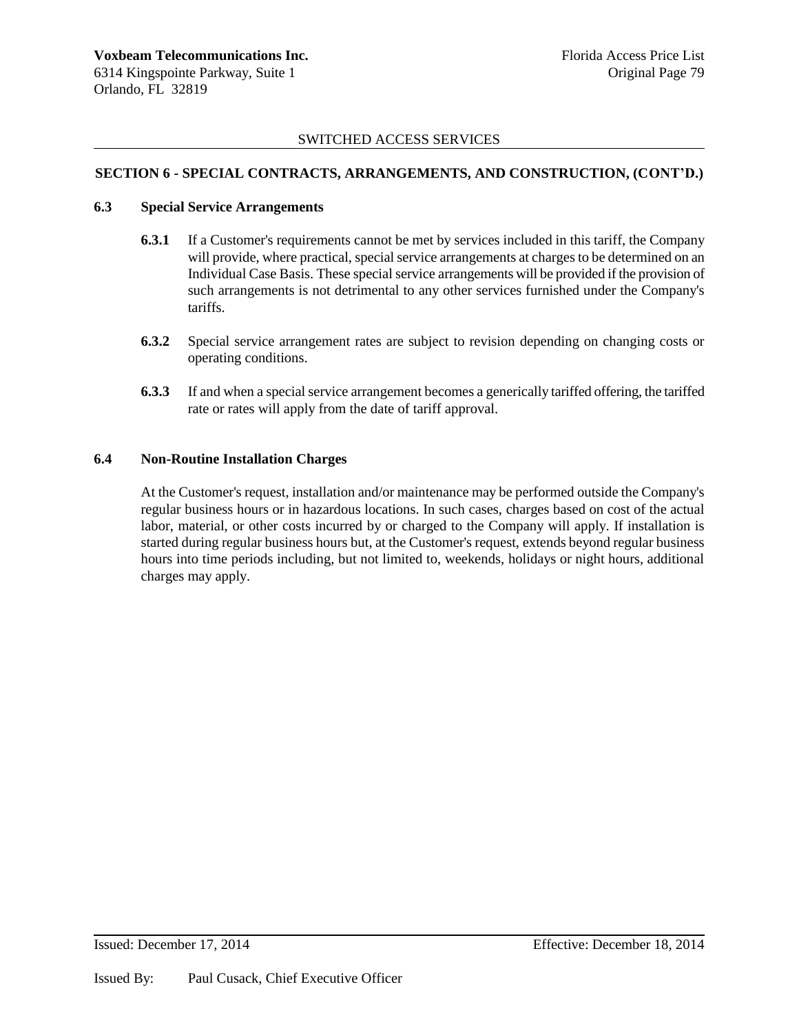## SECTION 6 - SPECIAL CONTRACTS, ARRANGEMENTS, AND CONSTRUCTION, (CONT'D.)

### 6.3 Special Service Arrangements

**6.3.1** If a Customer's requirements cannot be met by services included in this tariff, the Company will provide, where practical, special service arrangements at charges to be determined on an Individual Case Basis. These special service arrangements will be provided if the provision of such arrangements is not detrimental to any other services furnished under the Company's tariffs.

**6.3.2** Special service arrangement rates are subject to revision depending on changing costs or operating conditions.

**6.3.3** If and when a special service arrangement becomes a generically tariffed offering, the tariffed rate or rates will apply from the date of tariff approval.

### 6.4 Non-Routine Installation Charges

At the Customer's request, installation and/or maintenance may be performed outside the Company's regular business hours or in hazardous locations. In such cases, charges based on cost of the actual labor, material, or other costs incurred by or charged to the Company will apply. If installation is started during regular business hours but, at the Customer's request, extends beyond regular business hours into time periods including, but not limited to, weekends, holidays or night hours, additional charges may apply.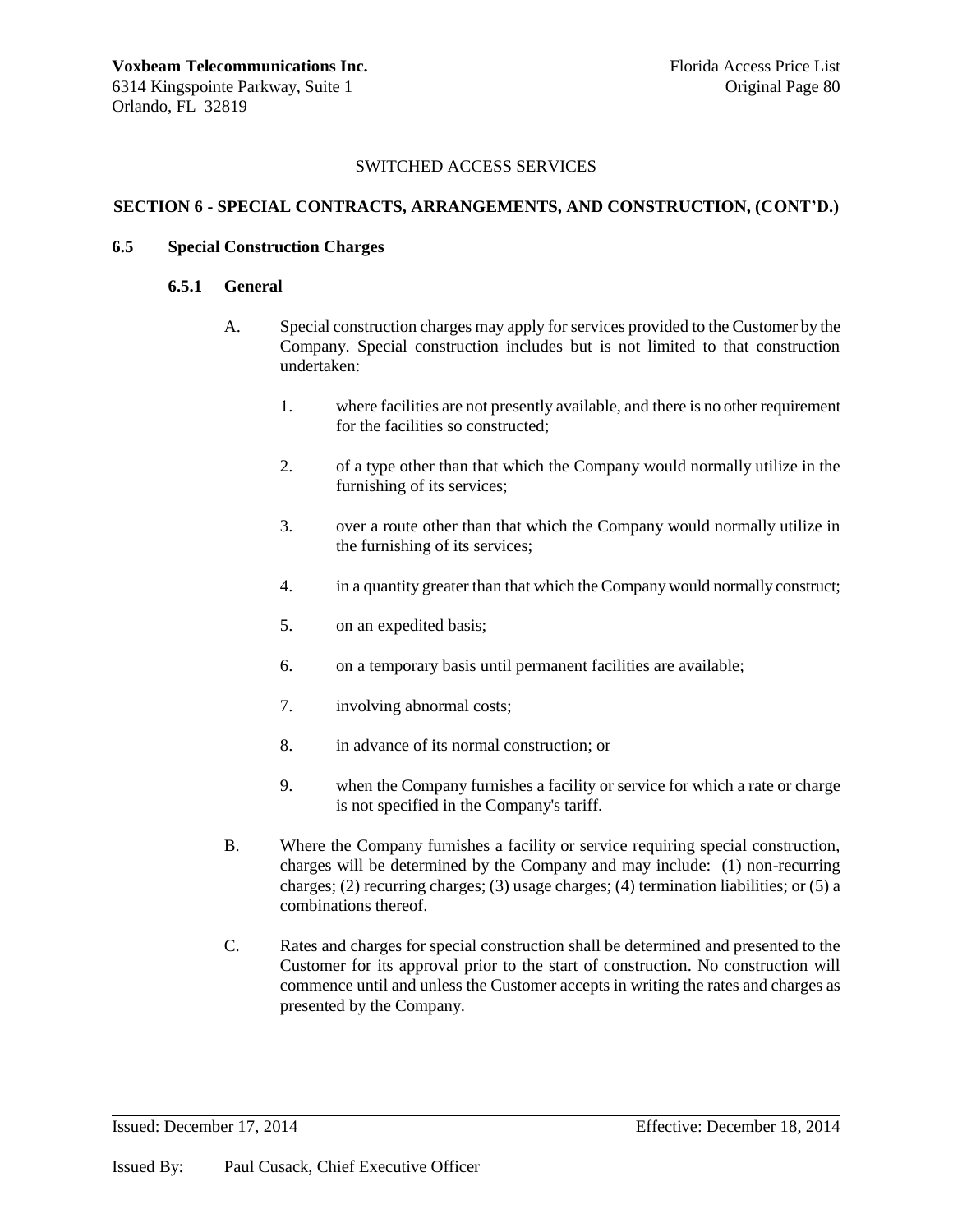SWITCHED ACCESS SERVICES

## SECTION 6 - SPECIAL CONTRACTS, ARRANGEMENTS, AND CONSTRUCTION, (CONT'D.)

### 6.5 Special Construction Charges

#### 6.5.1 General

A. Special construction charges may apply for services provided to the Customer by the Company. Special construction includes but is not limited to that construction undertaken:

1. where facilities are not presently available, and there is no other requirement for the facilities so constructed;
2. of a type other than that which the Company would normally utilize in the furnishing of its services;
3. over a route other than that which the Company would normally utilize in the furnishing of its services;
4. in a quantity greater than that which the Company would normally construct;
5. on an expedited basis;
6. on a temporary basis until permanent facilities are available;
7. involving abnormal costs;
8. in advance of its normal construction; or
9. when the Company furnishes a facility or service for which a rate or charge is not specified in the Company's tariff.

B. Where the Company furnishes a facility or service requiring special construction, charges will be determined by the Company and may include: (1) non-recurring charges; (2) recurring charges; (3) usage charges; (4) termination liabilities; or (5) a combinations thereof.

C. Rates and charges for special construction shall be determined and presented to the Customer for its approval prior to the start of construction. No construction will commence until and unless the Customer accepts in writing the rates and charges as presented by the Company.